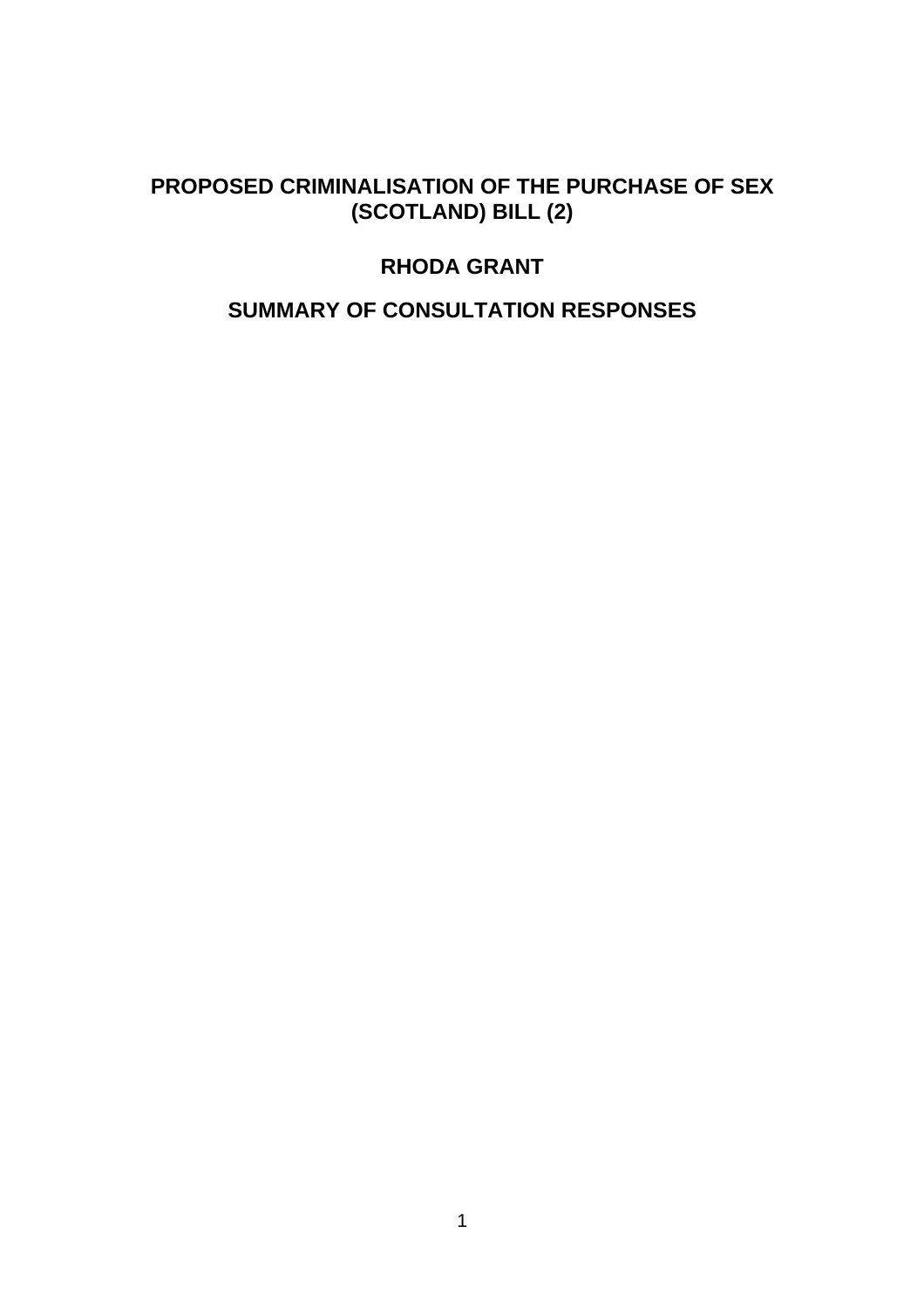# PROPOSED CRIMINALISATION OF THE PURCHASE OF SEX (SCOTLAND) BILL (2)

## RHODA GRANT

## SUMMARY OF CONSULTATION RESPONSES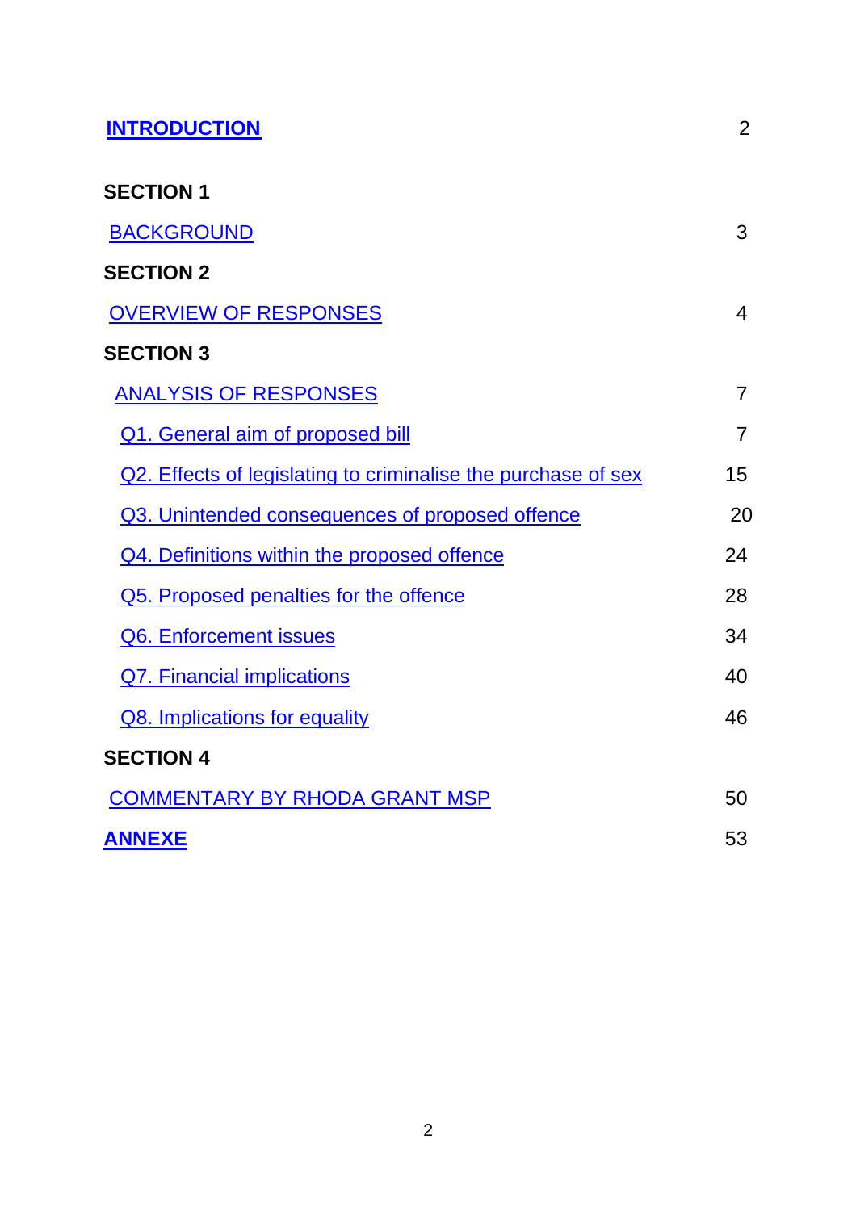| | |
|---|---|
| **INTRODUCTION** | 2 |
| **SECTION 1** | |
| BACKGROUND | 3 |
| **SECTION 2** | |
| OVERVIEW OF RESPONSES | 4 |
| **SECTION 3** | |
| ANALYSIS OF RESPONSES | 7 |
| Q1. General aim of proposed bill | 7 |
| Q2. Effects of legislating to criminalise the purchase of sex | 15 |
| Q3. Unintended consequences of proposed offence | 20 |
| Q4. Definitions within the proposed offence | 24 |
| Q5. Proposed penalties for the offence | 28 |
| Q6. Enforcement issues | 34 |
| Q7. Financial implications | 40 |
| Q8. Implications for equality | 46 |
| **SECTION 4** | |
| COMMENTARY BY RHODA GRANT MSP | 50 |
| **ANNEXE** | 53 |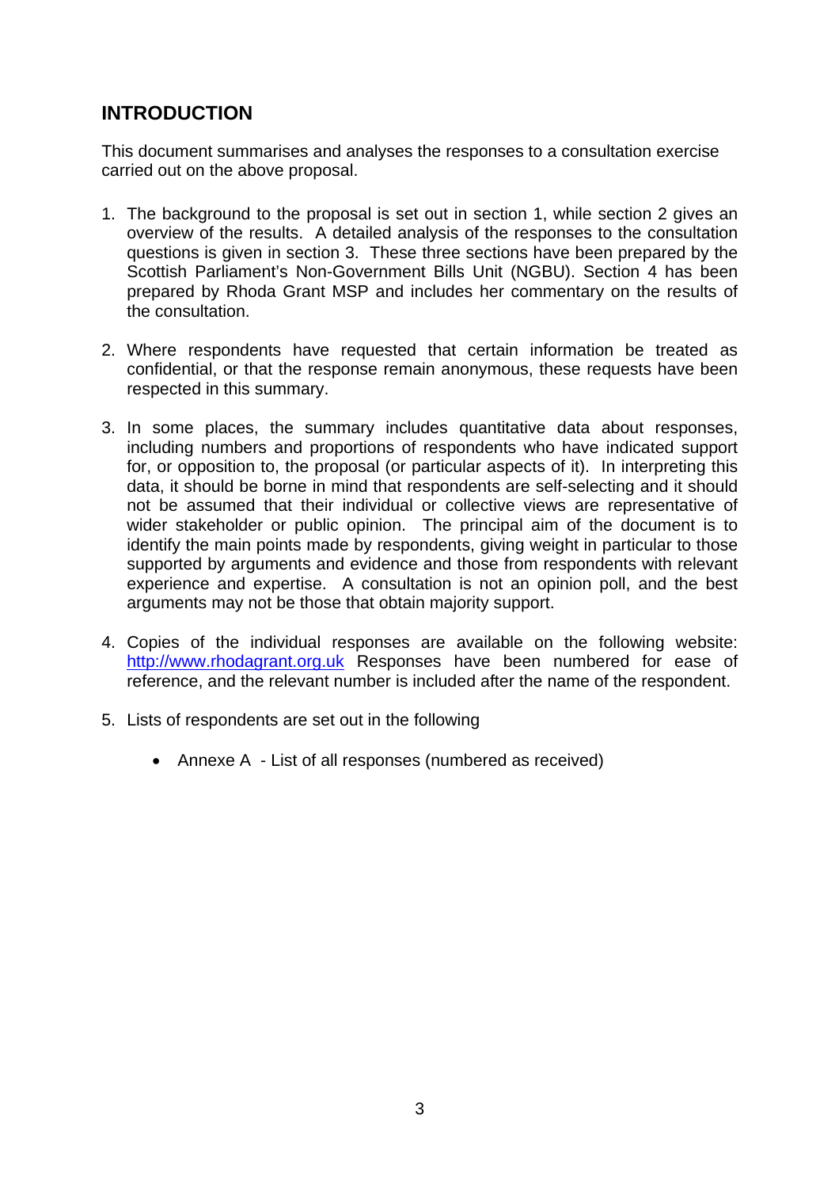## INTRODUCTION

This document summarises and analyses the responses to a consultation exercise carried out on the above proposal.

1. The background to the proposal is set out in section 1, while section 2 gives an overview of the results. A detailed analysis of the responses to the consultation questions is given in section 3. These three sections have been prepared by the Scottish Parliament's Non-Government Bills Unit (NGBU). Section 4 has been prepared by Rhoda Grant MSP and includes her commentary on the results of the consultation.

2. Where respondents have requested that certain information be treated as confidential, or that the response remain anonymous, these requests have been respected in this summary.

3. In some places, the summary includes quantitative data about responses, including numbers and proportions of respondents who have indicated support for, or opposition to, the proposal (or particular aspects of it). In interpreting this data, it should be borne in mind that respondents are self-selecting and it should not be assumed that their individual or collective views are representative of wider stakeholder or public opinion. The principal aim of the document is to identify the main points made by respondents, giving weight in particular to those supported by arguments and evidence and those from respondents with relevant experience and expertise. A consultation is not an opinion poll, and the best arguments may not be those that obtain majority support.

4. Copies of the individual responses are available on the following website: [http://www.rhodagrant.org.uk](http://www.rhodagrant.org.uk) Responses have been numbered for ease of reference, and the relevant number is included after the name of the respondent.

5. Lists of respondents are set out in the following

    - Annexe A - List of all responses (numbered as received)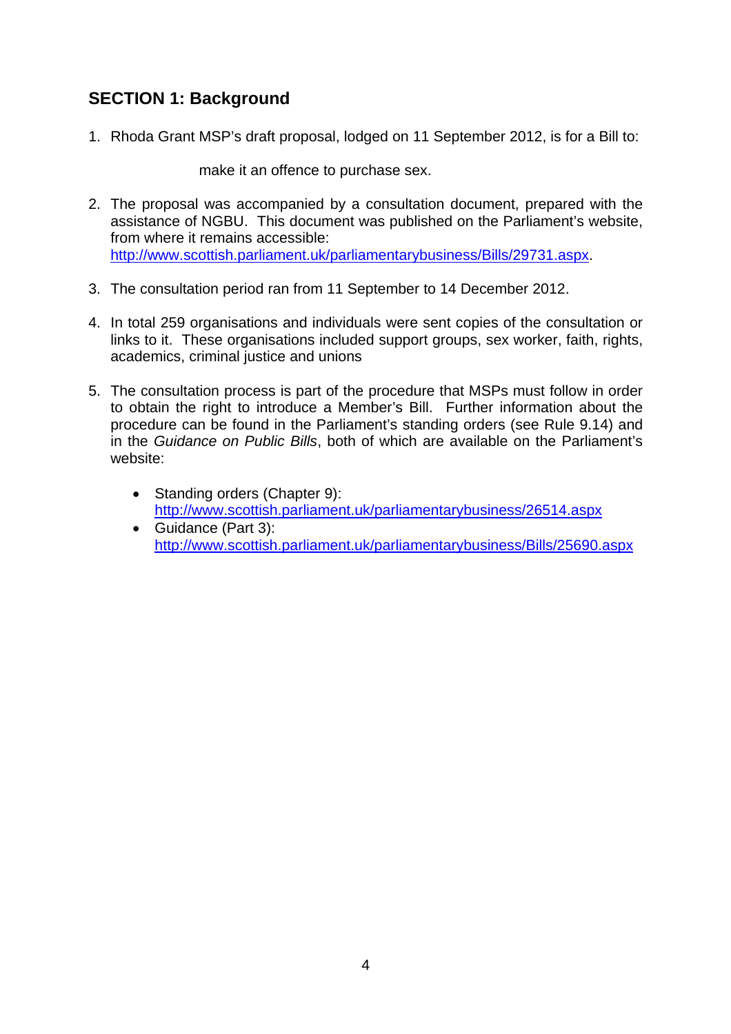## SECTION 1: Background

1. Rhoda Grant MSP's draft proposal, lodged on 11 September 2012, is for a Bill to:

   make it an offence to purchase sex.

2. The proposal was accompanied by a consultation document, prepared with the assistance of NGBU. This document was published on the Parliament's website, from where it remains accessible: http://www.scottish.parliament.uk/parliamentarybusiness/Bills/29731.aspx.

3. The consultation period ran from 11 September to 14 December 2012.

4. In total 259 organisations and individuals were sent copies of the consultation or links to it. These organisations included support groups, sex worker, faith, rights, academics, criminal justice and unions

5. The consultation process is part of the procedure that MSPs must follow in order to obtain the right to introduce a Member's Bill. Further information about the procedure can be found in the Parliament's standing orders (see Rule 9.14) and in the *Guidance on Public Bills*, both of which are available on the Parliament's website:

   - Standing orders (Chapter 9): http://www.scottish.parliament.uk/parliamentarybusiness/26514.aspx
   - Guidance (Part 3): http://www.scottish.parliament.uk/parliamentarybusiness/Bills/25690.aspx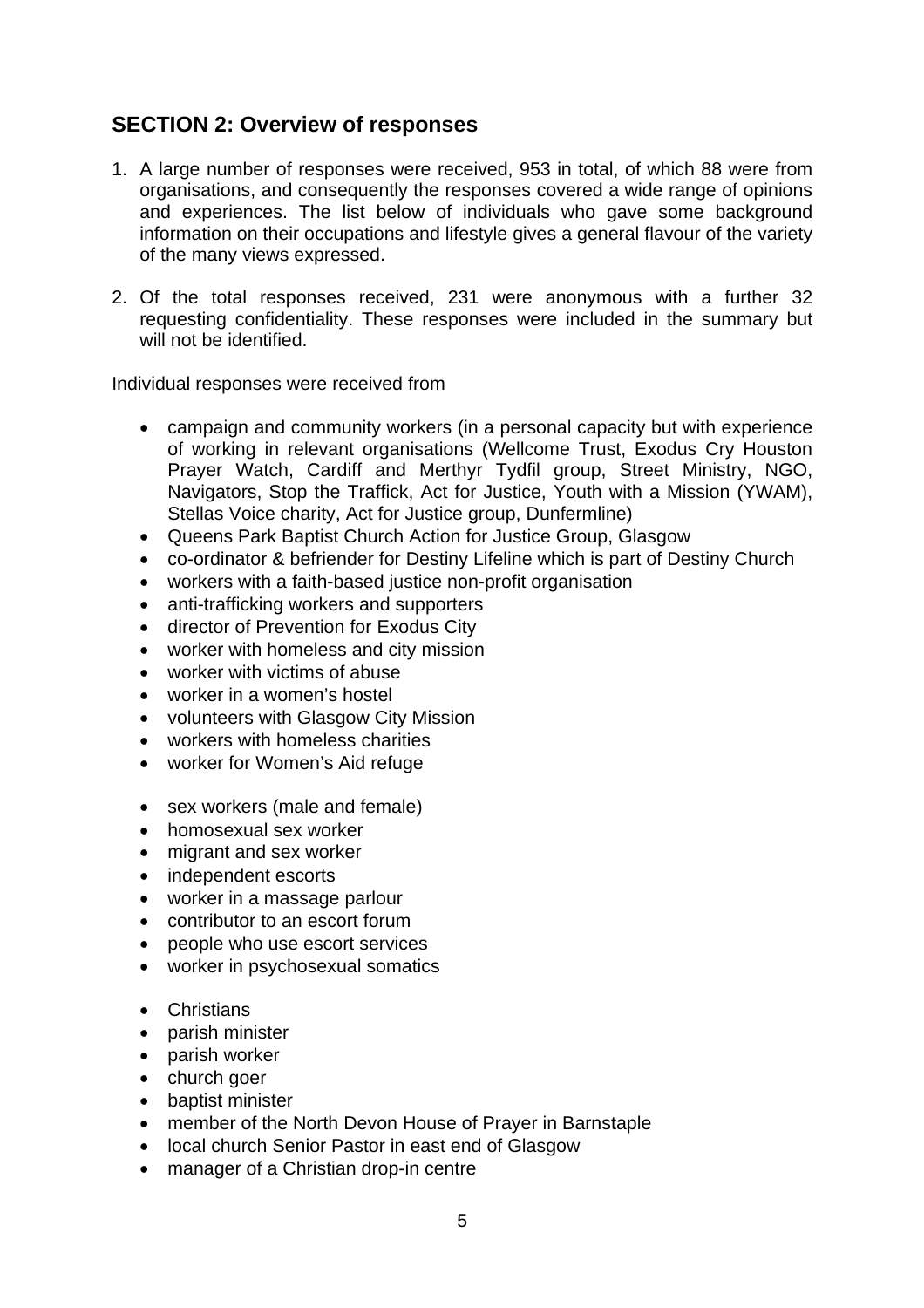## SECTION 2: Overview of responses

1. A large number of responses were received, 953 in total, of which 88 were from organisations, and consequently the responses covered a wide range of opinions and experiences. The list below of individuals who gave some background information on their occupations and lifestyle gives a general flavour of the variety of the many views expressed.

2. Of the total responses received, 231 were anonymous with a further 32 requesting confidentiality. These responses were included in the summary but will not be identified.

Individual responses were received from

- campaign and community workers (in a personal capacity but with experience of working in relevant organisations (Wellcome Trust, Exodus Cry Houston Prayer Watch, Cardiff and Merthyr Tydfil group, Street Ministry, NGO, Navigators, Stop the Traffick, Act for Justice, Youth with a Mission (YWAM), Stellas Voice charity, Act for Justice group, Dunfermline)
- Queens Park Baptist Church Action for Justice Group, Glasgow
- co-ordinator & befriender for Destiny Lifeline which is part of Destiny Church
- workers with a faith-based justice non-profit organisation
- anti-trafficking workers and supporters
- director of Prevention for Exodus City
- worker with homeless and city mission
- worker with victims of abuse
- worker in a women's hostel
- volunteers with Glasgow City Mission
- workers with homeless charities
- worker for Women's Aid refuge

- sex workers (male and female)
- homosexual sex worker
- migrant and sex worker
- independent escorts
- worker in a massage parlour
- contributor to an escort forum
- people who use escort services
- worker in psychosexual somatics

- Christians
- parish minister
- parish worker
- church goer
- baptist minister
- member of the North Devon House of Prayer in Barnstaple
- local church Senior Pastor in east end of Glasgow
- manager of a Christian drop-in centre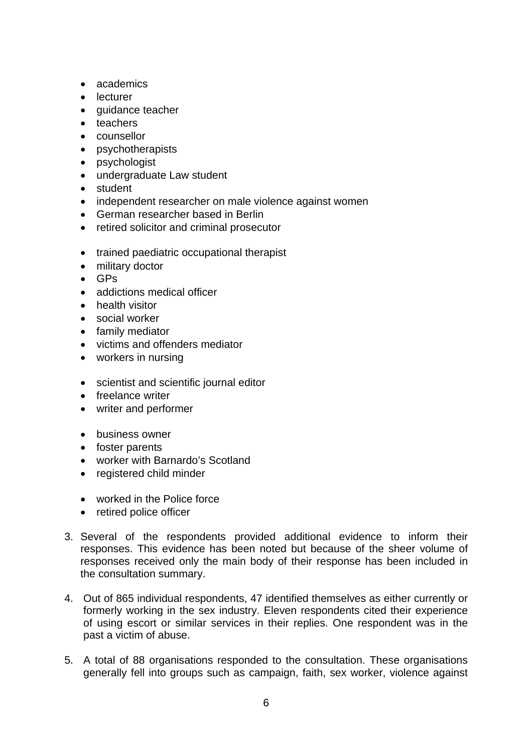- academics
- lecturer
- guidance teacher
- teachers
- counsellor
- psychotherapists
- psychologist
- undergraduate Law student
- student
- independent researcher on male violence against women
- German researcher based in Berlin
- retired solicitor and criminal prosecutor

- trained paediatric occupational therapist
- military doctor
- GPs
- addictions medical officer
- health visitor
- social worker
- family mediator
- victims and offenders mediator
- workers in nursing

- scientist and scientific journal editor
- freelance writer
- writer and performer

- business owner
- foster parents
- worker with Barnardo's Scotland
- registered child minder

- worked in the Police force
- retired police officer

3. Several of the respondents provided additional evidence to inform their responses. This evidence has been noted but because of the sheer volume of responses received only the main body of their response has been included in the consultation summary.

4. Out of 865 individual respondents, 47 identified themselves as either currently or formerly working in the sex industry. Eleven respondents cited their experience of using escort or similar services in their replies. One respondent was in the past a victim of abuse.

5. A total of 88 organisations responded to the consultation. These organisations generally fell into groups such as campaign, faith, sex worker, violence against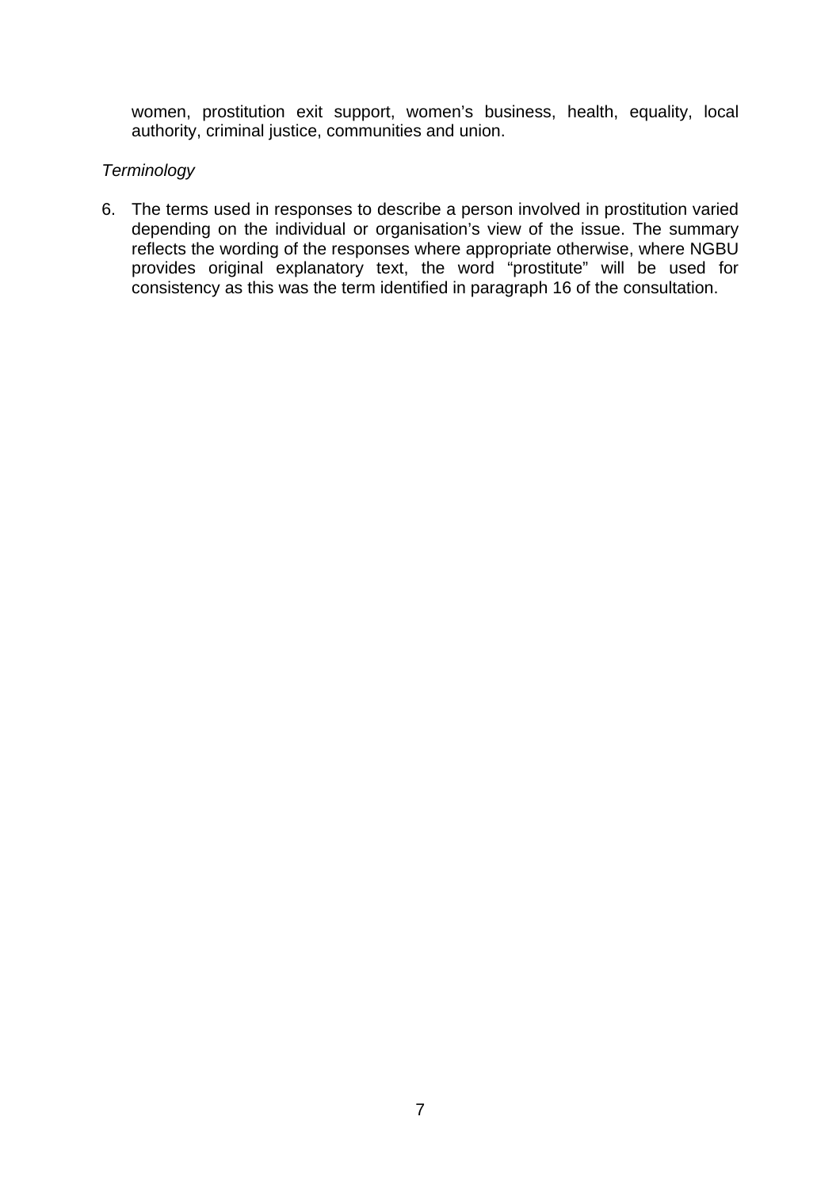women, prostitution exit support, women's business, health, equality, local authority, criminal justice, communities and union.

*Terminology*

6. The terms used in responses to describe a person involved in prostitution varied depending on the individual or organisation's view of the issue. The summary reflects the wording of the responses where appropriate otherwise, where NGBU provides original explanatory text, the word "prostitute" will be used for consistency as this was the term identified in paragraph 16 of the consultation.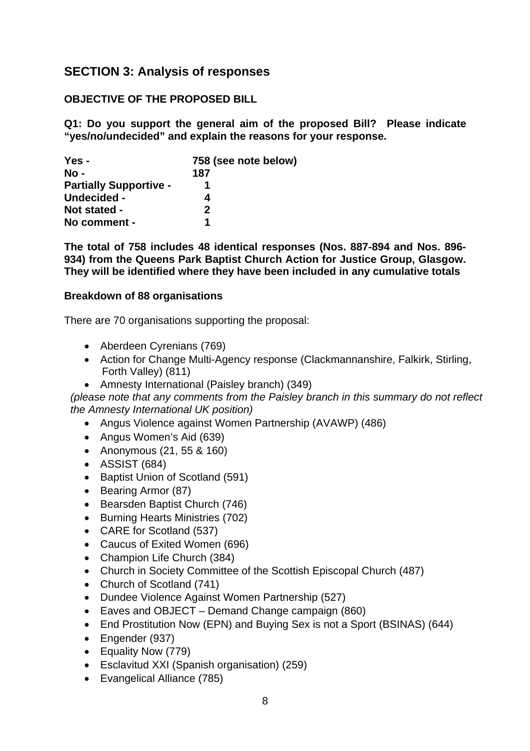## SECTION 3: Analysis of responses

**OBJECTIVE OF THE PROPOSED BILL**

**Q1: Do you support the general aim of the proposed Bill? Please indicate "yes/no/undecided" and explain the reasons for your response.**

| | |
|---|---|
| **Yes -** | **758 (see note below)** |
| **No -** | **187** |
| **Partially Supportive -** | **1** |
| **Undecided -** | **4** |
| **Not stated -** | **2** |
| **No comment -** | **1** |

**The total of 758 includes 48 identical responses (Nos. 887-894 and Nos. 896-934) from the Queens Park Baptist Church Action for Justice Group, Glasgow. They will be identified where they have been included in any cumulative totals**

**Breakdown of 88 organisations**

There are 70 organisations supporting the proposal:

- Aberdeen Cyrenians (769)
- Action for Change Multi-Agency response (Clackmannanshire, Falkirk, Stirling, Forth Valley) (811)
- Amnesty International (Paisley branch) (349)

*(please note that any comments from the Paisley branch in this summary do not reflect the Amnesty International UK position)*

- Angus Violence against Women Partnership (AVAWP) (486)
- Angus Women's Aid (639)
- Anonymous (21, 55 & 160)
- ASSIST (684)
- Baptist Union of Scotland (591)
- Bearing Armor (87)
- Bearsden Baptist Church (746)
- Burning Hearts Ministries (702)
- CARE for Scotland (537)
- Caucus of Exited Women (696)
- Champion Life Church (384)
- Church in Society Committee of the Scottish Episcopal Church (487)
- Church of Scotland (741)
- Dundee Violence Against Women Partnership (527)
- Eaves and OBJECT – Demand Change campaign (860)
- End Prostitution Now (EPN) and Buying Sex is not a Sport (BSINAS) (644)
- Engender (937)
- Equality Now (779)
- Esclavitud XXI (Spanish organisation) (259)
- Evangelical Alliance (785)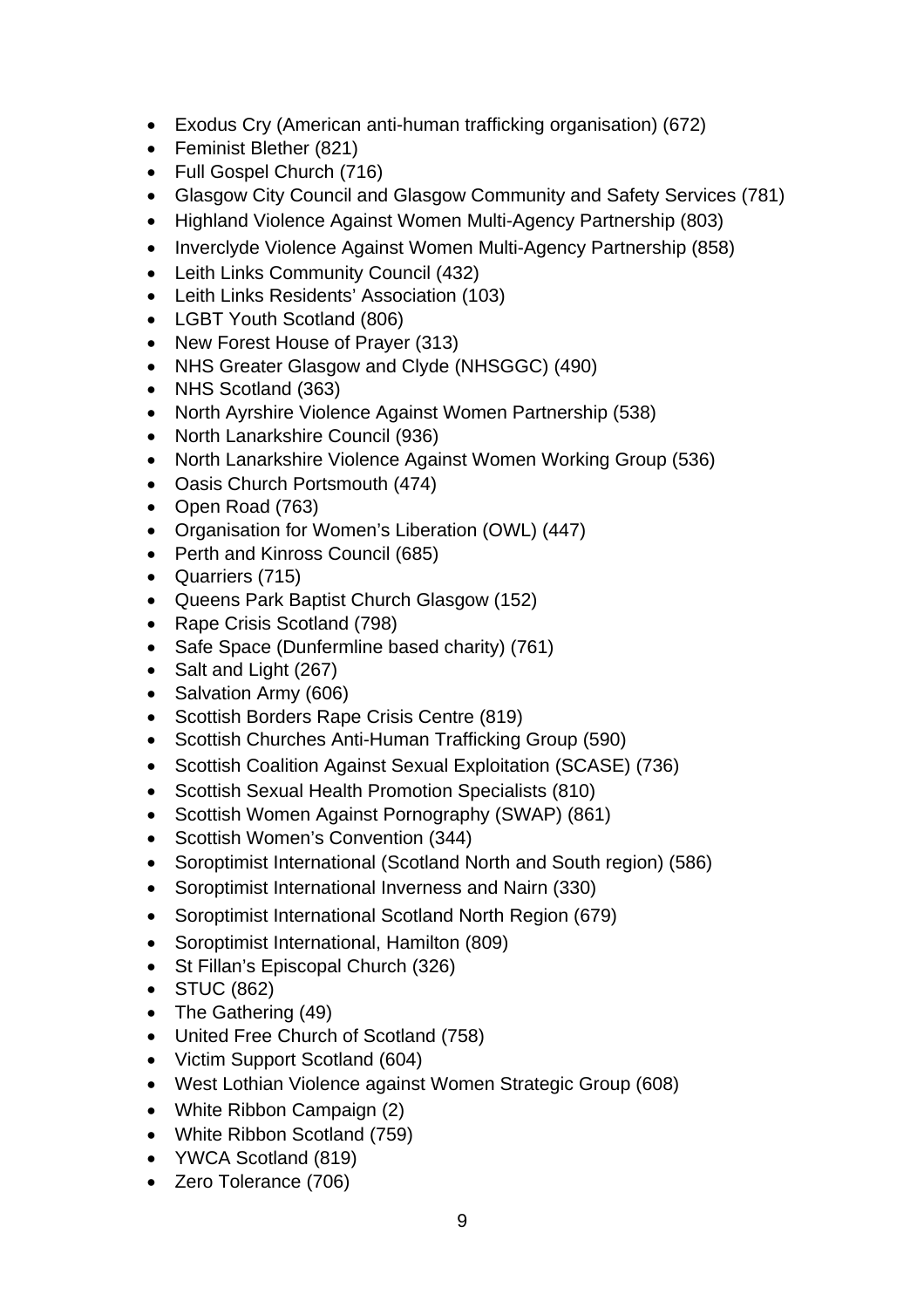- Exodus Cry (American anti-human trafficking organisation) (672)
- Feminist Blether (821)
- Full Gospel Church (716)
- Glasgow City Council and Glasgow Community and Safety Services (781)
- Highland Violence Against Women Multi-Agency Partnership (803)
- Inverclyde Violence Against Women Multi-Agency Partnership (858)
- Leith Links Community Council (432)
- Leith Links Residents' Association (103)
- LGBT Youth Scotland (806)
- New Forest House of Prayer (313)
- NHS Greater Glasgow and Clyde (NHSGGC) (490)
- NHS Scotland (363)
- North Ayrshire Violence Against Women Partnership (538)
- North Lanarkshire Council (936)
- North Lanarkshire Violence Against Women Working Group (536)
- Oasis Church Portsmouth (474)
- Open Road (763)
- Organisation for Women's Liberation (OWL) (447)
- Perth and Kinross Council (685)
- Quarriers (715)
- Queens Park Baptist Church Glasgow (152)
- Rape Crisis Scotland (798)
- Safe Space (Dunfermline based charity) (761)
- Salt and Light (267)
- Salvation Army (606)
- Scottish Borders Rape Crisis Centre (819)
- Scottish Churches Anti-Human Trafficking Group (590)
- Scottish Coalition Against Sexual Exploitation (SCASE) (736)
- Scottish Sexual Health Promotion Specialists (810)
- Scottish Women Against Pornography (SWAP) (861)
- Scottish Women's Convention (344)
- Soroptimist International (Scotland North and South region) (586)
- Soroptimist International Inverness and Nairn (330)
- Soroptimist International Scotland North Region (679)
- Soroptimist International, Hamilton (809)
- St Fillan's Episcopal Church (326)
- STUC (862)
- The Gathering (49)
- United Free Church of Scotland (758)
- Victim Support Scotland (604)
- West Lothian Violence against Women Strategic Group (608)
- White Ribbon Campaign (2)
- White Ribbon Scotland (759)
- YWCA Scotland (819)
- Zero Tolerance (706)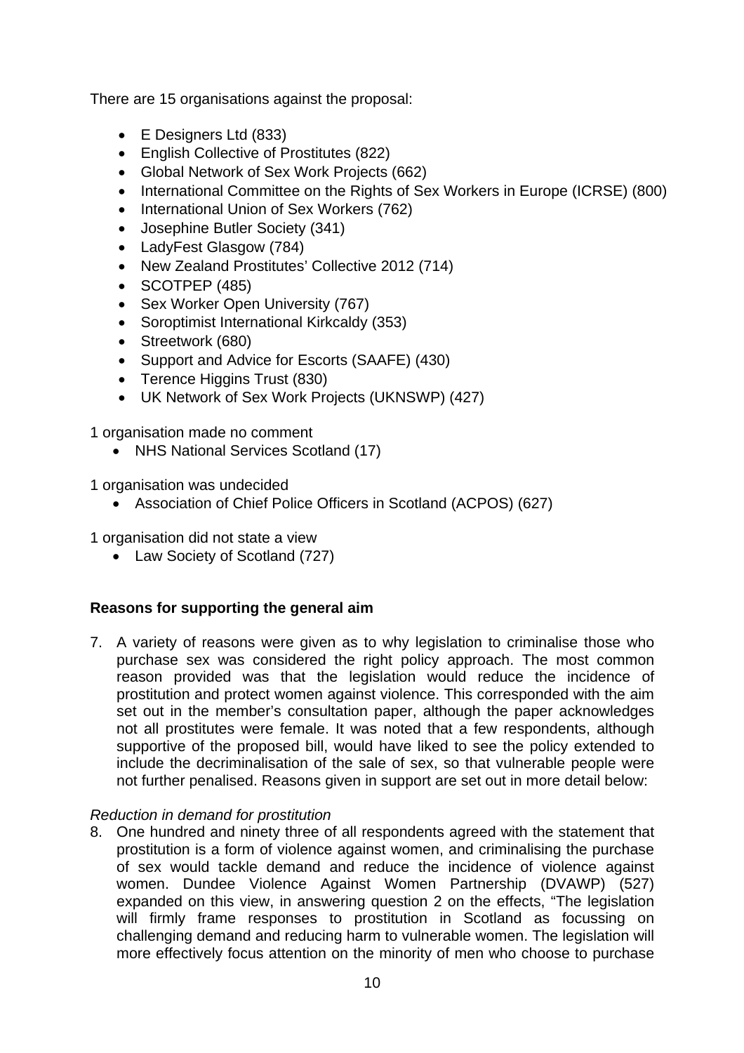There are 15 organisations against the proposal:

- E Designers Ltd (833)
- English Collective of Prostitutes (822)
- Global Network of Sex Work Projects (662)
- International Committee on the Rights of Sex Workers in Europe (ICRSE) (800)
- International Union of Sex Workers (762)
- Josephine Butler Society (341)
- LadyFest Glasgow (784)
- New Zealand Prostitutes' Collective 2012 (714)
- SCOTPEP (485)
- Sex Worker Open University (767)
- Soroptimist International Kirkcaldy (353)
- Streetwork (680)
- Support and Advice for Escorts (SAAFE) (430)
- Terence Higgins Trust (830)
- UK Network of Sex Work Projects (UKNSWP) (427)

1 organisation made no comment

- NHS National Services Scotland (17)

1 organisation was undecided

- Association of Chief Police Officers in Scotland (ACPOS) (627)

1 organisation did not state a view

- Law Society of Scotland (727)

**Reasons for supporting the general aim**

7. A variety of reasons were given as to why legislation to criminalise those who purchase sex was considered the right policy approach. The most common reason provided was that the legislation would reduce the incidence of prostitution and protect women against violence. This corresponded with the aim set out in the member's consultation paper, although the paper acknowledges not all prostitutes were female. It was noted that a few respondents, although supportive of the proposed bill, would have liked to see the policy extended to include the decriminalisation of the sale of sex, so that vulnerable people were not further penalised. Reasons given in support are set out in more detail below:

*Reduction in demand for prostitution*

8. One hundred and ninety three of all respondents agreed with the statement that prostitution is a form of violence against women, and criminalising the purchase of sex would tackle demand and reduce the incidence of violence against women. Dundee Violence Against Women Partnership (DVAWP) (527) expanded on this view, in answering question 2 on the effects, "The legislation will firmly frame responses to prostitution in Scotland as focussing on challenging demand and reducing harm to vulnerable women. The legislation will more effectively focus attention on the minority of men who choose to purchase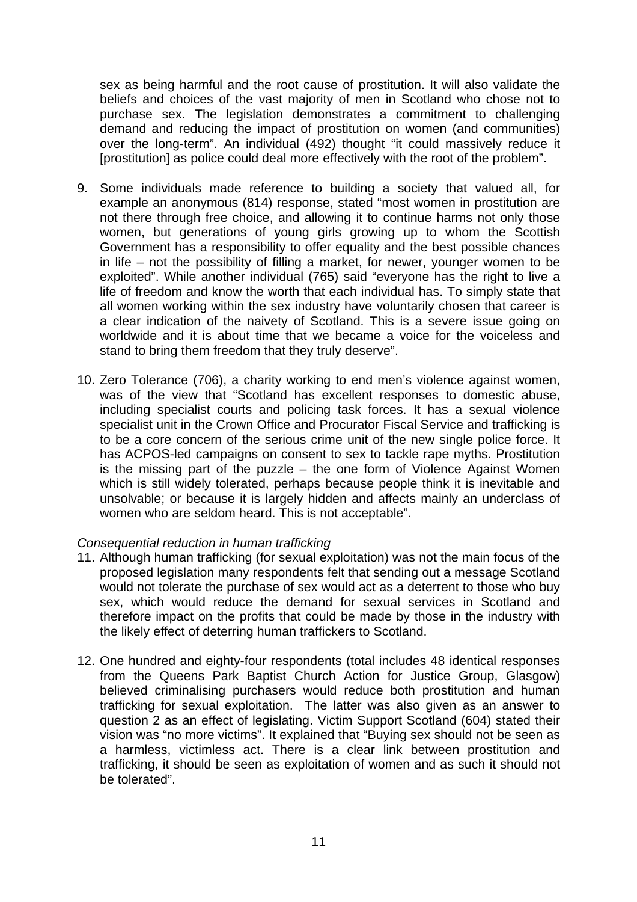sex as being harmful and the root cause of prostitution. It will also validate the beliefs and choices of the vast majority of men in Scotland who chose not to purchase sex. The legislation demonstrates a commitment to challenging demand and reducing the impact of prostitution on women (and communities) over the long-term". An individual (492) thought "it could massively reduce it [prostitution] as police could deal more effectively with the root of the problem".

9. Some individuals made reference to building a society that valued all, for example an anonymous (814) response, stated "most women in prostitution are not there through free choice, and allowing it to continue harms not only those women, but generations of young girls growing up to whom the Scottish Government has a responsibility to offer equality and the best possible chances in life – not the possibility of filling a market, for newer, younger women to be exploited". While another individual (765) said "everyone has the right to live a life of freedom and know the worth that each individual has. To simply state that all women working within the sex industry have voluntarily chosen that career is a clear indication of the naivety of Scotland. This is a severe issue going on worldwide and it is about time that we became a voice for the voiceless and stand to bring them freedom that they truly deserve".

10. Zero Tolerance (706), a charity working to end men's violence against women, was of the view that "Scotland has excellent responses to domestic abuse, including specialist courts and policing task forces. It has a sexual violence specialist unit in the Crown Office and Procurator Fiscal Service and trafficking is to be a core concern of the serious crime unit of the new single police force. It has ACPOS-led campaigns on consent to sex to tackle rape myths. Prostitution is the missing part of the puzzle – the one form of Violence Against Women which is still widely tolerated, perhaps because people think it is inevitable and unsolvable; or because it is largely hidden and affects mainly an underclass of women who are seldom heard. This is not acceptable".

*Consequential reduction in human trafficking*

11. Although human trafficking (for sexual exploitation) was not the main focus of the proposed legislation many respondents felt that sending out a message Scotland would not tolerate the purchase of sex would act as a deterrent to those who buy sex, which would reduce the demand for sexual services in Scotland and therefore impact on the profits that could be made by those in the industry with the likely effect of deterring human traffickers to Scotland.

12. One hundred and eighty-four respondents (total includes 48 identical responses from the Queens Park Baptist Church Action for Justice Group, Glasgow) believed criminalising purchasers would reduce both prostitution and human trafficking for sexual exploitation. The latter was also given as an answer to question 2 as an effect of legislating. Victim Support Scotland (604) stated their vision was "no more victims". It explained that "Buying sex should not be seen as a harmless, victimless act. There is a clear link between prostitution and trafficking, it should be seen as exploitation of women and as such it should not be tolerated".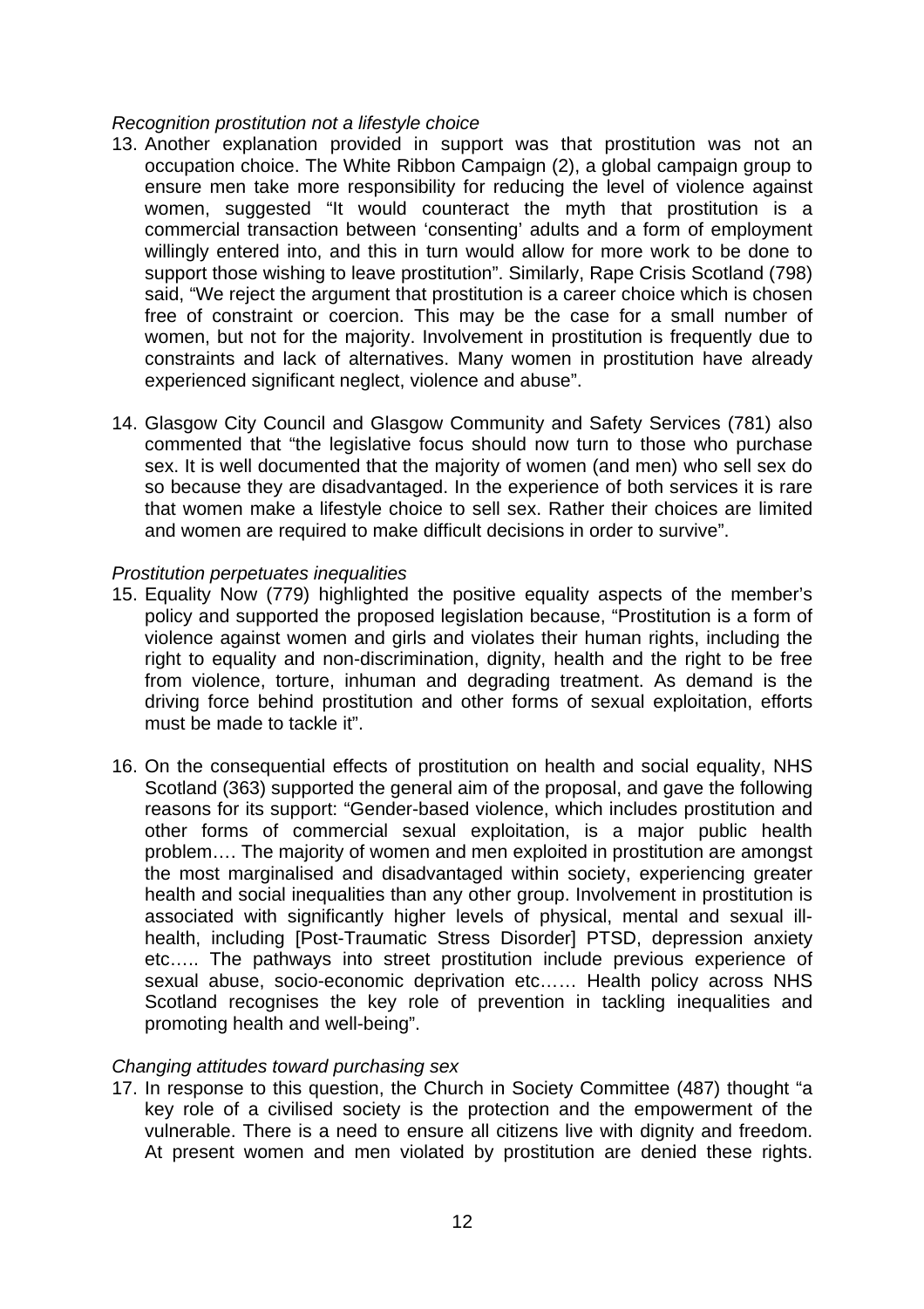*Recognition prostitution not a lifestyle choice*

13. Another explanation provided in support was that prostitution was not an occupation choice. The White Ribbon Campaign (2), a global campaign group to ensure men take more responsibility for reducing the level of violence against women, suggested "It would counteract the myth that prostitution is a commercial transaction between 'consenting' adults and a form of employment willingly entered into, and this in turn would allow for more work to be done to support those wishing to leave prostitution". Similarly, Rape Crisis Scotland (798) said, "We reject the argument that prostitution is a career choice which is chosen free of constraint or coercion. This may be the case for a small number of women, but not for the majority. Involvement in prostitution is frequently due to constraints and lack of alternatives. Many women in prostitution have already experienced significant neglect, violence and abuse".

14. Glasgow City Council and Glasgow Community and Safety Services (781) also commented that "the legislative focus should now turn to those who purchase sex. It is well documented that the majority of women (and men) who sell sex do so because they are disadvantaged. In the experience of both services it is rare that women make a lifestyle choice to sell sex. Rather their choices are limited and women are required to make difficult decisions in order to survive".

*Prostitution perpetuates inequalities*

15. Equality Now (779) highlighted the positive equality aspects of the member's policy and supported the proposed legislation because, "Prostitution is a form of violence against women and girls and violates their human rights, including the right to equality and non-discrimination, dignity, health and the right to be free from violence, torture, inhuman and degrading treatment. As demand is the driving force behind prostitution and other forms of sexual exploitation, efforts must be made to tackle it".

16. On the consequential effects of prostitution on health and social equality, NHS Scotland (363) supported the general aim of the proposal, and gave the following reasons for its support: "Gender-based violence, which includes prostitution and other forms of commercial sexual exploitation, is a major public health problem…. The majority of women and men exploited in prostitution are amongst the most marginalised and disadvantaged within society, experiencing greater health and social inequalities than any other group. Involvement in prostitution is associated with significantly higher levels of physical, mental and sexual ill-health, including [Post-Traumatic Stress Disorder] PTSD, depression anxiety etc….. The pathways into street prostitution include previous experience of sexual abuse, socio-economic deprivation etc…… Health policy across NHS Scotland recognises the key role of prevention in tackling inequalities and promoting health and well-being".

*Changing attitudes toward purchasing sex*

17. In response to this question, the Church in Society Committee (487) thought "a key role of a civilised society is the protection and the empowerment of the vulnerable. There is a need to ensure all citizens live with dignity and freedom. At present women and men violated by prostitution are denied these rights.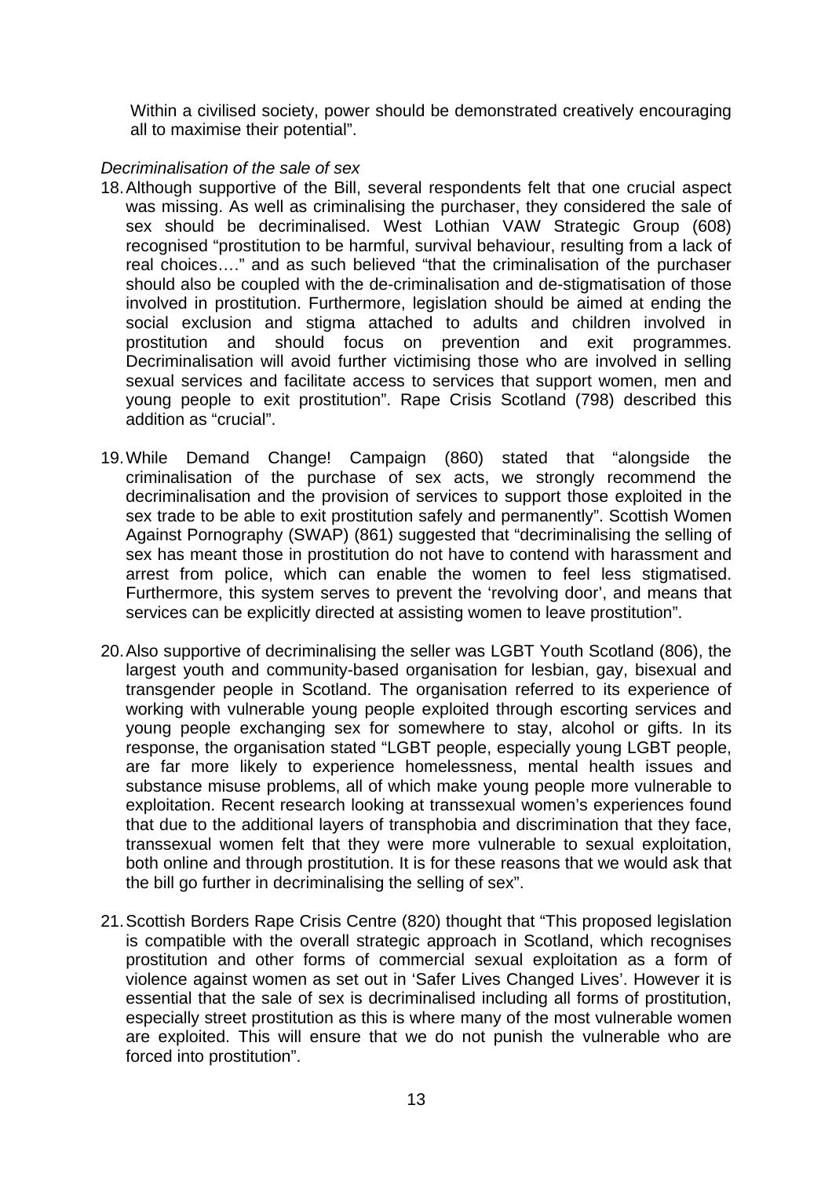Within a civilised society, power should be demonstrated creatively encouraging all to maximise their potential".

*Decriminalisation of the sale of sex*

18. Although supportive of the Bill, several respondents felt that one crucial aspect was missing. As well as criminalising the purchaser, they considered the sale of sex should be decriminalised. West Lothian VAW Strategic Group (608) recognised "prostitution to be harmful, survival behaviour, resulting from a lack of real choices…." and as such believed "that the criminalisation of the purchaser should also be coupled with the de-criminalisation and de-stigmatisation of those involved in prostitution. Furthermore, legislation should be aimed at ending the social exclusion and stigma attached to adults and children involved in prostitution and should focus on prevention and exit programmes. Decriminalisation will avoid further victimising those who are involved in selling sexual services and facilitate access to services that support women, men and young people to exit prostitution". Rape Crisis Scotland (798) described this addition as "crucial".

19. While Demand Change! Campaign (860) stated that "alongside the criminalisation of the purchase of sex acts, we strongly recommend the decriminalisation and the provision of services to support those exploited in the sex trade to be able to exit prostitution safely and permanently". Scottish Women Against Pornography (SWAP) (861) suggested that "decriminalising the selling of sex has meant those in prostitution do not have to contend with harassment and arrest from police, which can enable the women to feel less stigmatised. Furthermore, this system serves to prevent the 'revolving door', and means that services can be explicitly directed at assisting women to leave prostitution".

20. Also supportive of decriminalising the seller was LGBT Youth Scotland (806), the largest youth and community-based organisation for lesbian, gay, bisexual and transgender people in Scotland. The organisation referred to its experience of working with vulnerable young people exploited through escorting services and young people exchanging sex for somewhere to stay, alcohol or gifts. In its response, the organisation stated "LGBT people, especially young LGBT people, are far more likely to experience homelessness, mental health issues and substance misuse problems, all of which make young people more vulnerable to exploitation. Recent research looking at transsexual women's experiences found that due to the additional layers of transphobia and discrimination that they face, transsexual women felt that they were more vulnerable to sexual exploitation, both online and through prostitution. It is for these reasons that we would ask that the bill go further in decriminalising the selling of sex".

21. Scottish Borders Rape Crisis Centre (820) thought that "This proposed legislation is compatible with the overall strategic approach in Scotland, which recognises prostitution and other forms of commercial sexual exploitation as a form of violence against women as set out in 'Safer Lives Changed Lives'. However it is essential that the sale of sex is decriminalised including all forms of prostitution, especially street prostitution as this is where many of the most vulnerable women are exploited. This will ensure that we do not punish the vulnerable who are forced into prostitution".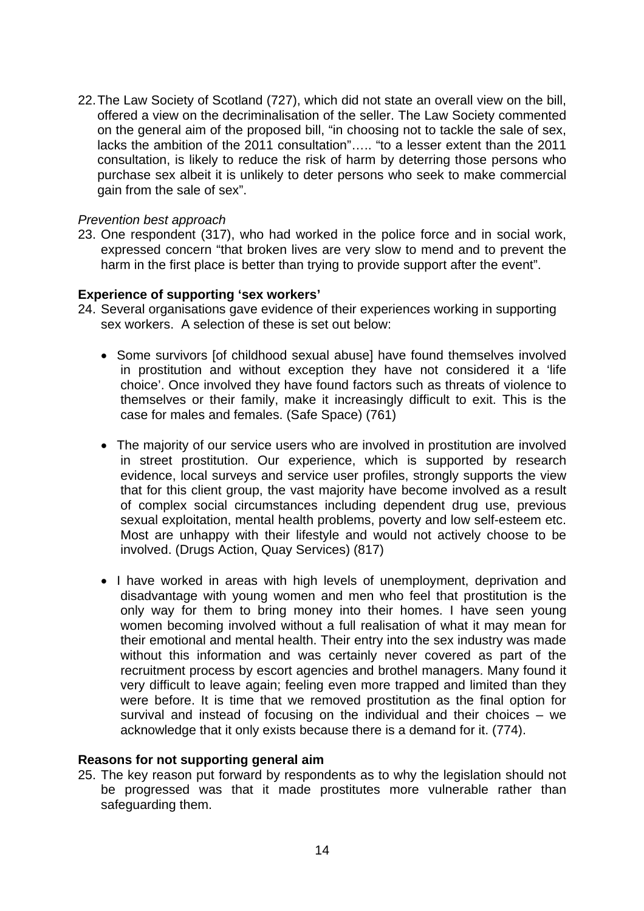22. The Law Society of Scotland (727), which did not state an overall view on the bill, offered a view on the decriminalisation of the seller. The Law Society commented on the general aim of the proposed bill, "in choosing not to tackle the sale of sex, lacks the ambition of the 2011 consultation"….. "to a lesser extent than the 2011 consultation, is likely to reduce the risk of harm by deterring those persons who purchase sex albeit it is unlikely to deter persons who seek to make commercial gain from the sale of sex".

*Prevention best approach*

23. One respondent (317), who had worked in the police force and in social work, expressed concern "that broken lives are very slow to mend and to prevent the harm in the first place is better than trying to provide support after the event".

**Experience of supporting 'sex workers'**

24. Several organisations gave evidence of their experiences working in supporting sex workers. A selection of these is set out below:

- Some survivors [of childhood sexual abuse] have found themselves involved in prostitution and without exception they have not considered it a 'life choice'. Once involved they have found factors such as threats of violence to themselves or their family, make it increasingly difficult to exit. This is the case for males and females. (Safe Space) (761)

- The majority of our service users who are involved in prostitution are involved in street prostitution. Our experience, which is supported by research evidence, local surveys and service user profiles, strongly supports the view that for this client group, the vast majority have become involved as a result of complex social circumstances including dependent drug use, previous sexual exploitation, mental health problems, poverty and low self-esteem etc. Most are unhappy with their lifestyle and would not actively choose to be involved. (Drugs Action, Quay Services) (817)

- I have worked in areas with high levels of unemployment, deprivation and disadvantage with young women and men who feel that prostitution is the only way for them to bring money into their homes. I have seen young women becoming involved without a full realisation of what it may mean for their emotional and mental health. Their entry into the sex industry was made without this information and was certainly never covered as part of the recruitment process by escort agencies and brothel managers. Many found it very difficult to leave again; feeling even more trapped and limited than they were before. It is time that we removed prostitution as the final option for survival and instead of focusing on the individual and their choices – we acknowledge that it only exists because there is a demand for it. (774).

**Reasons for not supporting general aim**

25. The key reason put forward by respondents as to why the legislation should not be progressed was that it made prostitutes more vulnerable rather than safeguarding them.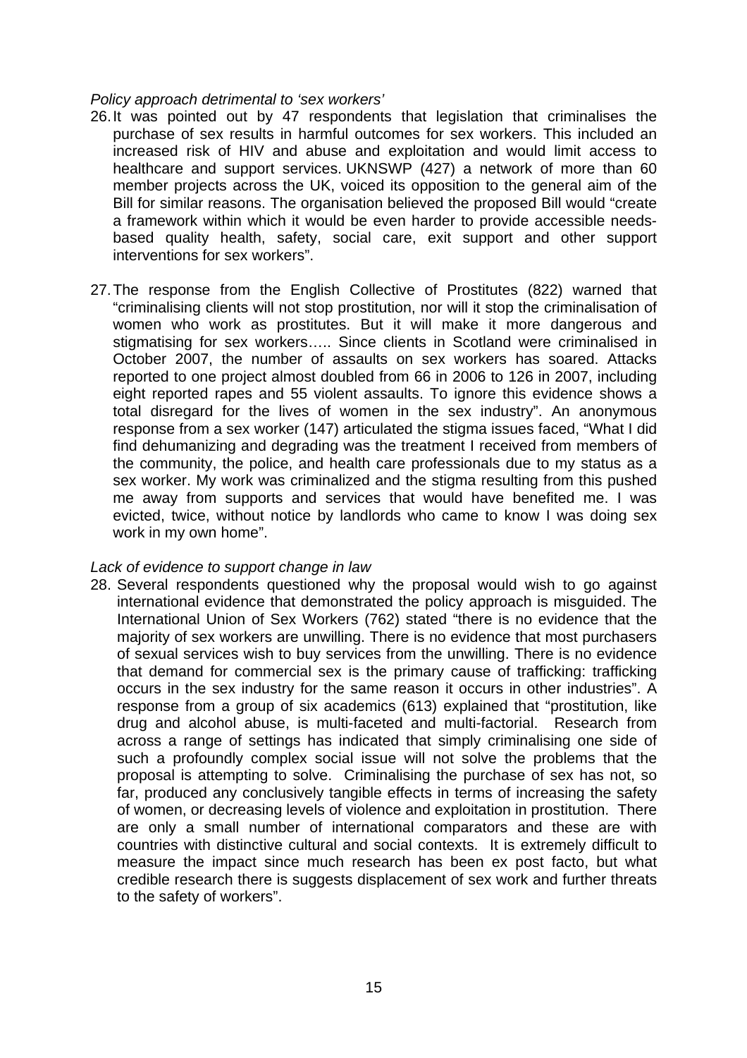*Policy approach detrimental to 'sex workers'*

26. It was pointed out by 47 respondents that legislation that criminalises the purchase of sex results in harmful outcomes for sex workers. This included an increased risk of HIV and abuse and exploitation and would limit access to healthcare and support services. UKNSWP (427) a network of more than 60 member projects across the UK, voiced its opposition to the general aim of the Bill for similar reasons. The organisation believed the proposed Bill would "create a framework within which it would be even harder to provide accessible needs-based quality health, safety, social care, exit support and other support interventions for sex workers".

27. The response from the English Collective of Prostitutes (822) warned that "criminalising clients will not stop prostitution, nor will it stop the criminalisation of women who work as prostitutes. But it will make it more dangerous and stigmatising for sex workers….. Since clients in Scotland were criminalised in October 2007, the number of assaults on sex workers has soared. Attacks reported to one project almost doubled from 66 in 2006 to 126 in 2007, including eight reported rapes and 55 violent assaults. To ignore this evidence shows a total disregard for the lives of women in the sex industry". An anonymous response from a sex worker (147) articulated the stigma issues faced, "What I did find dehumanizing and degrading was the treatment I received from members of the community, the police, and health care professionals due to my status as a sex worker. My work was criminalized and the stigma resulting from this pushed me away from supports and services that would have benefited me. I was evicted, twice, without notice by landlords who came to know I was doing sex work in my own home".

*Lack of evidence to support change in law*

28. Several respondents questioned why the proposal would wish to go against international evidence that demonstrated the policy approach is misguided. The International Union of Sex Workers (762) stated "there is no evidence that the majority of sex workers are unwilling. There is no evidence that most purchasers of sexual services wish to buy services from the unwilling. There is no evidence that demand for commercial sex is the primary cause of trafficking: trafficking occurs in the sex industry for the same reason it occurs in other industries". A response from a group of six academics (613) explained that "prostitution, like drug and alcohol abuse, is multi-faceted and multi-factorial. Research from across a range of settings has indicated that simply criminalising one side of such a profoundly complex social issue will not solve the problems that the proposal is attempting to solve. Criminalising the purchase of sex has not, so far, produced any conclusively tangible effects in terms of increasing the safety of women, or decreasing levels of violence and exploitation in prostitution. There are only a small number of international comparators and these are with countries with distinctive cultural and social contexts. It is extremely difficult to measure the impact since much research has been ex post facto, but what credible research there is suggests displacement of sex work and further threats to the safety of workers".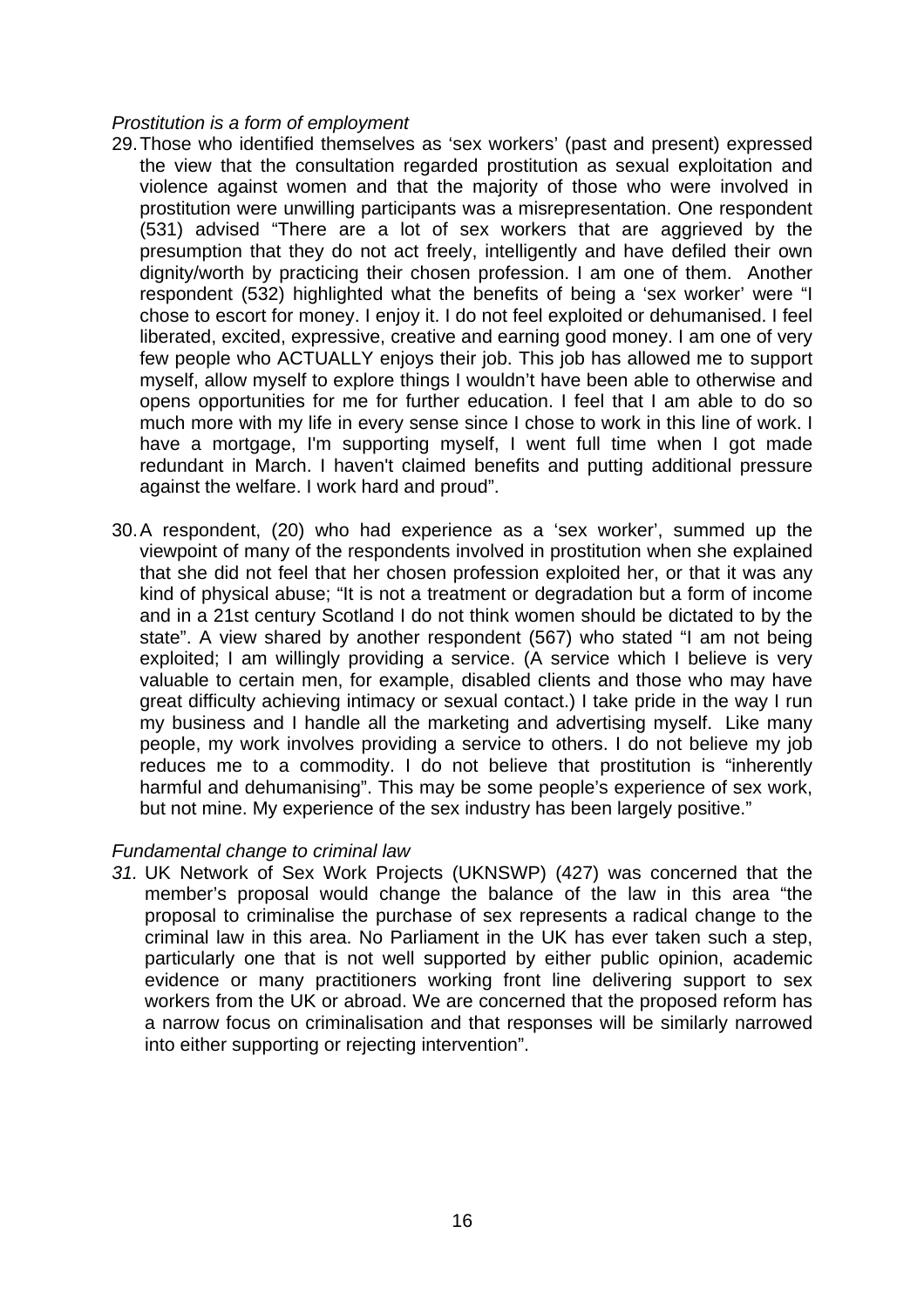*Prostitution is a form of employment*

29. Those who identified themselves as 'sex workers' (past and present) expressed the view that the consultation regarded prostitution as sexual exploitation and violence against women and that the majority of those who were involved in prostitution were unwilling participants was a misrepresentation. One respondent (531) advised "There are a lot of sex workers that are aggrieved by the presumption that they do not act freely, intelligently and have defiled their own dignity/worth by practicing their chosen profession. I am one of them. Another respondent (532) highlighted what the benefits of being a 'sex worker' were "I chose to escort for money. I enjoy it. I do not feel exploited or dehumanised. I feel liberated, excited, expressive, creative and earning good money. I am one of very few people who ACTUALLY enjoys their job. This job has allowed me to support myself, allow myself to explore things I wouldn't have been able to otherwise and opens opportunities for me for further education. I feel that I am able to do so much more with my life in every sense since I chose to work in this line of work. I have a mortgage, I'm supporting myself, I went full time when I got made redundant in March. I haven't claimed benefits and putting additional pressure against the welfare. I work hard and proud".

30. A respondent, (20) who had experience as a 'sex worker', summed up the viewpoint of many of the respondents involved in prostitution when she explained that she did not feel that her chosen profession exploited her, or that it was any kind of physical abuse; "It is not a treatment or degradation but a form of income and in a 21st century Scotland I do not think women should be dictated to by the state". A view shared by another respondent (567) who stated "I am not being exploited; I am willingly providing a service. (A service which I believe is very valuable to certain men, for example, disabled clients and those who may have great difficulty achieving intimacy or sexual contact.) I take pride in the way I run my business and I handle all the marketing and advertising myself. Like many people, my work involves providing a service to others. I do not believe my job reduces me to a commodity. I do not believe that prostitution is "inherently harmful and dehumanising". This may be some people's experience of sex work, but not mine. My experience of the sex industry has been largely positive."

*Fundamental change to criminal law*

*31.* UK Network of Sex Work Projects (UKNSWP) (427) was concerned that the member's proposal would change the balance of the law in this area "the proposal to criminalise the purchase of sex represents a radical change to the criminal law in this area. No Parliament in the UK has ever taken such a step, particularly one that is not well supported by either public opinion, academic evidence or many practitioners working front line delivering support to sex workers from the UK or abroad. We are concerned that the proposed reform has a narrow focus on criminalisation and that responses will be similarly narrowed into either supporting or rejecting intervention".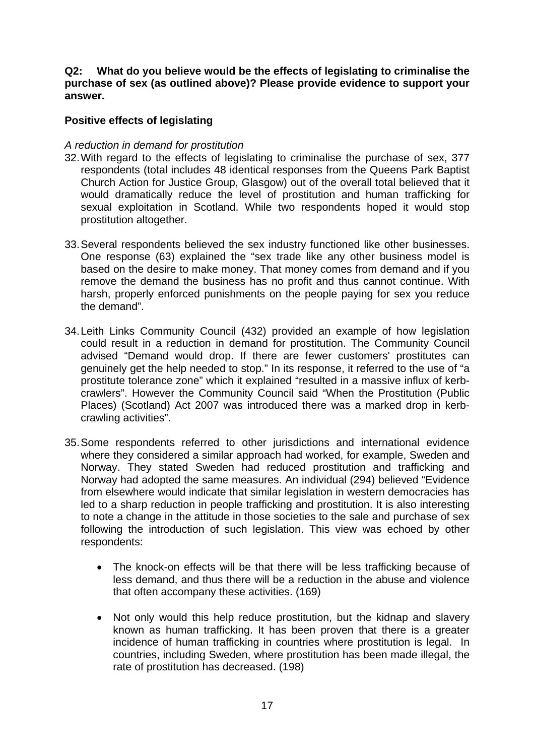**Q2: What do you believe would be the effects of legislating to criminalise the purchase of sex (as outlined above)? Please provide evidence to support your answer.**

**Positive effects of legislating**

*A reduction in demand for prostitution*

32. With regard to the effects of legislating to criminalise the purchase of sex, 377 respondents (total includes 48 identical responses from the Queens Park Baptist Church Action for Justice Group, Glasgow) out of the overall total believed that it would dramatically reduce the level of prostitution and human trafficking for sexual exploitation in Scotland. While two respondents hoped it would stop prostitution altogether.

33. Several respondents believed the sex industry functioned like other businesses. One response (63) explained the "sex trade like any other business model is based on the desire to make money. That money comes from demand and if you remove the demand the business has no profit and thus cannot continue. With harsh, properly enforced punishments on the people paying for sex you reduce the demand".

34. Leith Links Community Council (432) provided an example of how legislation could result in a reduction in demand for prostitution. The Community Council advised "Demand would drop. If there are fewer customers' prostitutes can genuinely get the help needed to stop." In its response, it referred to the use of "a prostitute tolerance zone" which it explained "resulted in a massive influx of kerb-crawlers". However the Community Council said "When the Prostitution (Public Places) (Scotland) Act 2007 was introduced there was a marked drop in kerb-crawling activities".

35. Some respondents referred to other jurisdictions and international evidence where they considered a similar approach had worked, for example, Sweden and Norway. They stated Sweden had reduced prostitution and trafficking and Norway had adopted the same measures. An individual (294) believed "Evidence from elsewhere would indicate that similar legislation in western democracies has led to a sharp reduction in people trafficking and prostitution. It is also interesting to note a change in the attitude in those societies to the sale and purchase of sex following the introduction of such legislation. This view was echoed by other respondents:

    - The knock-on effects will be that there will be less trafficking because of less demand, and thus there will be a reduction in the abuse and violence that often accompany these activities. (169)

    - Not only would this help reduce prostitution, but the kidnap and slavery known as human trafficking. It has been proven that there is a greater incidence of human trafficking in countries where prostitution is legal. In countries, including Sweden, where prostitution has been made illegal, the rate of prostitution has decreased. (198)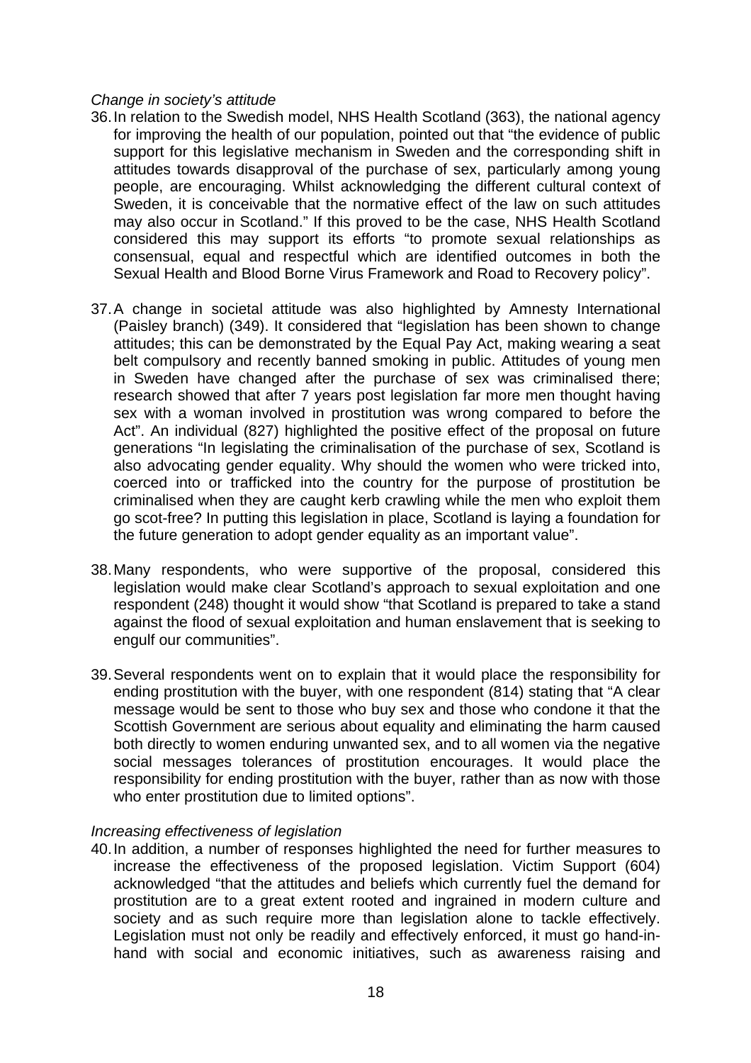*Change in society's attitude*

36. In relation to the Swedish model, NHS Health Scotland (363), the national agency for improving the health of our population, pointed out that "the evidence of public support for this legislative mechanism in Sweden and the corresponding shift in attitudes towards disapproval of the purchase of sex, particularly among young people, are encouraging. Whilst acknowledging the different cultural context of Sweden, it is conceivable that the normative effect of the law on such attitudes may also occur in Scotland." If this proved to be the case, NHS Health Scotland considered this may support its efforts "to promote sexual relationships as consensual, equal and respectful which are identified outcomes in both the Sexual Health and Blood Borne Virus Framework and Road to Recovery policy".

37. A change in societal attitude was also highlighted by Amnesty International (Paisley branch) (349). It considered that "legislation has been shown to change attitudes; this can be demonstrated by the Equal Pay Act, making wearing a seat belt compulsory and recently banned smoking in public. Attitudes of young men in Sweden have changed after the purchase of sex was criminalised there; research showed that after 7 years post legislation far more men thought having sex with a woman involved in prostitution was wrong compared to before the Act". An individual (827) highlighted the positive effect of the proposal on future generations "In legislating the criminalisation of the purchase of sex, Scotland is also advocating gender equality. Why should the women who were tricked into, coerced into or trafficked into the country for the purpose of prostitution be criminalised when they are caught kerb crawling while the men who exploit them go scot-free? In putting this legislation in place, Scotland is laying a foundation for the future generation to adopt gender equality as an important value".

38. Many respondents, who were supportive of the proposal, considered this legislation would make clear Scotland's approach to sexual exploitation and one respondent (248) thought it would show "that Scotland is prepared to take a stand against the flood of sexual exploitation and human enslavement that is seeking to engulf our communities".

39. Several respondents went on to explain that it would place the responsibility for ending prostitution with the buyer, with one respondent (814) stating that "A clear message would be sent to those who buy sex and those who condone it that the Scottish Government are serious about equality and eliminating the harm caused both directly to women enduring unwanted sex, and to all women via the negative social messages tolerances of prostitution encourages. It would place the responsibility for ending prostitution with the buyer, rather than as now with those who enter prostitution due to limited options".

*Increasing effectiveness of legislation*

40. In addition, a number of responses highlighted the need for further measures to increase the effectiveness of the proposed legislation. Victim Support (604) acknowledged "that the attitudes and beliefs which currently fuel the demand for prostitution are to a great extent rooted and ingrained in modern culture and society and as such require more than legislation alone to tackle effectively. Legislation must not only be readily and effectively enforced, it must go hand-in-hand with social and economic initiatives, such as awareness raising and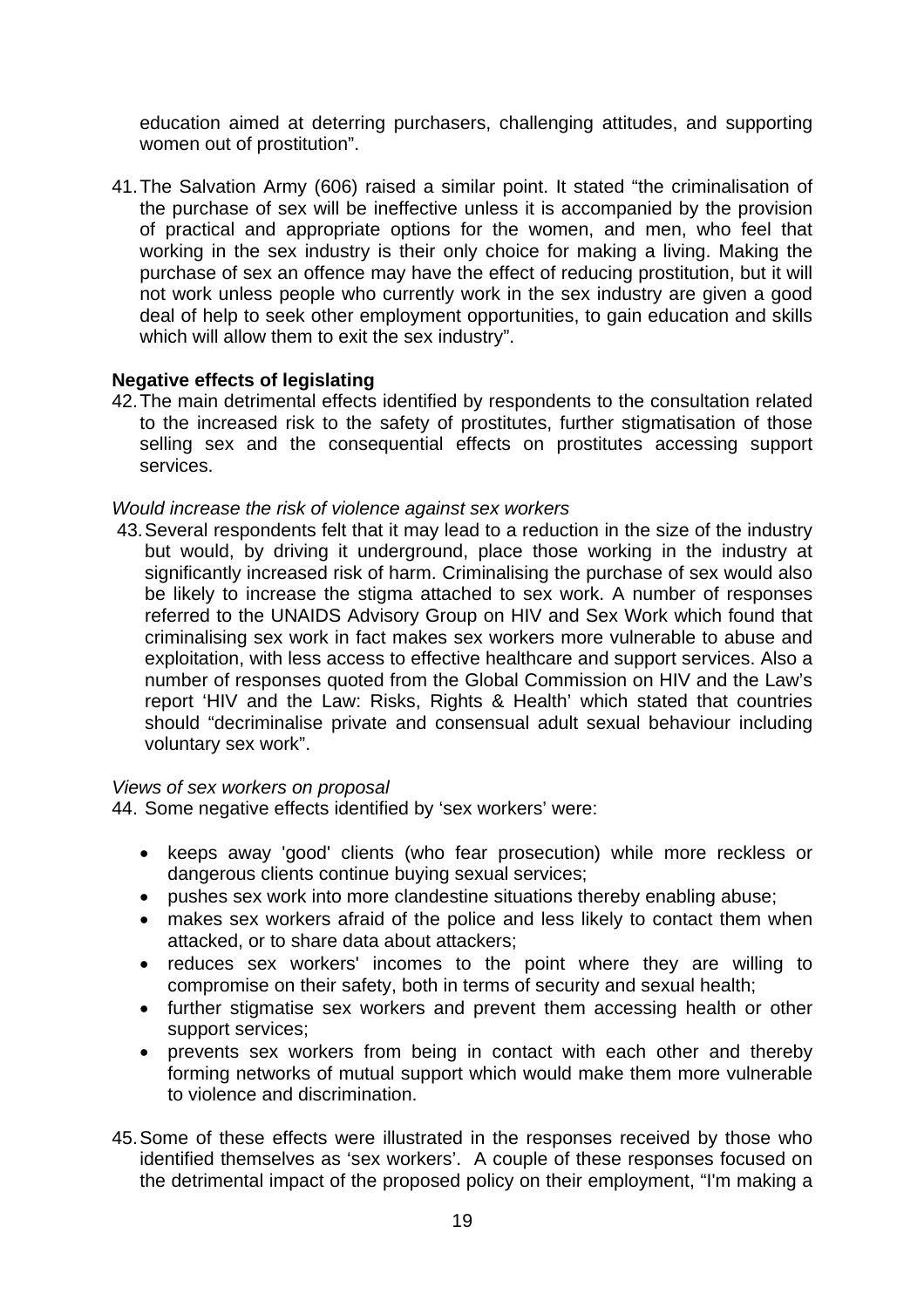education aimed at deterring purchasers, challenging attitudes, and supporting women out of prostitution".

41. The Salvation Army (606) raised a similar point. It stated "the criminalisation of the purchase of sex will be ineffective unless it is accompanied by the provision of practical and appropriate options for the women, and men, who feel that working in the sex industry is their only choice for making a living. Making the purchase of sex an offence may have the effect of reducing prostitution, but it will not work unless people who currently work in the sex industry are given a good deal of help to seek other employment opportunities, to gain education and skills which will allow them to exit the sex industry".

**Negative effects of legislating**

42. The main detrimental effects identified by respondents to the consultation related to the increased risk to the safety of prostitutes, further stigmatisation of those selling sex and the consequential effects on prostitutes accessing support services.

*Would increase the risk of violence against sex workers*

43. Several respondents felt that it may lead to a reduction in the size of the industry but would, by driving it underground, place those working in the industry at significantly increased risk of harm. Criminalising the purchase of sex would also be likely to increase the stigma attached to sex work. A number of responses referred to the UNAIDS Advisory Group on HIV and Sex Work which found that criminalising sex work in fact makes sex workers more vulnerable to abuse and exploitation, with less access to effective healthcare and support services. Also a number of responses quoted from the Global Commission on HIV and the Law's report 'HIV and the Law: Risks, Rights & Health' which stated that countries should "decriminalise private and consensual adult sexual behaviour including voluntary sex work".

*Views of sex workers on proposal*

44. Some negative effects identified by 'sex workers' were:

- keeps away 'good' clients (who fear prosecution) while more reckless or dangerous clients continue buying sexual services;
- pushes sex work into more clandestine situations thereby enabling abuse;
- makes sex workers afraid of the police and less likely to contact them when attacked, or to share data about attackers;
- reduces sex workers' incomes to the point where they are willing to compromise on their safety, both in terms of security and sexual health;
- further stigmatise sex workers and prevent them accessing health or other support services;
- prevents sex workers from being in contact with each other and thereby forming networks of mutual support which would make them more vulnerable to violence and discrimination.

45. Some of these effects were illustrated in the responses received by those who identified themselves as 'sex workers'. A couple of these responses focused on the detrimental impact of the proposed policy on their employment, "I'm making a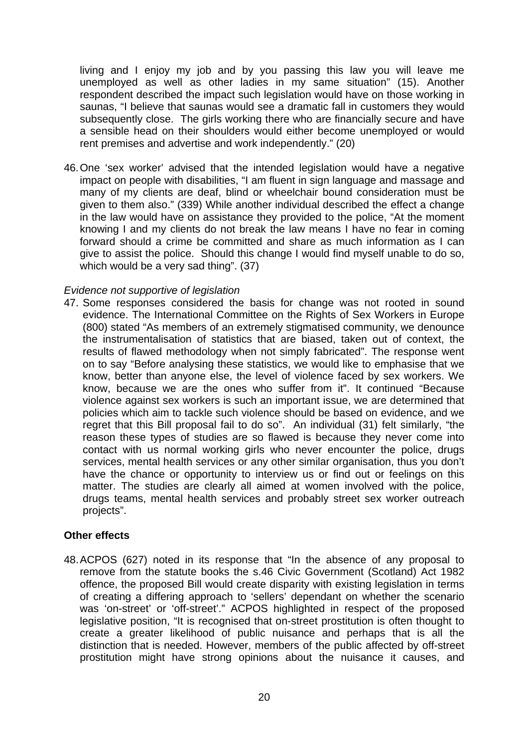living and I enjoy my job and by you passing this law you will leave me unemployed as well as other ladies in my same situation" (15). Another respondent described the impact such legislation would have on those working in saunas, "I believe that saunas would see a dramatic fall in customers they would subsequently close. The girls working there who are financially secure and have a sensible head on their shoulders would either become unemployed or would rent premises and advertise and work independently." (20)

46. One 'sex worker' advised that the intended legislation would have a negative impact on people with disabilities, "I am fluent in sign language and massage and many of my clients are deaf, blind or wheelchair bound consideration must be given to them also." (339) While another individual described the effect a change in the law would have on assistance they provided to the police, "At the moment knowing I and my clients do not break the law means I have no fear in coming forward should a crime be committed and share as much information as I can give to assist the police. Should this change I would find myself unable to do so, which would be a very sad thing". (37)

*Evidence not supportive of legislation*

47. Some responses considered the basis for change was not rooted in sound evidence. The International Committee on the Rights of Sex Workers in Europe (800) stated "As members of an extremely stigmatised community, we denounce the instrumentalisation of statistics that are biased, taken out of context, the results of flawed methodology when not simply fabricated". The response went on to say "Before analysing these statistics, we would like to emphasise that we know, better than anyone else, the level of violence faced by sex workers. We know, because we are the ones who suffer from it". It continued "Because violence against sex workers is such an important issue, we are determined that policies which aim to tackle such violence should be based on evidence, and we regret that this Bill proposal fail to do so". An individual (31) felt similarly, "the reason these types of studies are so flawed is because they never come into contact with us normal working girls who never encounter the police, drugs services, mental health services or any other similar organisation, thus you don't have the chance or opportunity to interview us or find out or feelings on this matter. The studies are clearly all aimed at women involved with the police, drugs teams, mental health services and probably street sex worker outreach projects".

**Other effects**

48. ACPOS (627) noted in its response that "In the absence of any proposal to remove from the statute books the s.46 Civic Government (Scotland) Act 1982 offence, the proposed Bill would create disparity with existing legislation in terms of creating a differing approach to 'sellers' dependant on whether the scenario was 'on-street' or 'off-street'." ACPOS highlighted in respect of the proposed legislative position, "It is recognised that on-street prostitution is often thought to create a greater likelihood of public nuisance and perhaps that is all the distinction that is needed. However, members of the public affected by off-street prostitution might have strong opinions about the nuisance it causes, and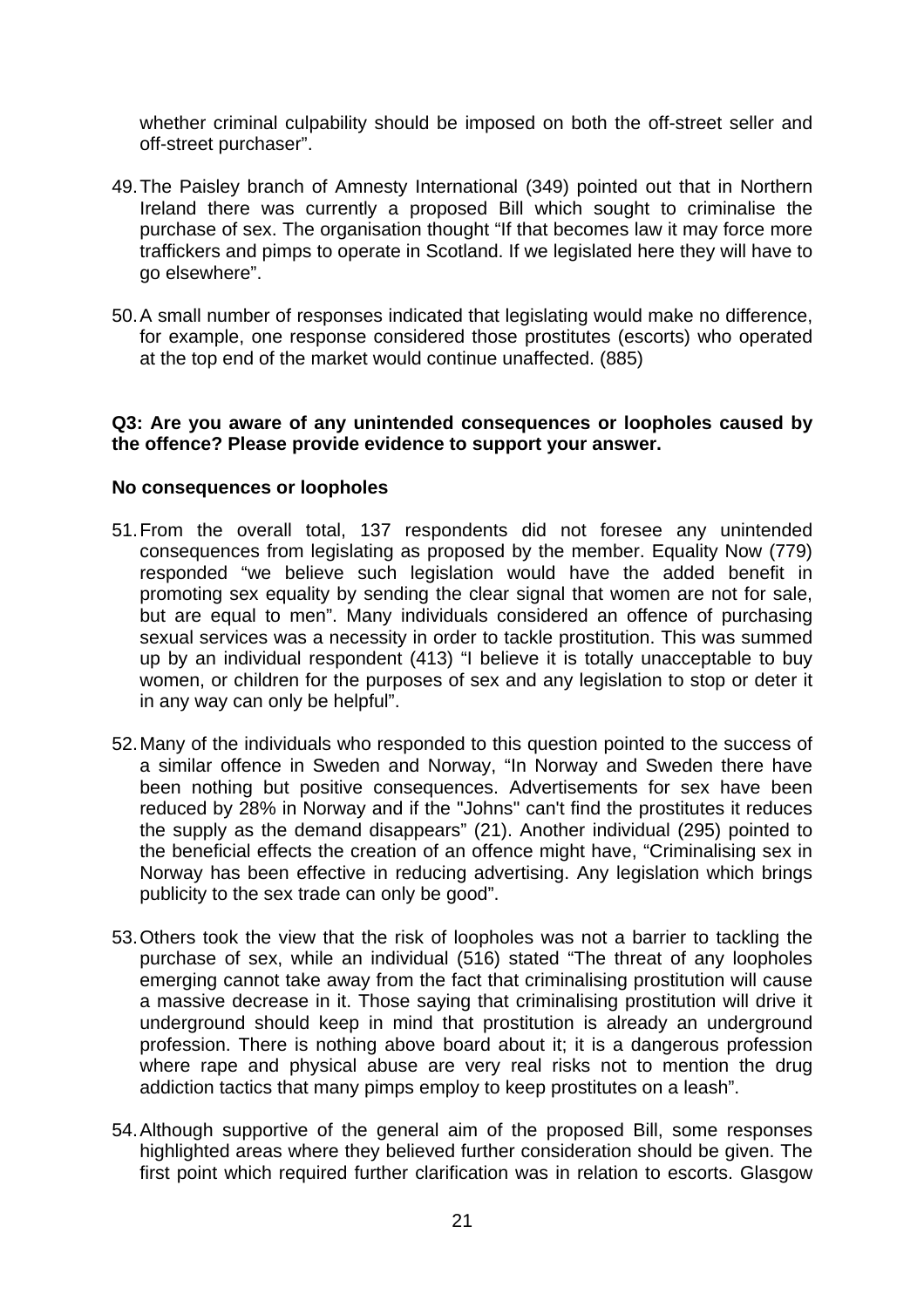whether criminal culpability should be imposed on both the off-street seller and off-street purchaser".

49. The Paisley branch of Amnesty International (349) pointed out that in Northern Ireland there was currently a proposed Bill which sought to criminalise the purchase of sex. The organisation thought "If that becomes law it may force more traffickers and pimps to operate in Scotland. If we legislated here they will have to go elsewhere".

50. A small number of responses indicated that legislating would make no difference, for example, one response considered those prostitutes (escorts) who operated at the top end of the market would continue unaffected. (885)

**Q3: Are you aware of any unintended consequences or loopholes caused by the offence? Please provide evidence to support your answer.**

**No consequences or loopholes**

51. From the overall total, 137 respondents did not foresee any unintended consequences from legislating as proposed by the member. Equality Now (779) responded "we believe such legislation would have the added benefit in promoting sex equality by sending the clear signal that women are not for sale, but are equal to men". Many individuals considered an offence of purchasing sexual services was a necessity in order to tackle prostitution. This was summed up by an individual respondent (413) "I believe it is totally unacceptable to buy women, or children for the purposes of sex and any legislation to stop or deter it in any way can only be helpful".

52. Many of the individuals who responded to this question pointed to the success of a similar offence in Sweden and Norway, "In Norway and Sweden there have been nothing but positive consequences. Advertisements for sex have been reduced by 28% in Norway and if the "Johns" can't find the prostitutes it reduces the supply as the demand disappears" (21). Another individual (295) pointed to the beneficial effects the creation of an offence might have, "Criminalising sex in Norway has been effective in reducing advertising. Any legislation which brings publicity to the sex trade can only be good".

53. Others took the view that the risk of loopholes was not a barrier to tackling the purchase of sex, while an individual (516) stated "The threat of any loopholes emerging cannot take away from the fact that criminalising prostitution will cause a massive decrease in it. Those saying that criminalising prostitution will drive it underground should keep in mind that prostitution is already an underground profession. There is nothing above board about it; it is a dangerous profession where rape and physical abuse are very real risks not to mention the drug addiction tactics that many pimps employ to keep prostitutes on a leash".

54. Although supportive of the general aim of the proposed Bill, some responses highlighted areas where they believed further consideration should be given. The first point which required further clarification was in relation to escorts. Glasgow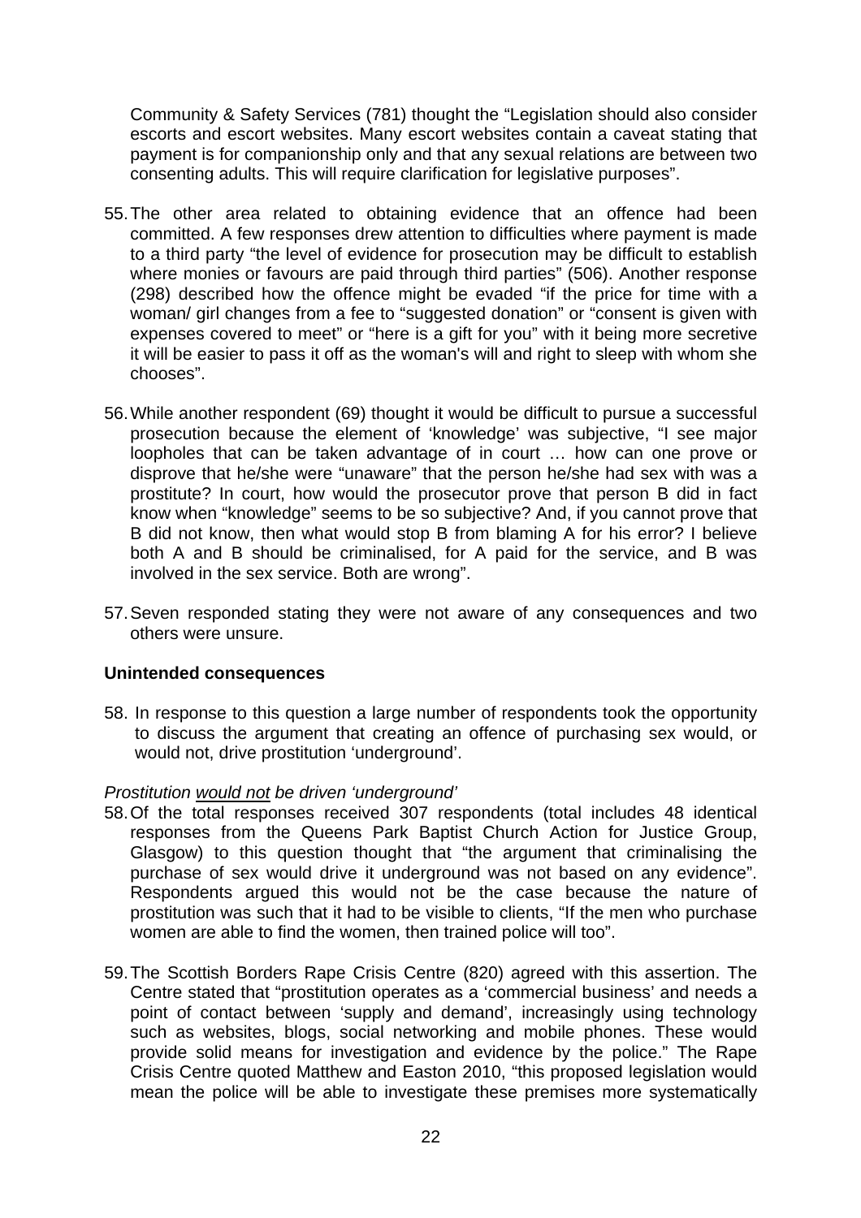Community & Safety Services (781) thought the "Legislation should also consider escorts and escort websites. Many escort websites contain a caveat stating that payment is for companionship only and that any sexual relations are between two consenting adults. This will require clarification for legislative purposes".

55. The other area related to obtaining evidence that an offence had been committed. A few responses drew attention to difficulties where payment is made to a third party "the level of evidence for prosecution may be difficult to establish where monies or favours are paid through third parties" (506). Another response (298) described how the offence might be evaded "if the price for time with a woman/ girl changes from a fee to "suggested donation" or "consent is given with expenses covered to meet" or "here is a gift for you" with it being more secretive it will be easier to pass it off as the woman's will and right to sleep with whom she chooses".

56. While another respondent (69) thought it would be difficult to pursue a successful prosecution because the element of 'knowledge' was subjective, "I see major loopholes that can be taken advantage of in court … how can one prove or disprove that he/she were "unaware" that the person he/she had sex with was a prostitute? In court, how would the prosecutor prove that person B did in fact know when "knowledge" seems to be so subjective? And, if you cannot prove that B did not know, then what would stop B from blaming A for his error? I believe both A and B should be criminalised, for A paid for the service, and B was involved in the sex service. Both are wrong".

57. Seven responded stating they were not aware of any consequences and two others were unsure.

**Unintended consequences**

58. In response to this question a large number of respondents took the opportunity to discuss the argument that creating an offence of purchasing sex would, or would not, drive prostitution 'underground'.

*Prostitution would not be driven 'underground'*

58. Of the total responses received 307 respondents (total includes 48 identical responses from the Queens Park Baptist Church Action for Justice Group, Glasgow) to this question thought that "the argument that criminalising the purchase of sex would drive it underground was not based on any evidence". Respondents argued this would not be the case because the nature of prostitution was such that it had to be visible to clients, "If the men who purchase women are able to find the women, then trained police will too".

59. The Scottish Borders Rape Crisis Centre (820) agreed with this assertion. The Centre stated that "prostitution operates as a 'commercial business' and needs a point of contact between 'supply and demand', increasingly using technology such as websites, blogs, social networking and mobile phones. These would provide solid means for investigation and evidence by the police." The Rape Crisis Centre quoted Matthew and Easton 2010, "this proposed legislation would mean the police will be able to investigate these premises more systematically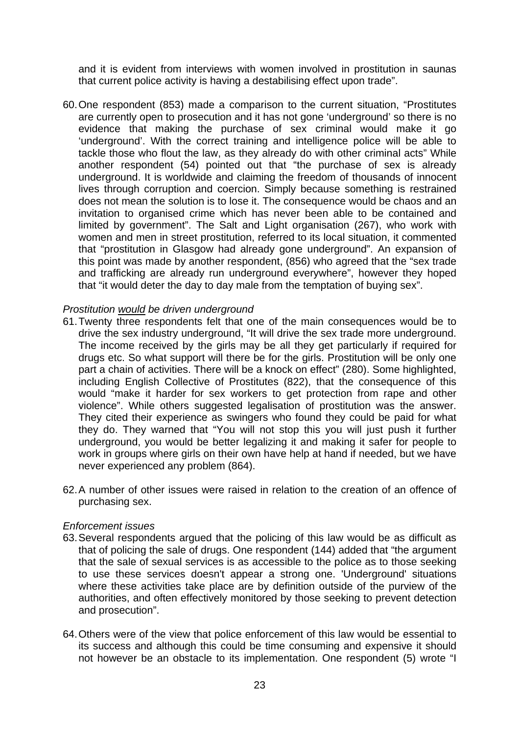and it is evident from interviews with women involved in prostitution in saunas that current police activity is having a destabilising effect upon trade".

60. One respondent (853) made a comparison to the current situation, "Prostitutes are currently open to prosecution and it has not gone 'underground' so there is no evidence that making the purchase of sex criminal would make it go 'underground'. With the correct training and intelligence police will be able to tackle those who flout the law, as they already do with other criminal acts" While another respondent (54) pointed out that "the purchase of sex is already underground. It is worldwide and claiming the freedom of thousands of innocent lives through corruption and coercion. Simply because something is restrained does not mean the solution is to lose it. The consequence would be chaos and an invitation to organised crime which has never been able to be contained and limited by government". The Salt and Light organisation (267), who work with women and men in street prostitution, referred to its local situation, it commented that "prostitution in Glasgow had already gone underground". An expansion of this point was made by another respondent, (856) who agreed that the "sex trade and trafficking are already run underground everywhere", however they hoped that "it would deter the day to day male from the temptation of buying sex".

*Prostitution would be driven underground*

61. Twenty three respondents felt that one of the main consequences would be to drive the sex industry underground, "It will drive the sex trade more underground. The income received by the girls may be all they get particularly if required for drugs etc. So what support will there be for the girls. Prostitution will be only one part a chain of activities. There will be a knock on effect" (280). Some highlighted, including English Collective of Prostitutes (822), that the consequence of this would "make it harder for sex workers to get protection from rape and other violence". While others suggested legalisation of prostitution was the answer. They cited their experience as swingers who found they could be paid for what they do. They warned that "You will not stop this you will just push it further underground, you would be better legalizing it and making it safer for people to work in groups where girls on their own have help at hand if needed, but we have never experienced any problem (864).

62. A number of other issues were raised in relation to the creation of an offence of purchasing sex.

*Enforcement issues*

63. Several respondents argued that the policing of this law would be as difficult as that of policing the sale of drugs. One respondent (144) added that "the argument that the sale of sexual services is as accessible to the police as to those seeking to use these services doesn't appear a strong one. 'Underground' situations where these activities take place are by definition outside of the purview of the authorities, and often effectively monitored by those seeking to prevent detection and prosecution".

64. Others were of the view that police enforcement of this law would be essential to its success and although this could be time consuming and expensive it should not however be an obstacle to its implementation. One respondent (5) wrote "I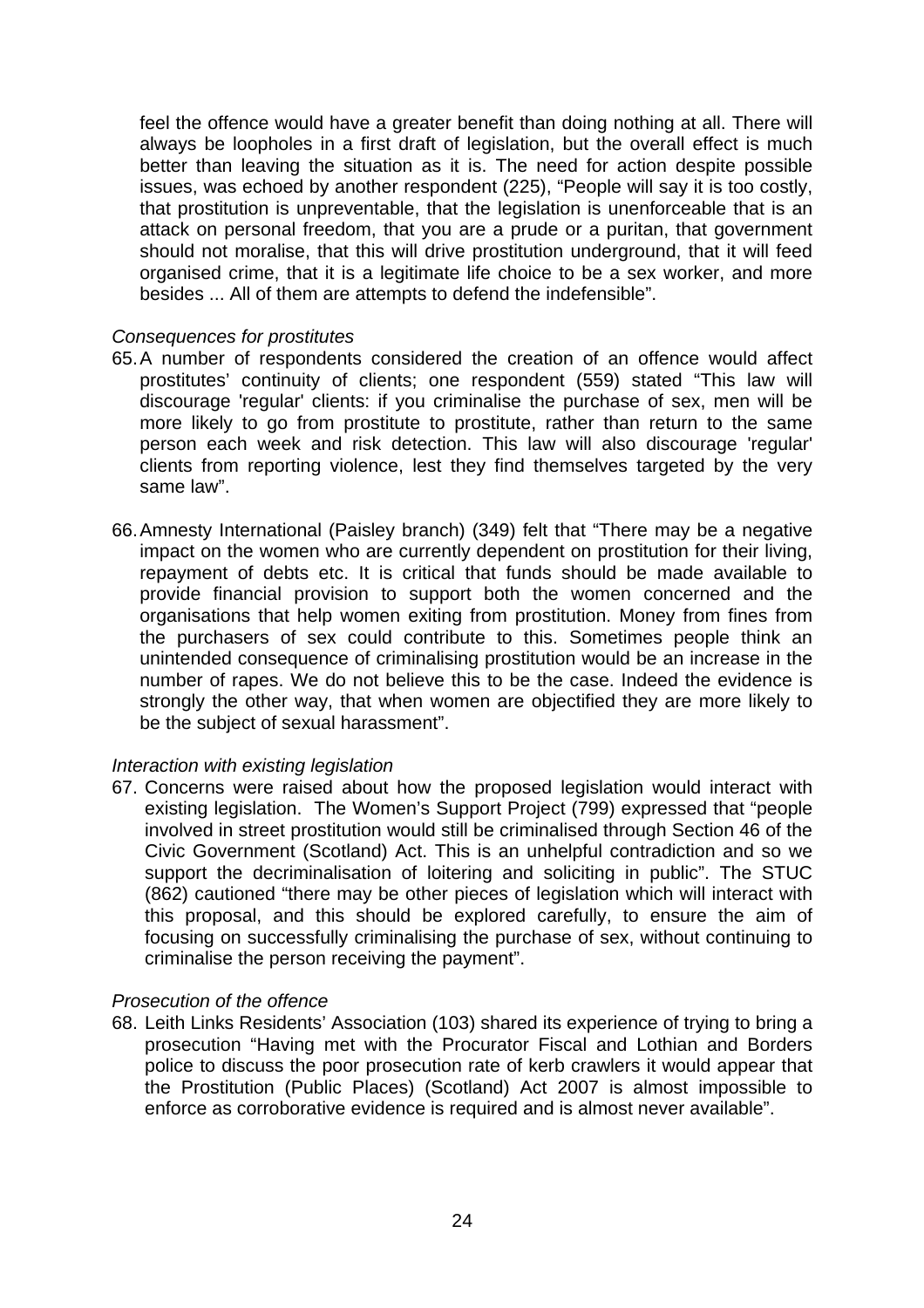feel the offence would have a greater benefit than doing nothing at all. There will always be loopholes in a first draft of legislation, but the overall effect is much better than leaving the situation as it is. The need for action despite possible issues, was echoed by another respondent (225), "People will say it is too costly, that prostitution is unpreventable, that the legislation is unenforceable that is an attack on personal freedom, that you are a prude or a puritan, that government should not moralise, that this will drive prostitution underground, that it will feed organised crime, that it is a legitimate life choice to be a sex worker, and more besides ... All of them are attempts to defend the indefensible".

*Consequences for prostitutes*

65. A number of respondents considered the creation of an offence would affect prostitutes' continuity of clients; one respondent (559) stated "This law will discourage 'regular' clients: if you criminalise the purchase of sex, men will be more likely to go from prostitute to prostitute, rather than return to the same person each week and risk detection. This law will also discourage 'regular' clients from reporting violence, lest they find themselves targeted by the very same law".

66. Amnesty International (Paisley branch) (349) felt that "There may be a negative impact on the women who are currently dependent on prostitution for their living, repayment of debts etc. It is critical that funds should be made available to provide financial provision to support both the women concerned and the organisations that help women exiting from prostitution. Money from fines from the purchasers of sex could contribute to this. Sometimes people think an unintended consequence of criminalising prostitution would be an increase in the number of rapes. We do not believe this to be the case. Indeed the evidence is strongly the other way, that when women are objectified they are more likely to be the subject of sexual harassment".

*Interaction with existing legislation*

67. Concerns were raised about how the proposed legislation would interact with existing legislation. The Women's Support Project (799) expressed that "people involved in street prostitution would still be criminalised through Section 46 of the Civic Government (Scotland) Act. This is an unhelpful contradiction and so we support the decriminalisation of loitering and soliciting in public". The STUC (862) cautioned "there may be other pieces of legislation which will interact with this proposal, and this should be explored carefully, to ensure the aim of focusing on successfully criminalising the purchase of sex, without continuing to criminalise the person receiving the payment".

*Prosecution of the offence*

68. Leith Links Residents' Association (103) shared its experience of trying to bring a prosecution "Having met with the Procurator Fiscal and Lothian and Borders police to discuss the poor prosecution rate of kerb crawlers it would appear that the Prostitution (Public Places) (Scotland) Act 2007 is almost impossible to enforce as corroborative evidence is required and is almost never available".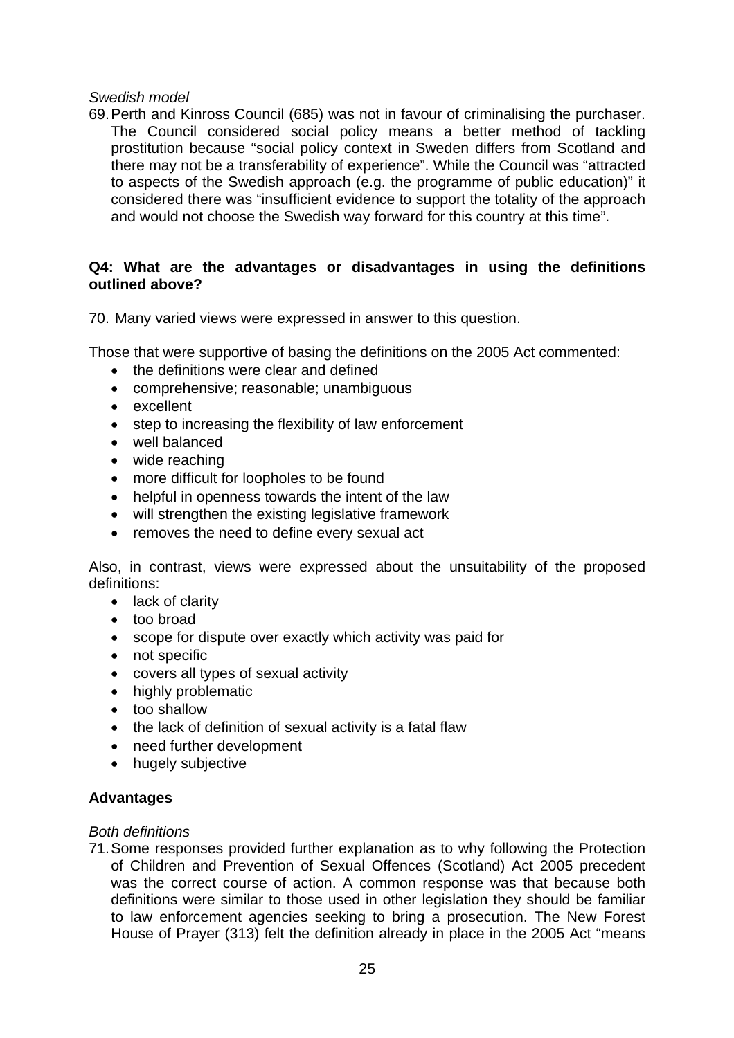*Swedish model*

69. Perth and Kinross Council (685) was not in favour of criminalising the purchaser. The Council considered social policy means a better method of tackling prostitution because "social policy context in Sweden differs from Scotland and there may not be a transferability of experience". While the Council was "attracted to aspects of the Swedish approach (e.g. the programme of public education)" it considered there was "insufficient evidence to support the totality of the approach and would not choose the Swedish way forward for this country at this time".

**Q4: What are the advantages or disadvantages in using the definitions outlined above?**

70. Many varied views were expressed in answer to this question.

Those that were supportive of basing the definitions on the 2005 Act commented:

- the definitions were clear and defined
- comprehensive; reasonable; unambiguous
- excellent
- step to increasing the flexibility of law enforcement
- well balanced
- wide reaching
- more difficult for loopholes to be found
- helpful in openness towards the intent of the law
- will strengthen the existing legislative framework
- removes the need to define every sexual act

Also, in contrast, views were expressed about the unsuitability of the proposed definitions:

- lack of clarity
- too broad
- scope for dispute over exactly which activity was paid for
- not specific
- covers all types of sexual activity
- highly problematic
- too shallow
- the lack of definition of sexual activity is a fatal flaw
- need further development
- hugely subjective

**Advantages**

*Both definitions*

71. Some responses provided further explanation as to why following the Protection of Children and Prevention of Sexual Offences (Scotland) Act 2005 precedent was the correct course of action. A common response was that because both definitions were similar to those used in other legislation they should be familiar to law enforcement agencies seeking to bring a prosecution. The New Forest House of Prayer (313) felt the definition already in place in the 2005 Act "means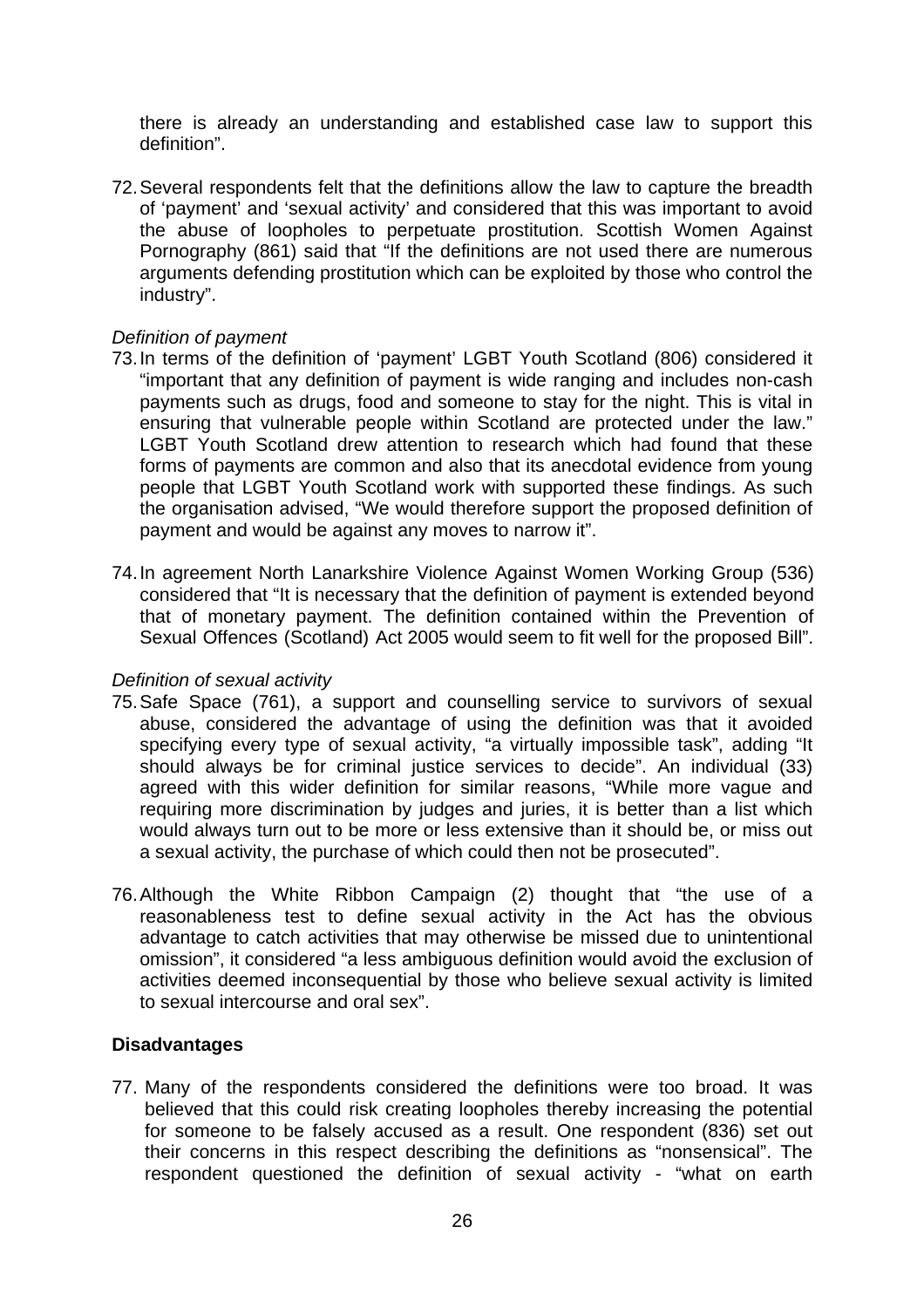there is already an understanding and established case law to support this definition".

72. Several respondents felt that the definitions allow the law to capture the breadth of 'payment' and 'sexual activity' and considered that this was important to avoid the abuse of loopholes to perpetuate prostitution. Scottish Women Against Pornography (861) said that "If the definitions are not used there are numerous arguments defending prostitution which can be exploited by those who control the industry".

*Definition of payment*

73. In terms of the definition of 'payment' LGBT Youth Scotland (806) considered it "important that any definition of payment is wide ranging and includes non-cash payments such as drugs, food and someone to stay for the night. This is vital in ensuring that vulnerable people within Scotland are protected under the law." LGBT Youth Scotland drew attention to research which had found that these forms of payments are common and also that its anecdotal evidence from young people that LGBT Youth Scotland work with supported these findings. As such the organisation advised, "We would therefore support the proposed definition of payment and would be against any moves to narrow it".

74. In agreement North Lanarkshire Violence Against Women Working Group (536) considered that "It is necessary that the definition of payment is extended beyond that of monetary payment. The definition contained within the Prevention of Sexual Offences (Scotland) Act 2005 would seem to fit well for the proposed Bill".

*Definition of sexual activity*

75. Safe Space (761), a support and counselling service to survivors of sexual abuse, considered the advantage of using the definition was that it avoided specifying every type of sexual activity, "a virtually impossible task", adding "It should always be for criminal justice services to decide". An individual (33) agreed with this wider definition for similar reasons, "While more vague and requiring more discrimination by judges and juries, it is better than a list which would always turn out to be more or less extensive than it should be, or miss out a sexual activity, the purchase of which could then not be prosecuted".

76. Although the White Ribbon Campaign (2) thought that "the use of a reasonableness test to define sexual activity in the Act has the obvious advantage to catch activities that may otherwise be missed due to unintentional omission", it considered "a less ambiguous definition would avoid the exclusion of activities deemed inconsequential by those who believe sexual activity is limited to sexual intercourse and oral sex".

**Disadvantages**

77. Many of the respondents considered the definitions were too broad. It was believed that this could risk creating loopholes thereby increasing the potential for someone to be falsely accused as a result. One respondent (836) set out their concerns in this respect describing the definitions as "nonsensical". The respondent questioned the definition of sexual activity - "what on earth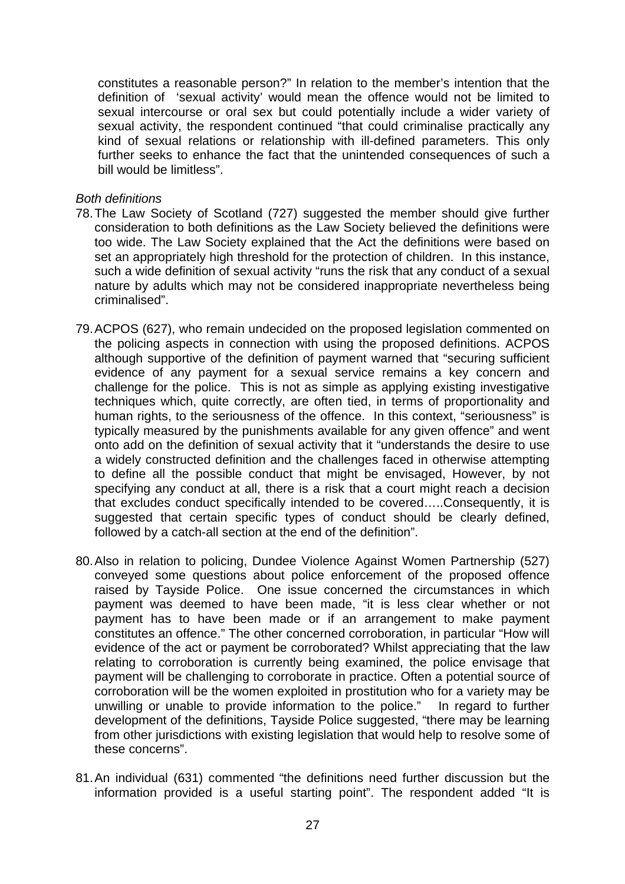constitutes a reasonable person?" In relation to the member's intention that the definition of 'sexual activity' would mean the offence would not be limited to sexual intercourse or oral sex but could potentially include a wider variety of sexual activity, the respondent continued "that could criminalise practically any kind of sexual relations or relationship with ill-defined parameters. This only further seeks to enhance the fact that the unintended consequences of such a bill would be limitless".

*Both definitions*

78. The Law Society of Scotland (727) suggested the member should give further consideration to both definitions as the Law Society believed the definitions were too wide. The Law Society explained that the Act the definitions were based on set an appropriately high threshold for the protection of children. In this instance, such a wide definition of sexual activity "runs the risk that any conduct of a sexual nature by adults which may not be considered inappropriate nevertheless being criminalised".

79. ACPOS (627), who remain undecided on the proposed legislation commented on the policing aspects in connection with using the proposed definitions. ACPOS although supportive of the definition of payment warned that "securing sufficient evidence of any payment for a sexual service remains a key concern and challenge for the police. This is not as simple as applying existing investigative techniques which, quite correctly, are often tied, in terms of proportionality and human rights, to the seriousness of the offence. In this context, "seriousness" is typically measured by the punishments available for any given offence" and went onto add on the definition of sexual activity that it "understands the desire to use a widely constructed definition and the challenges faced in otherwise attempting to define all the possible conduct that might be envisaged, However, by not specifying any conduct at all, there is a risk that a court might reach a decision that excludes conduct specifically intended to be covered…..Consequently, it is suggested that certain specific types of conduct should be clearly defined, followed by a catch-all section at the end of the definition".

80. Also in relation to policing, Dundee Violence Against Women Partnership (527) conveyed some questions about police enforcement of the proposed offence raised by Tayside Police. One issue concerned the circumstances in which payment was deemed to have been made, "it is less clear whether or not payment has to have been made or if an arrangement to make payment constitutes an offence." The other concerned corroboration, in particular "How will evidence of the act or payment be corroborated? Whilst appreciating that the law relating to corroboration is currently being examined, the police envisage that payment will be challenging to corroborate in practice. Often a potential source of corroboration will be the women exploited in prostitution who for a variety may be unwilling or unable to provide information to the police." In regard to further development of the definitions, Tayside Police suggested, "there may be learning from other jurisdictions with existing legislation that would help to resolve some of these concerns".

81. An individual (631) commented "the definitions need further discussion but the information provided is a useful starting point". The respondent added "It is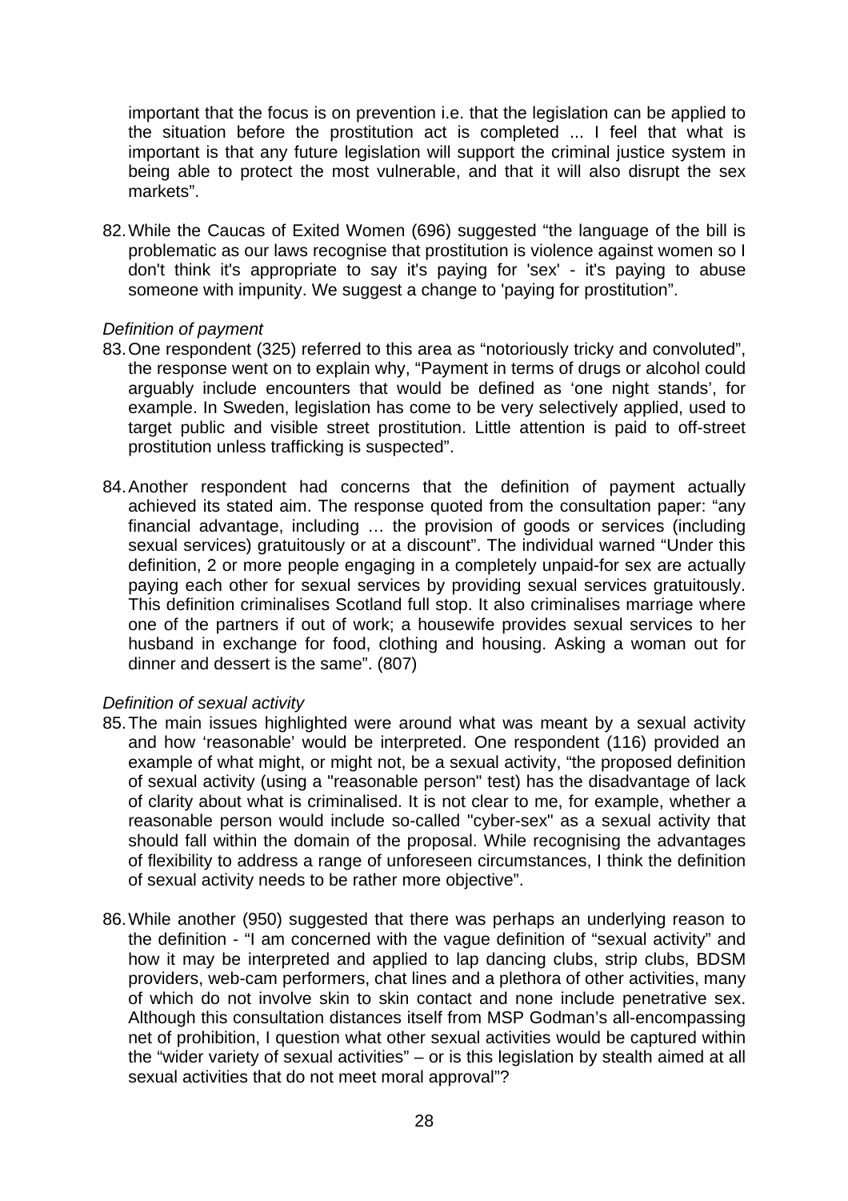important that the focus is on prevention i.e. that the legislation can be applied to the situation before the prostitution act is completed ... I feel that what is important is that any future legislation will support the criminal justice system in being able to protect the most vulnerable, and that it will also disrupt the sex markets".

82. While the Caucas of Exited Women (696) suggested "the language of the bill is problematic as our laws recognise that prostitution is violence against women so I don't think it's appropriate to say it's paying for 'sex' - it's paying to abuse someone with impunity. We suggest a change to 'paying for prostitution".

*Definition of payment*

83. One respondent (325) referred to this area as "notoriously tricky and convoluted", the response went on to explain why, "Payment in terms of drugs or alcohol could arguably include encounters that would be defined as 'one night stands', for example. In Sweden, legislation has come to be very selectively applied, used to target public and visible street prostitution. Little attention is paid to off-street prostitution unless trafficking is suspected".

84. Another respondent had concerns that the definition of payment actually achieved its stated aim. The response quoted from the consultation paper: "any financial advantage, including … the provision of goods or services (including sexual services) gratuitously or at a discount". The individual warned "Under this definition, 2 or more people engaging in a completely unpaid-for sex are actually paying each other for sexual services by providing sexual services gratuitously. This definition criminalises Scotland full stop. It also criminalises marriage where one of the partners if out of work; a housewife provides sexual services to her husband in exchange for food, clothing and housing. Asking a woman out for dinner and dessert is the same". (807)

*Definition of sexual activity*

85. The main issues highlighted were around what was meant by a sexual activity and how 'reasonable' would be interpreted. One respondent (116) provided an example of what might, or might not, be a sexual activity, "the proposed definition of sexual activity (using a "reasonable person" test) has the disadvantage of lack of clarity about what is criminalised. It is not clear to me, for example, whether a reasonable person would include so-called "cyber-sex" as a sexual activity that should fall within the domain of the proposal. While recognising the advantages of flexibility to address a range of unforeseen circumstances, I think the definition of sexual activity needs to be rather more objective".

86. While another (950) suggested that there was perhaps an underlying reason to the definition - "I am concerned with the vague definition of "sexual activity" and how it may be interpreted and applied to lap dancing clubs, strip clubs, BDSM providers, web-cam performers, chat lines and a plethora of other activities, many of which do not involve skin to skin contact and none include penetrative sex. Although this consultation distances itself from MSP Godman's all-encompassing net of prohibition, I question what other sexual activities would be captured within the "wider variety of sexual activities" – or is this legislation by stealth aimed at all sexual activities that do not meet moral approval"?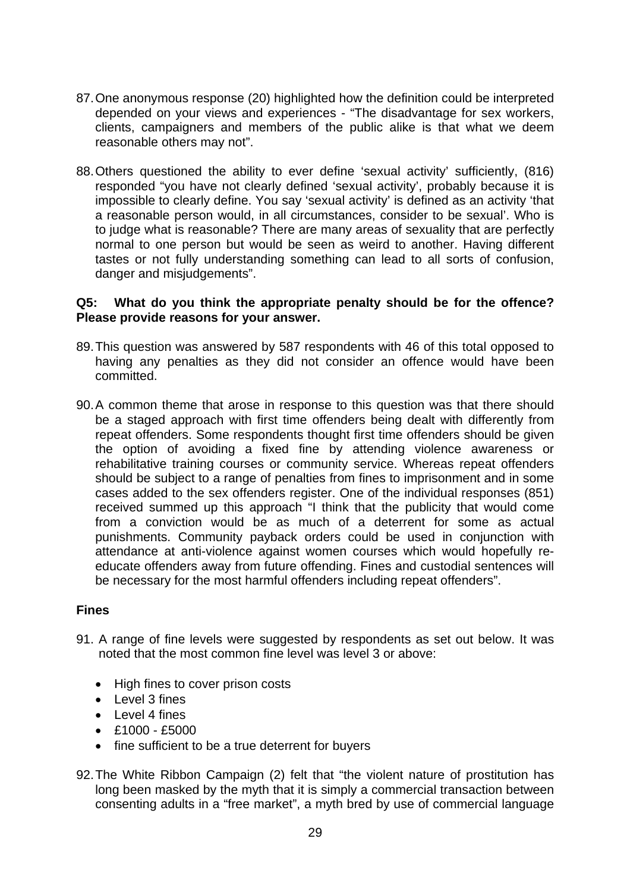87. One anonymous response (20) highlighted how the definition could be interpreted depended on your views and experiences - "The disadvantage for sex workers, clients, campaigners and members of the public alike is that what we deem reasonable others may not".

88. Others questioned the ability to ever define 'sexual activity' sufficiently, (816) responded "you have not clearly defined 'sexual activity', probably because it is impossible to clearly define. You say 'sexual activity' is defined as an activity 'that a reasonable person would, in all circumstances, consider to be sexual'. Who is to judge what is reasonable? There are many areas of sexuality that are perfectly normal to one person but would be seen as weird to another. Having different tastes or not fully understanding something can lead to all sorts of confusion, danger and misjudgements".

**Q5: What do you think the appropriate penalty should be for the offence? Please provide reasons for your answer.**

89. This question was answered by 587 respondents with 46 of this total opposed to having any penalties as they did not consider an offence would have been committed.

90. A common theme that arose in response to this question was that there should be a staged approach with first time offenders being dealt with differently from repeat offenders. Some respondents thought first time offenders should be given the option of avoiding a fixed fine by attending violence awareness or rehabilitative training courses or community service. Whereas repeat offenders should be subject to a range of penalties from fines to imprisonment and in some cases added to the sex offenders register. One of the individual responses (851) received summed up this approach "I think that the publicity that would come from a conviction would be as much of a deterrent for some as actual punishments. Community payback orders could be used in conjunction with attendance at anti-violence against women courses which would hopefully re-educate offenders away from future offending. Fines and custodial sentences will be necessary for the most harmful offenders including repeat offenders".

**Fines**

91. A range of fine levels were suggested by respondents as set out below. It was noted that the most common fine level was level 3 or above:

- High fines to cover prison costs
- Level 3 fines
- Level 4 fines
- £1000 - £5000
- fine sufficient to be a true deterrent for buyers

92. The White Ribbon Campaign (2) felt that "the violent nature of prostitution has long been masked by the myth that it is simply a commercial transaction between consenting adults in a "free market", a myth bred by use of commercial language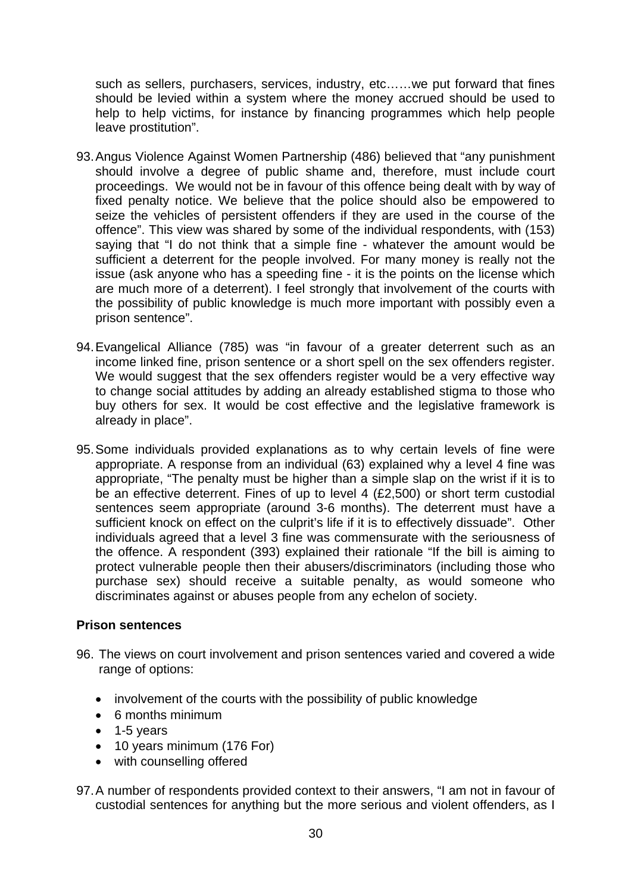such as sellers, purchasers, services, industry, etc……we put forward that fines should be levied within a system where the money accrued should be used to help to help victims, for instance by financing programmes which help people leave prostitution".

93. Angus Violence Against Women Partnership (486) believed that "any punishment should involve a degree of public shame and, therefore, must include court proceedings. We would not be in favour of this offence being dealt with by way of fixed penalty notice. We believe that the police should also be empowered to seize the vehicles of persistent offenders if they are used in the course of the offence". This view was shared by some of the individual respondents, with (153) saying that "I do not think that a simple fine - whatever the amount would be sufficient a deterrent for the people involved. For many money is really not the issue (ask anyone who has a speeding fine - it is the points on the license which are much more of a deterrent). I feel strongly that involvement of the courts with the possibility of public knowledge is much more important with possibly even a prison sentence".

94. Evangelical Alliance (785) was "in favour of a greater deterrent such as an income linked fine, prison sentence or a short spell on the sex offenders register. We would suggest that the sex offenders register would be a very effective way to change social attitudes by adding an already established stigma to those who buy others for sex. It would be cost effective and the legislative framework is already in place".

95. Some individuals provided explanations as to why certain levels of fine were appropriate. A response from an individual (63) explained why a level 4 fine was appropriate, "The penalty must be higher than a simple slap on the wrist if it is to be an effective deterrent. Fines of up to level 4 (£2,500) or short term custodial sentences seem appropriate (around 3-6 months). The deterrent must have a sufficient knock on effect on the culprit's life if it is to effectively dissuade". Other individuals agreed that a level 3 fine was commensurate with the seriousness of the offence. A respondent (393) explained their rationale "If the bill is aiming to protect vulnerable people then their abusers/discriminators (including those who purchase sex) should receive a suitable penalty, as would someone who discriminates against or abuses people from any echelon of society.

**Prison sentences**

96. The views on court involvement and prison sentences varied and covered a wide range of options:

- involvement of the courts with the possibility of public knowledge
- 6 months minimum
- 1-5 years
- 10 years minimum (176 For)
- with counselling offered

97. A number of respondents provided context to their answers, "I am not in favour of custodial sentences for anything but the more serious and violent offenders, as I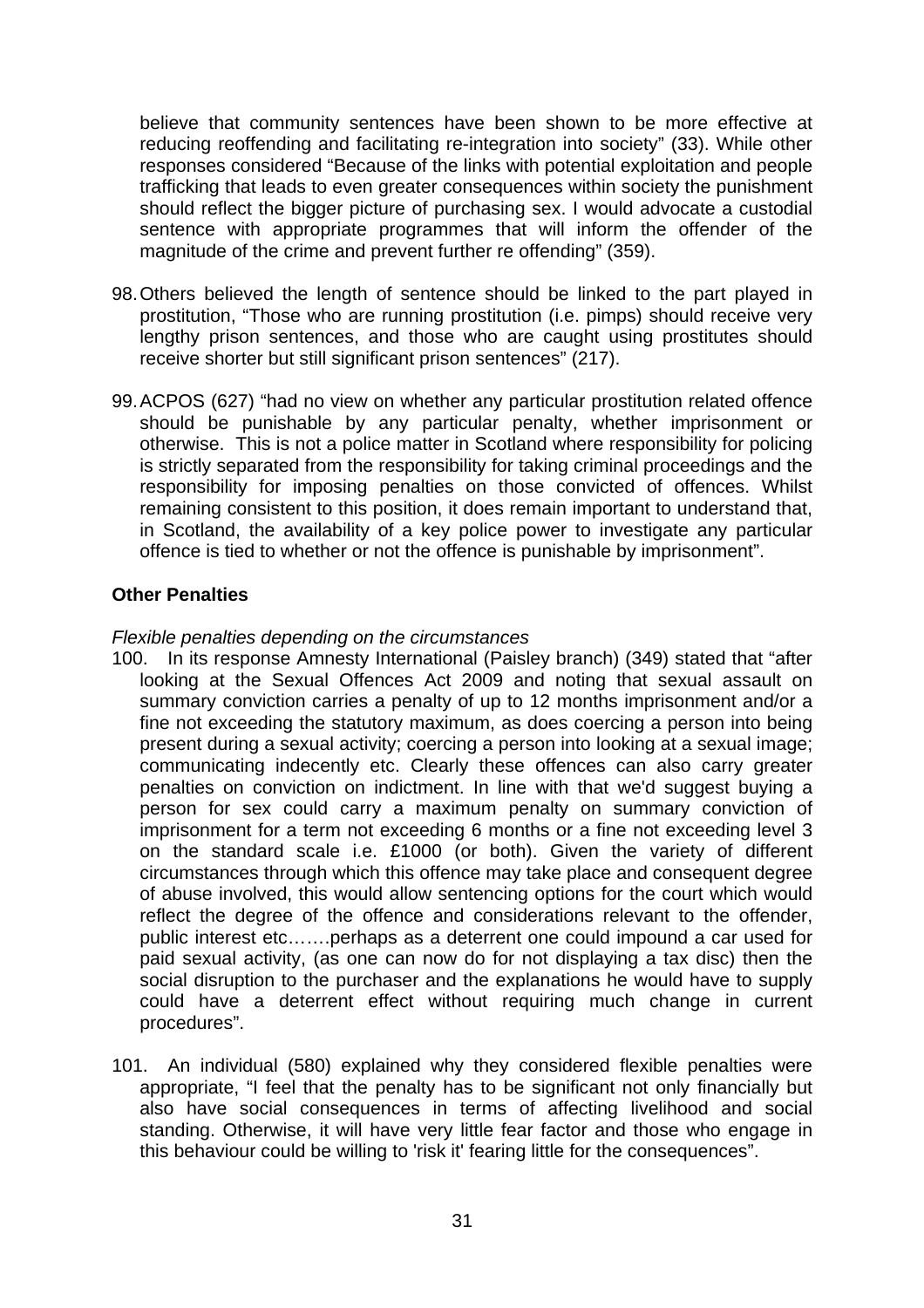believe that community sentences have been shown to be more effective at reducing reoffending and facilitating re-integration into society" (33). While other responses considered "Because of the links with potential exploitation and people trafficking that leads to even greater consequences within society the punishment should reflect the bigger picture of purchasing sex. I would advocate a custodial sentence with appropriate programmes that will inform the offender of the magnitude of the crime and prevent further re offending" (359).

98. Others believed the length of sentence should be linked to the part played in prostitution, "Those who are running prostitution (i.e. pimps) should receive very lengthy prison sentences, and those who are caught using prostitutes should receive shorter but still significant prison sentences" (217).

99. ACPOS (627) "had no view on whether any particular prostitution related offence should be punishable by any particular penalty, whether imprisonment or otherwise. This is not a police matter in Scotland where responsibility for policing is strictly separated from the responsibility for taking criminal proceedings and the responsibility for imposing penalties on those convicted of offences. Whilst remaining consistent to this position, it does remain important to understand that, in Scotland, the availability of a key police power to investigate any particular offence is tied to whether or not the offence is punishable by imprisonment".

**Other Penalties**

*Flexible penalties depending on the circumstances*

100. In its response Amnesty International (Paisley branch) (349) stated that "after looking at the Sexual Offences Act 2009 and noting that sexual assault on summary conviction carries a penalty of up to 12 months imprisonment and/or a fine not exceeding the statutory maximum, as does coercing a person into being present during a sexual activity; coercing a person into looking at a sexual image; communicating indecently etc. Clearly these offences can also carry greater penalties on conviction on indictment. In line with that we'd suggest buying a person for sex could carry a maximum penalty on summary conviction of imprisonment for a term not exceeding 6 months or a fine not exceeding level 3 on the standard scale i.e. £1000 (or both). Given the variety of different circumstances through which this offence may take place and consequent degree of abuse involved, this would allow sentencing options for the court which would reflect the degree of the offence and considerations relevant to the offender, public interest etc…….perhaps as a deterrent one could impound a car used for paid sexual activity, (as one can now do for not displaying a tax disc) then the social disruption to the purchaser and the explanations he would have to supply could have a deterrent effect without requiring much change in current procedures".

101. An individual (580) explained why they considered flexible penalties were appropriate, "I feel that the penalty has to be significant not only financially but also have social consequences in terms of affecting livelihood and social standing. Otherwise, it will have very little fear factor and those who engage in this behaviour could be willing to 'risk it' fearing little for the consequences".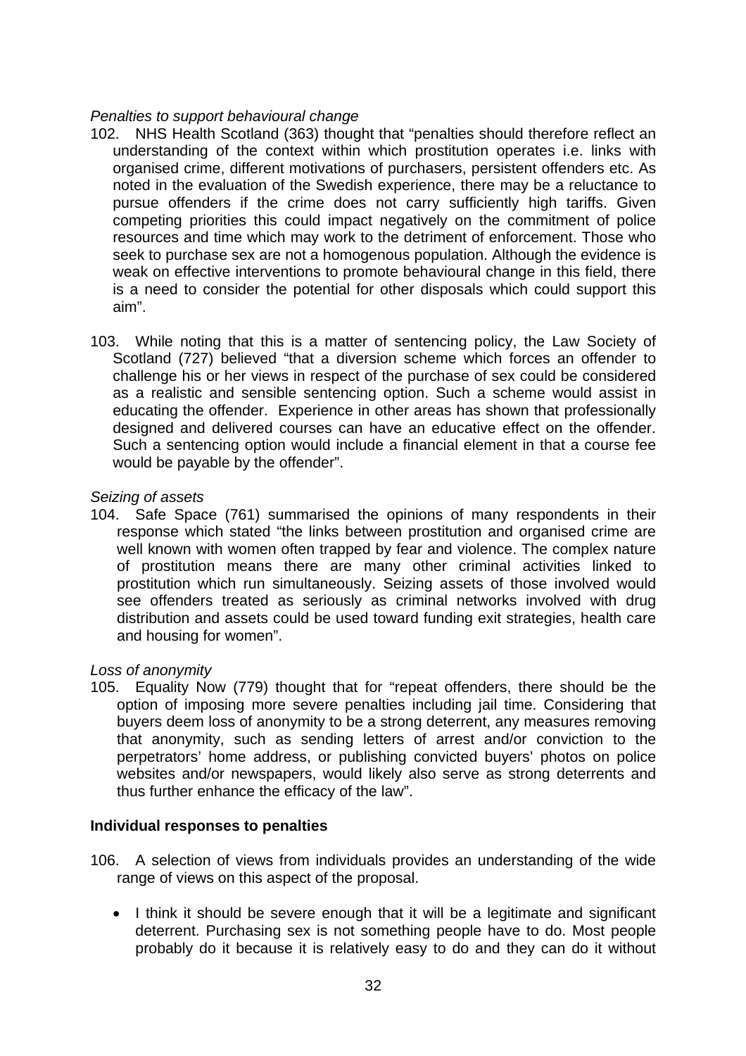*Penalties to support behavioural change*

102. NHS Health Scotland (363) thought that "penalties should therefore reflect an understanding of the context within which prostitution operates i.e. links with organised crime, different motivations of purchasers, persistent offenders etc. As noted in the evaluation of the Swedish experience, there may be a reluctance to pursue offenders if the crime does not carry sufficiently high tariffs. Given competing priorities this could impact negatively on the commitment of police resources and time which may work to the detriment of enforcement. Those who seek to purchase sex are not a homogenous population. Although the evidence is weak on effective interventions to promote behavioural change in this field, there is a need to consider the potential for other disposals which could support this aim".

103. While noting that this is a matter of sentencing policy, the Law Society of Scotland (727) believed "that a diversion scheme which forces an offender to challenge his or her views in respect of the purchase of sex could be considered as a realistic and sensible sentencing option. Such a scheme would assist in educating the offender. Experience in other areas has shown that professionally designed and delivered courses can have an educative effect on the offender. Such a sentencing option would include a financial element in that a course fee would be payable by the offender".

*Seizing of assets*

104. Safe Space (761) summarised the opinions of many respondents in their response which stated "the links between prostitution and organised crime are well known with women often trapped by fear and violence. The complex nature of prostitution means there are many other criminal activities linked to prostitution which run simultaneously. Seizing assets of those involved would see offenders treated as seriously as criminal networks involved with drug distribution and assets could be used toward funding exit strategies, health care and housing for women".

*Loss of anonymity*

105. Equality Now (779) thought that for "repeat offenders, there should be the option of imposing more severe penalties including jail time. Considering that buyers deem loss of anonymity to be a strong deterrent, any measures removing that anonymity, such as sending letters of arrest and/or conviction to the perpetrators' home address, or publishing convicted buyers' photos on police websites and/or newspapers, would likely also serve as strong deterrents and thus further enhance the efficacy of the law".

**Individual responses to penalties**

106. A selection of views from individuals provides an understanding of the wide range of views on this aspect of the proposal.

- I think it should be severe enough that it will be a legitimate and significant deterrent. Purchasing sex is not something people have to do. Most people probably do it because it is relatively easy to do and they can do it without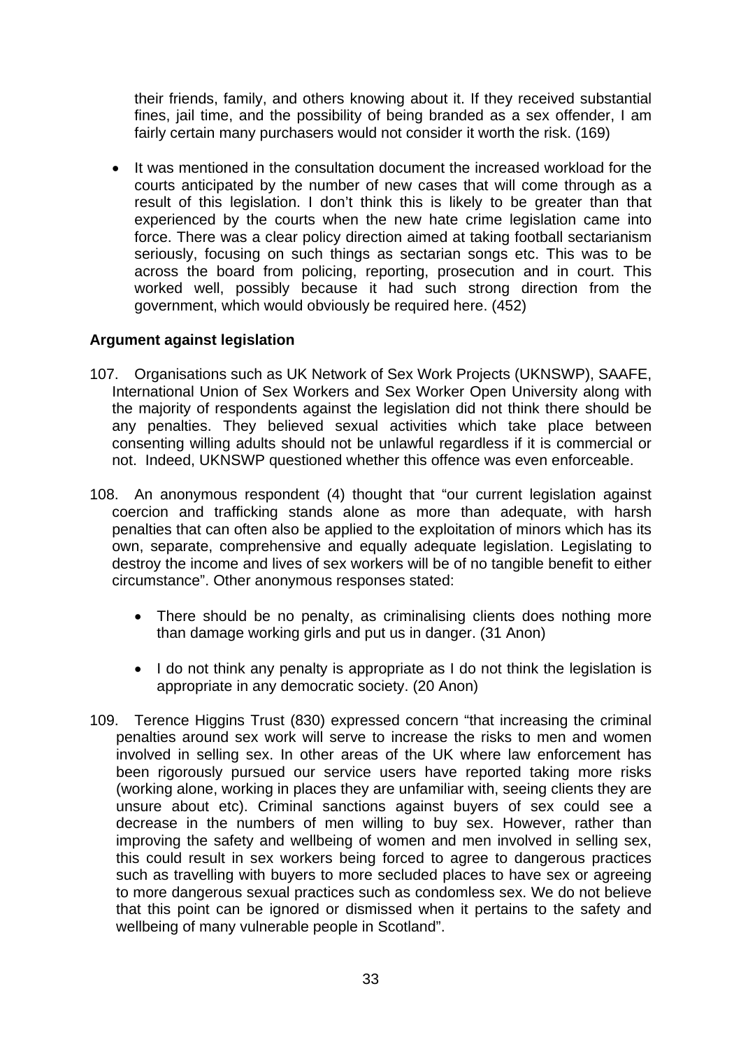their friends, family, and others knowing about it. If they received substantial fines, jail time, and the possibility of being branded as a sex offender, I am fairly certain many purchasers would not consider it worth the risk. (169)

- It was mentioned in the consultation document the increased workload for the courts anticipated by the number of new cases that will come through as a result of this legislation. I don't think this is likely to be greater than that experienced by the courts when the new hate crime legislation came into force. There was a clear policy direction aimed at taking football sectarianism seriously, focusing on such things as sectarian songs etc. This was to be across the board from policing, reporting, prosecution and in court. This worked well, possibly because it had such strong direction from the government, which would obviously be required here. (452)

**Argument against legislation**

107. Organisations such as UK Network of Sex Work Projects (UKNSWP), SAAFE, International Union of Sex Workers and Sex Worker Open University along with the majority of respondents against the legislation did not think there should be any penalties. They believed sexual activities which take place between consenting willing adults should not be unlawful regardless if it is commercial or not. Indeed, UKNSWP questioned whether this offence was even enforceable.

108. An anonymous respondent (4) thought that "our current legislation against coercion and trafficking stands alone as more than adequate, with harsh penalties that can often also be applied to the exploitation of minors which has its own, separate, comprehensive and equally adequate legislation. Legislating to destroy the income and lives of sex workers will be of no tangible benefit to either circumstance". Other anonymous responses stated:

    - There should be no penalty, as criminalising clients does nothing more than damage working girls and put us in danger. (31 Anon)

    - I do not think any penalty is appropriate as I do not think the legislation is appropriate in any democratic society. (20 Anon)

109. Terence Higgins Trust (830) expressed concern "that increasing the criminal penalties around sex work will serve to increase the risks to men and women involved in selling sex. In other areas of the UK where law enforcement has been rigorously pursued our service users have reported taking more risks (working alone, working in places they are unfamiliar with, seeing clients they are unsure about etc). Criminal sanctions against buyers of sex could see a decrease in the numbers of men willing to buy sex. However, rather than improving the safety and wellbeing of women and men involved in selling sex, this could result in sex workers being forced to agree to dangerous practices such as travelling with buyers to more secluded places to have sex or agreeing to more dangerous sexual practices such as condomless sex. We do not believe that this point can be ignored or dismissed when it pertains to the safety and wellbeing of many vulnerable people in Scotland".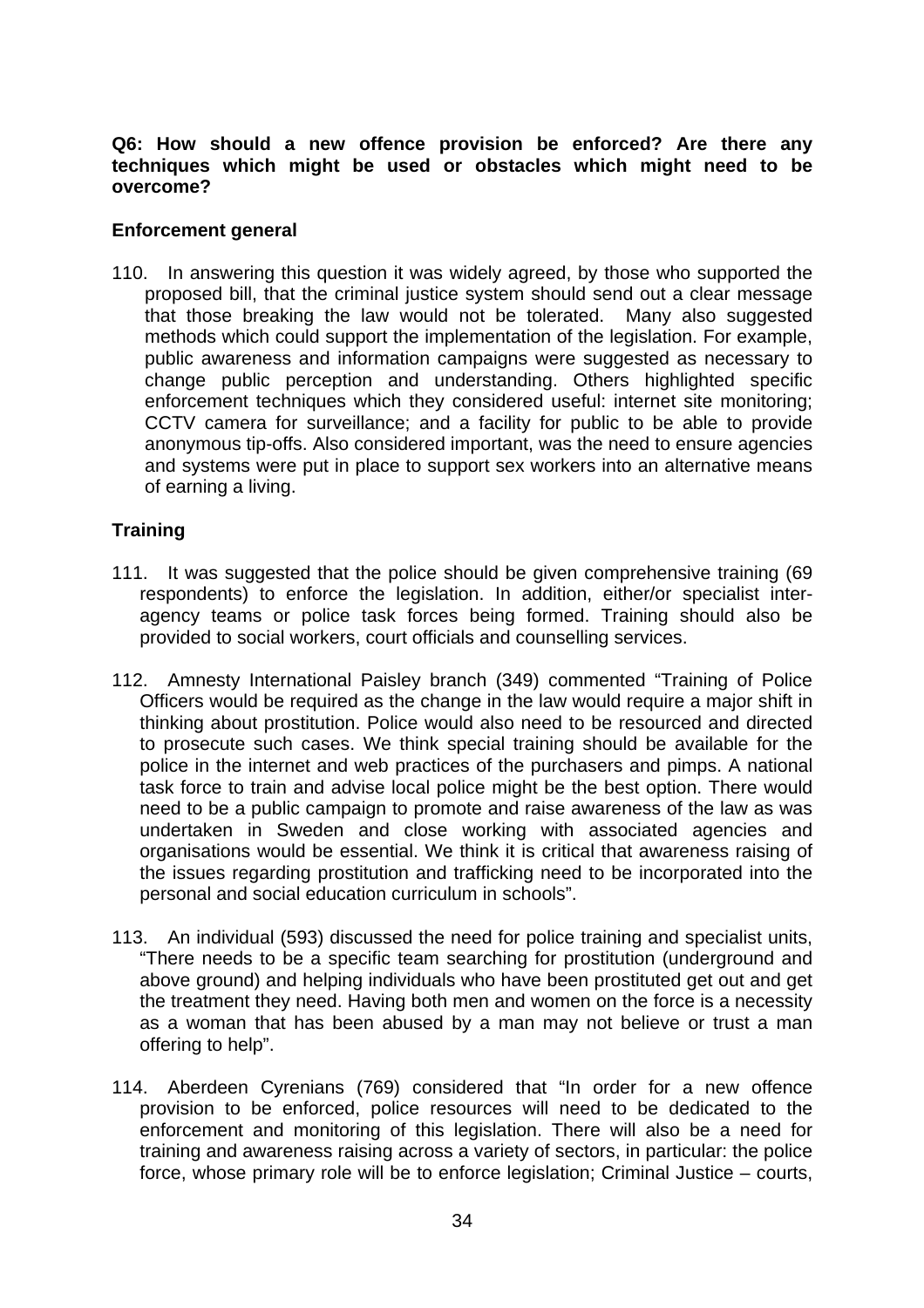**Q6: How should a new offence provision be enforced? Are there any techniques which might be used or obstacles which might need to be overcome?**

**Enforcement general**

110. In answering this question it was widely agreed, by those who supported the proposed bill, that the criminal justice system should send out a clear message that those breaking the law would not be tolerated. Many also suggested methods which could support the implementation of the legislation. For example, public awareness and information campaigns were suggested as necessary to change public perception and understanding. Others highlighted specific enforcement techniques which they considered useful: internet site monitoring; CCTV camera for surveillance; and a facility for public to be able to provide anonymous tip-offs. Also considered important, was the need to ensure agencies and systems were put in place to support sex workers into an alternative means of earning a living.

**Training**

111. It was suggested that the police should be given comprehensive training (69 respondents) to enforce the legislation. In addition, either/or specialist inter-agency teams or police task forces being formed. Training should also be provided to social workers, court officials and counselling services.

112. Amnesty International Paisley branch (349) commented "Training of Police Officers would be required as the change in the law would require a major shift in thinking about prostitution. Police would also need to be resourced and directed to prosecute such cases. We think special training should be available for the police in the internet and web practices of the purchasers and pimps. A national task force to train and advise local police might be the best option. There would need to be a public campaign to promote and raise awareness of the law as was undertaken in Sweden and close working with associated agencies and organisations would be essential. We think it is critical that awareness raising of the issues regarding prostitution and trafficking need to be incorporated into the personal and social education curriculum in schools".

113. An individual (593) discussed the need for police training and specialist units, "There needs to be a specific team searching for prostitution (underground and above ground) and helping individuals who have been prostituted get out and get the treatment they need. Having both men and women on the force is a necessity as a woman that has been abused by a man may not believe or trust a man offering to help".

114. Aberdeen Cyrenians (769) considered that "In order for a new offence provision to be enforced, police resources will need to be dedicated to the enforcement and monitoring of this legislation. There will also be a need for training and awareness raising across a variety of sectors, in particular: the police force, whose primary role will be to enforce legislation; Criminal Justice – courts,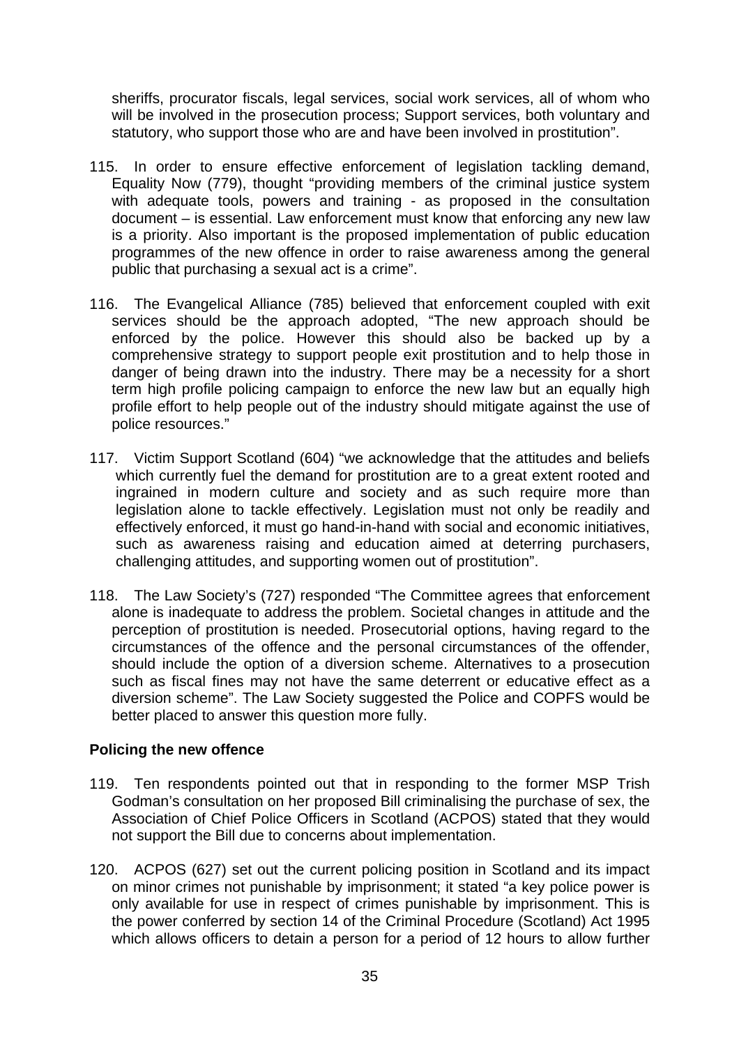sheriffs, procurator fiscals, legal services, social work services, all of whom who will be involved in the prosecution process; Support services, both voluntary and statutory, who support those who are and have been involved in prostitution".

115. In order to ensure effective enforcement of legislation tackling demand, Equality Now (779), thought "providing members of the criminal justice system with adequate tools, powers and training - as proposed in the consultation document – is essential. Law enforcement must know that enforcing any new law is a priority. Also important is the proposed implementation of public education programmes of the new offence in order to raise awareness among the general public that purchasing a sexual act is a crime".

116. The Evangelical Alliance (785) believed that enforcement coupled with exit services should be the approach adopted, "The new approach should be enforced by the police. However this should also be backed up by a comprehensive strategy to support people exit prostitution and to help those in danger of being drawn into the industry. There may be a necessity for a short term high profile policing campaign to enforce the new law but an equally high profile effort to help people out of the industry should mitigate against the use of police resources."

117. Victim Support Scotland (604) "we acknowledge that the attitudes and beliefs which currently fuel the demand for prostitution are to a great extent rooted and ingrained in modern culture and society and as such require more than legislation alone to tackle effectively. Legislation must not only be readily and effectively enforced, it must go hand-in-hand with social and economic initiatives, such as awareness raising and education aimed at deterring purchasers, challenging attitudes, and supporting women out of prostitution".

118. The Law Society's (727) responded "The Committee agrees that enforcement alone is inadequate to address the problem. Societal changes in attitude and the perception of prostitution is needed. Prosecutorial options, having regard to the circumstances of the offence and the personal circumstances of the offender, should include the option of a diversion scheme. Alternatives to a prosecution such as fiscal fines may not have the same deterrent or educative effect as a diversion scheme". The Law Society suggested the Police and COPFS would be better placed to answer this question more fully.

**Policing the new offence**

119. Ten respondents pointed out that in responding to the former MSP Trish Godman's consultation on her proposed Bill criminalising the purchase of sex, the Association of Chief Police Officers in Scotland (ACPOS) stated that they would not support the Bill due to concerns about implementation.

120. ACPOS (627) set out the current policing position in Scotland and its impact on minor crimes not punishable by imprisonment; it stated "a key police power is only available for use in respect of crimes punishable by imprisonment. This is the power conferred by section 14 of the Criminal Procedure (Scotland) Act 1995 which allows officers to detain a person for a period of 12 hours to allow further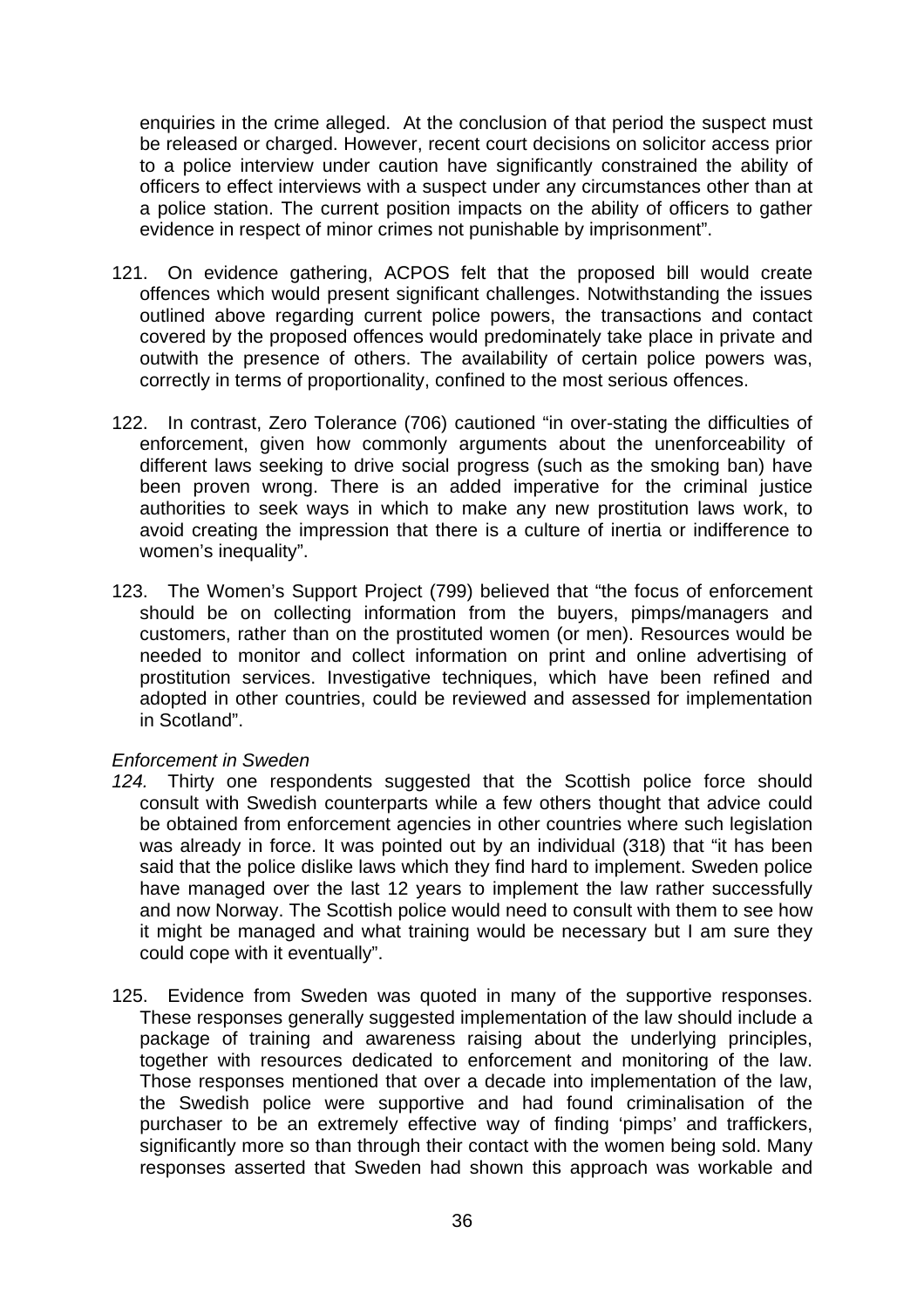enquiries in the crime alleged. At the conclusion of that period the suspect must be released or charged. However, recent court decisions on solicitor access prior to a police interview under caution have significantly constrained the ability of officers to effect interviews with a suspect under any circumstances other than at a police station. The current position impacts on the ability of officers to gather evidence in respect of minor crimes not punishable by imprisonment".

121. On evidence gathering, ACPOS felt that the proposed bill would create offences which would present significant challenges. Notwithstanding the issues outlined above regarding current police powers, the transactions and contact covered by the proposed offences would predominately take place in private and outwith the presence of others. The availability of certain police powers was, correctly in terms of proportionality, confined to the most serious offences.

122. In contrast, Zero Tolerance (706) cautioned "in over-stating the difficulties of enforcement, given how commonly arguments about the unenforceability of different laws seeking to drive social progress (such as the smoking ban) have been proven wrong. There is an added imperative for the criminal justice authorities to seek ways in which to make any new prostitution laws work, to avoid creating the impression that there is a culture of inertia or indifference to women's inequality".

123. The Women's Support Project (799) believed that "the focus of enforcement should be on collecting information from the buyers, pimps/managers and customers, rather than on the prostituted women (or men). Resources would be needed to monitor and collect information on print and online advertising of prostitution services. Investigative techniques, which have been refined and adopted in other countries, could be reviewed and assessed for implementation in Scotland".

*Enforcement in Sweden*

*124.* Thirty one respondents suggested that the Scottish police force should consult with Swedish counterparts while a few others thought that advice could be obtained from enforcement agencies in other countries where such legislation was already in force. It was pointed out by an individual (318) that "it has been said that the police dislike laws which they find hard to implement. Sweden police have managed over the last 12 years to implement the law rather successfully and now Norway. The Scottish police would need to consult with them to see how it might be managed and what training would be necessary but I am sure they could cope with it eventually".

125. Evidence from Sweden was quoted in many of the supportive responses. These responses generally suggested implementation of the law should include a package of training and awareness raising about the underlying principles, together with resources dedicated to enforcement and monitoring of the law. Those responses mentioned that over a decade into implementation of the law, the Swedish police were supportive and had found criminalisation of the purchaser to be an extremely effective way of finding 'pimps' and traffickers, significantly more so than through their contact with the women being sold. Many responses asserted that Sweden had shown this approach was workable and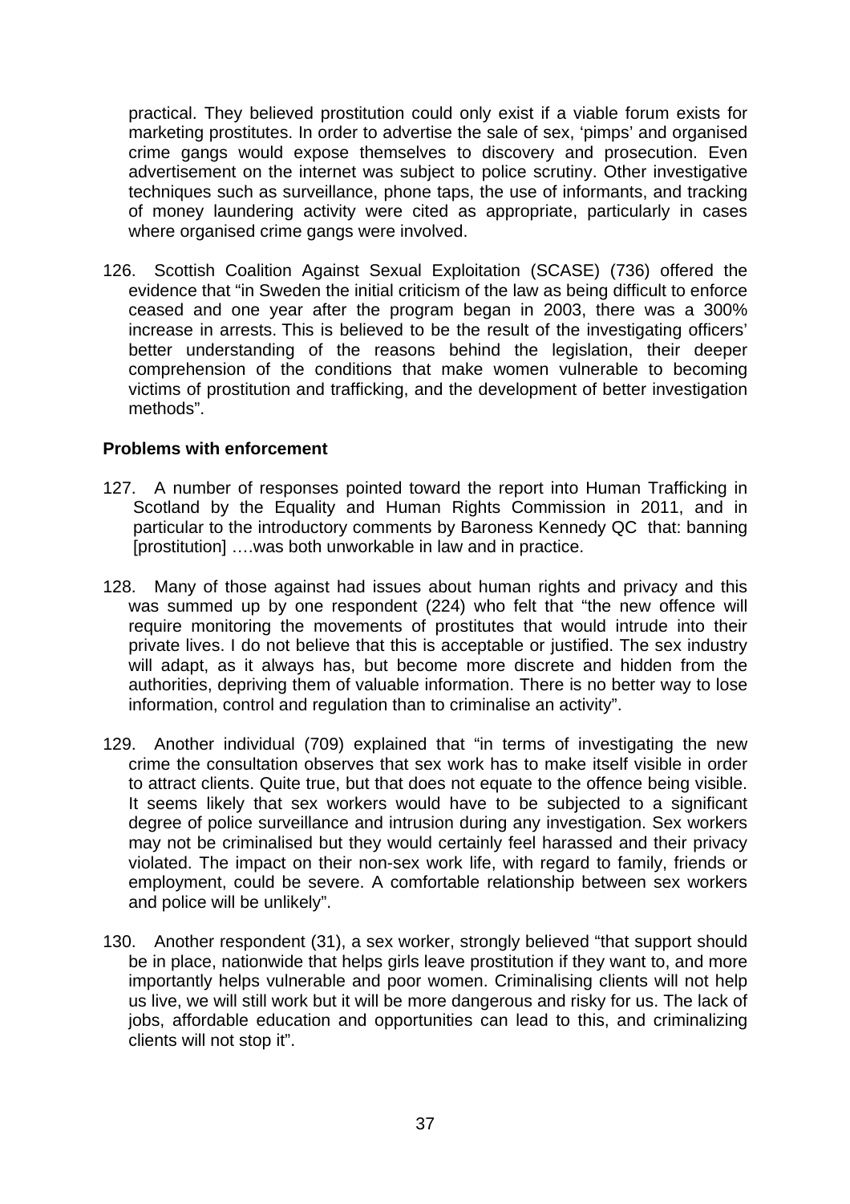practical. They believed prostitution could only exist if a viable forum exists for marketing prostitutes. In order to advertise the sale of sex, 'pimps' and organised crime gangs would expose themselves to discovery and prosecution. Even advertisement on the internet was subject to police scrutiny. Other investigative techniques such as surveillance, phone taps, the use of informants, and tracking of money laundering activity were cited as appropriate, particularly in cases where organised crime gangs were involved.

126. Scottish Coalition Against Sexual Exploitation (SCASE) (736) offered the evidence that "in Sweden the initial criticism of the law as being difficult to enforce ceased and one year after the program began in 2003, there was a 300% increase in arrests. This is believed to be the result of the investigating officers' better understanding of the reasons behind the legislation, their deeper comprehension of the conditions that make women vulnerable to becoming victims of prostitution and trafficking, and the development of better investigation methods".

**Problems with enforcement**

127. A number of responses pointed toward the report into Human Trafficking in Scotland by the Equality and Human Rights Commission in 2011, and in particular to the introductory comments by Baroness Kennedy QC that: banning [prostitution] ….was both unworkable in law and in practice.

128. Many of those against had issues about human rights and privacy and this was summed up by one respondent (224) who felt that "the new offence will require monitoring the movements of prostitutes that would intrude into their private lives. I do not believe that this is acceptable or justified. The sex industry will adapt, as it always has, but become more discrete and hidden from the authorities, depriving them of valuable information. There is no better way to lose information, control and regulation than to criminalise an activity".

129. Another individual (709) explained that "in terms of investigating the new crime the consultation observes that sex work has to make itself visible in order to attract clients. Quite true, but that does not equate to the offence being visible. It seems likely that sex workers would have to be subjected to a significant degree of police surveillance and intrusion during any investigation. Sex workers may not be criminalised but they would certainly feel harassed and their privacy violated. The impact on their non-sex work life, with regard to family, friends or employment, could be severe. A comfortable relationship between sex workers and police will be unlikely".

130. Another respondent (31), a sex worker, strongly believed "that support should be in place, nationwide that helps girls leave prostitution if they want to, and more importantly helps vulnerable and poor women. Criminalising clients will not help us live, we will still work but it will be more dangerous and risky for us. The lack of jobs, affordable education and opportunities can lead to this, and criminalizing clients will not stop it".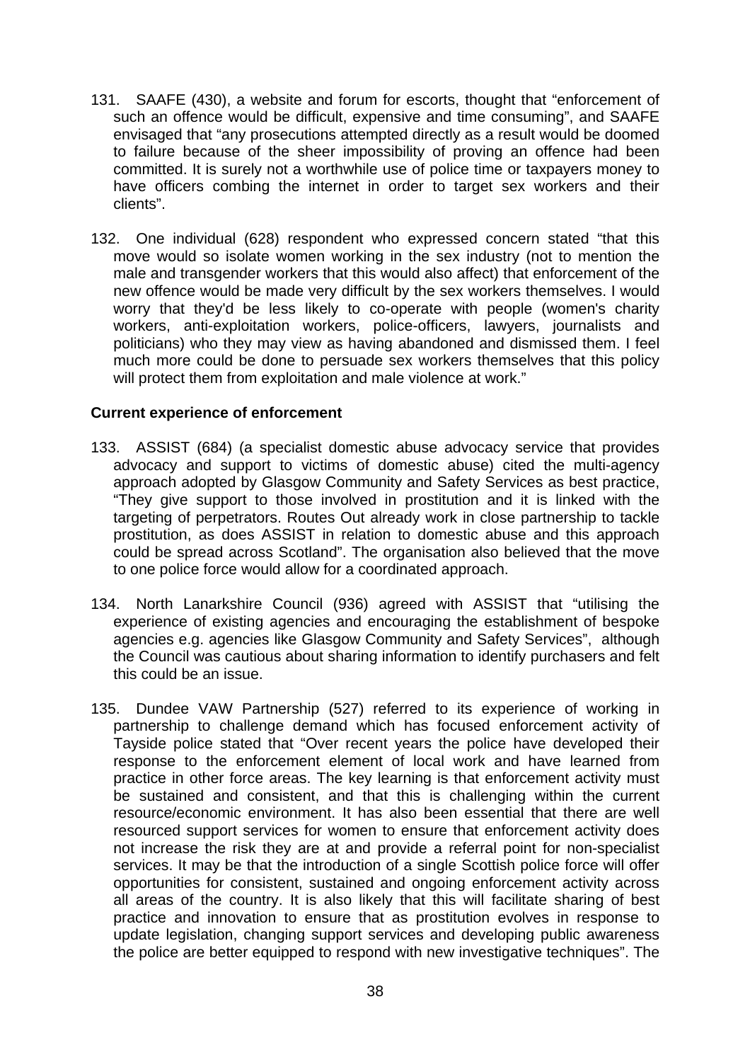131. SAAFE (430), a website and forum for escorts, thought that "enforcement of such an offence would be difficult, expensive and time consuming", and SAAFE envisaged that "any prosecutions attempted directly as a result would be doomed to failure because of the sheer impossibility of proving an offence had been committed. It is surely not a worthwhile use of police time or taxpayers money to have officers combing the internet in order to target sex workers and their clients".

132. One individual (628) respondent who expressed concern stated "that this move would so isolate women working in the sex industry (not to mention the male and transgender workers that this would also affect) that enforcement of the new offence would be made very difficult by the sex workers themselves. I would worry that they'd be less likely to co-operate with people (women's charity workers, anti-exploitation workers, police-officers, lawyers, journalists and politicians) who they may view as having abandoned and dismissed them. I feel much more could be done to persuade sex workers themselves that this policy will protect them from exploitation and male violence at work."

**Current experience of enforcement**

133. ASSIST (684) (a specialist domestic abuse advocacy service that provides advocacy and support to victims of domestic abuse) cited the multi-agency approach adopted by Glasgow Community and Safety Services as best practice, "They give support to those involved in prostitution and it is linked with the targeting of perpetrators. Routes Out already work in close partnership to tackle prostitution, as does ASSIST in relation to domestic abuse and this approach could be spread across Scotland". The organisation also believed that the move to one police force would allow for a coordinated approach.

134. North Lanarkshire Council (936) agreed with ASSIST that "utilising the experience of existing agencies and encouraging the establishment of bespoke agencies e.g. agencies like Glasgow Community and Safety Services", although the Council was cautious about sharing information to identify purchasers and felt this could be an issue.

135. Dundee VAW Partnership (527) referred to its experience of working in partnership to challenge demand which has focused enforcement activity of Tayside police stated that "Over recent years the police have developed their response to the enforcement element of local work and have learned from practice in other force areas. The key learning is that enforcement activity must be sustained and consistent, and that this is challenging within the current resource/economic environment. It has also been essential that there are well resourced support services for women to ensure that enforcement activity does not increase the risk they are at and provide a referral point for non-specialist services. It may be that the introduction of a single Scottish police force will offer opportunities for consistent, sustained and ongoing enforcement activity across all areas of the country. It is also likely that this will facilitate sharing of best practice and innovation to ensure that as prostitution evolves in response to update legislation, changing support services and developing public awareness the police are better equipped to respond with new investigative techniques". The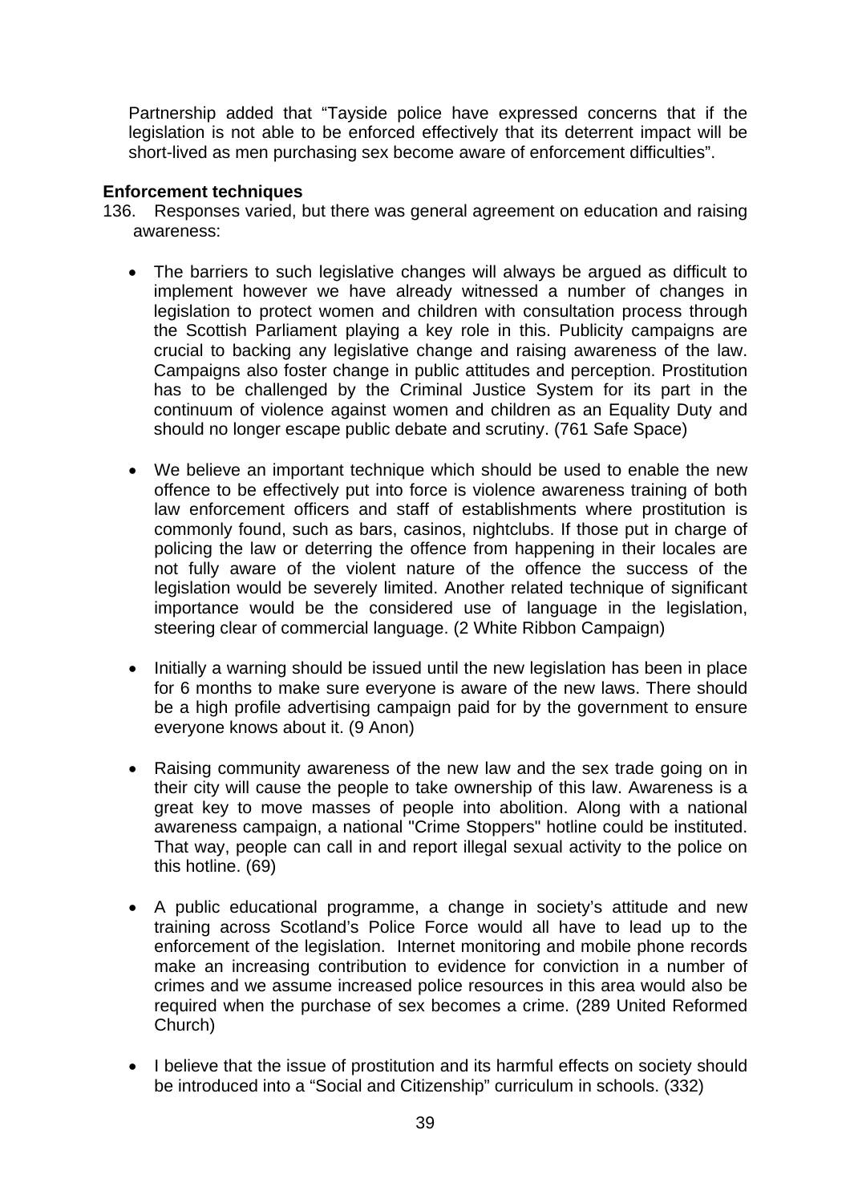Partnership added that "Tayside police have expressed concerns that if the legislation is not able to be enforced effectively that its deterrent impact will be short-lived as men purchasing sex become aware of enforcement difficulties".

**Enforcement techniques**

136. Responses varied, but there was general agreement on education and raising awareness:

- The barriers to such legislative changes will always be argued as difficult to implement however we have already witnessed a number of changes in legislation to protect women and children with consultation process through the Scottish Parliament playing a key role in this. Publicity campaigns are crucial to backing any legislative change and raising awareness of the law. Campaigns also foster change in public attitudes and perception. Prostitution has to be challenged by the Criminal Justice System for its part in the continuum of violence against women and children as an Equality Duty and should no longer escape public debate and scrutiny. (761 Safe Space)

- We believe an important technique which should be used to enable the new offence to be effectively put into force is violence awareness training of both law enforcement officers and staff of establishments where prostitution is commonly found, such as bars, casinos, nightclubs. If those put in charge of policing the law or deterring the offence from happening in their locales are not fully aware of the violent nature of the offence the success of the legislation would be severely limited. Another related technique of significant importance would be the considered use of language in the legislation, steering clear of commercial language. (2 White Ribbon Campaign)

- Initially a warning should be issued until the new legislation has been in place for 6 months to make sure everyone is aware of the new laws. There should be a high profile advertising campaign paid for by the government to ensure everyone knows about it. (9 Anon)

- Raising community awareness of the new law and the sex trade going on in their city will cause the people to take ownership of this law. Awareness is a great key to move masses of people into abolition. Along with a national awareness campaign, a national "Crime Stoppers" hotline could be instituted. That way, people can call in and report illegal sexual activity to the police on this hotline. (69)

- A public educational programme, a change in society's attitude and new training across Scotland's Police Force would all have to lead up to the enforcement of the legislation. Internet monitoring and mobile phone records make an increasing contribution to evidence for conviction in a number of crimes and we assume increased police resources in this area would also be required when the purchase of sex becomes a crime. (289 United Reformed Church)

- I believe that the issue of prostitution and its harmful effects on society should be introduced into a "Social and Citizenship" curriculum in schools. (332)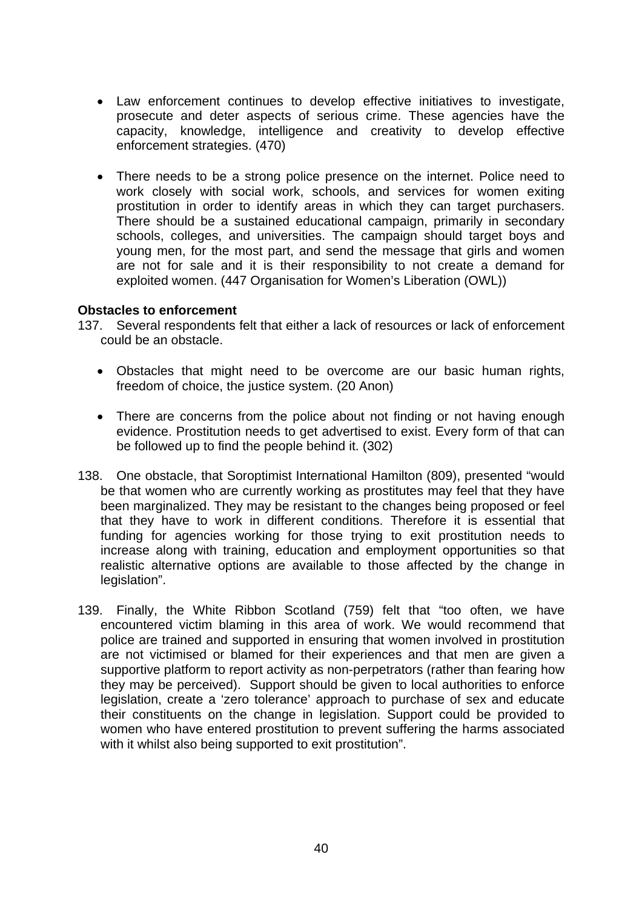- Law enforcement continues to develop effective initiatives to investigate, prosecute and deter aspects of serious crime. These agencies have the capacity, knowledge, intelligence and creativity to develop effective enforcement strategies. (470)

- There needs to be a strong police presence on the internet. Police need to work closely with social work, schools, and services for women exiting prostitution in order to identify areas in which they can target purchasers. There should be a sustained educational campaign, primarily in secondary schools, colleges, and universities. The campaign should target boys and young men, for the most part, and send the message that girls and women are not for sale and it is their responsibility to not create a demand for exploited women. (447 Organisation for Women's Liberation (OWL))

**Obstacles to enforcement**

137. Several respondents felt that either a lack of resources or lack of enforcement could be an obstacle.

    - Obstacles that might need to be overcome are our basic human rights, freedom of choice, the justice system. (20 Anon)

    - There are concerns from the police about not finding or not having enough evidence. Prostitution needs to get advertised to exist. Every form of that can be followed up to find the people behind it. (302)

138. One obstacle, that Soroptimist International Hamilton (809), presented "would be that women who are currently working as prostitutes may feel that they have been marginalized. They may be resistant to the changes being proposed or feel that they have to work in different conditions. Therefore it is essential that funding for agencies working for those trying to exit prostitution needs to increase along with training, education and employment opportunities so that realistic alternative options are available to those affected by the change in legislation".

139. Finally, the White Ribbon Scotland (759) felt that "too often, we have encountered victim blaming in this area of work. We would recommend that police are trained and supported in ensuring that women involved in prostitution are not victimised or blamed for their experiences and that men are given a supportive platform to report activity as non-perpetrators (rather than fearing how they may be perceived). Support should be given to local authorities to enforce legislation, create a 'zero tolerance' approach to purchase of sex and educate their constituents on the change in legislation. Support could be provided to women who have entered prostitution to prevent suffering the harms associated with it whilst also being supported to exit prostitution".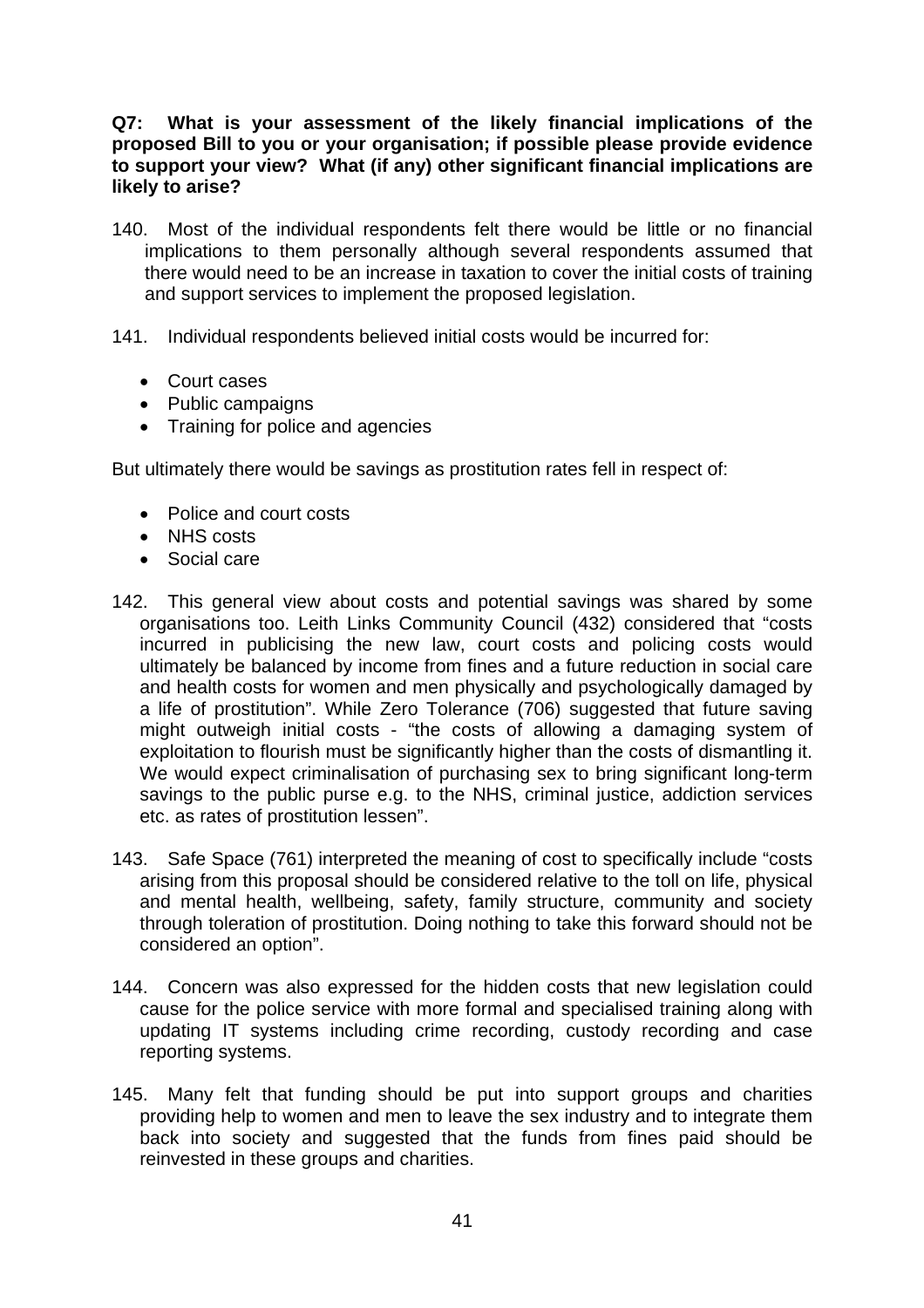**Q7: What is your assessment of the likely financial implications of the proposed Bill to you or your organisation; if possible please provide evidence to support your view? What (if any) other significant financial implications are likely to arise?**

140. Most of the individual respondents felt there would be little or no financial implications to them personally although several respondents assumed that there would need to be an increase in taxation to cover the initial costs of training and support services to implement the proposed legislation.

141. Individual respondents believed initial costs would be incurred for:

- Court cases
- Public campaigns
- Training for police and agencies

But ultimately there would be savings as prostitution rates fell in respect of:

- Police and court costs
- NHS costs
- Social care

142. This general view about costs and potential savings was shared by some organisations too. Leith Links Community Council (432) considered that "costs incurred in publicising the new law, court costs and policing costs would ultimately be balanced by income from fines and a future reduction in social care and health costs for women and men physically and psychologically damaged by a life of prostitution". While Zero Tolerance (706) suggested that future saving might outweigh initial costs - "the costs of allowing a damaging system of exploitation to flourish must be significantly higher than the costs of dismantling it. We would expect criminalisation of purchasing sex to bring significant long-term savings to the public purse e.g. to the NHS, criminal justice, addiction services etc. as rates of prostitution lessen".

143. Safe Space (761) interpreted the meaning of cost to specifically include "costs arising from this proposal should be considered relative to the toll on life, physical and mental health, wellbeing, safety, family structure, community and society through toleration of prostitution. Doing nothing to take this forward should not be considered an option".

144. Concern was also expressed for the hidden costs that new legislation could cause for the police service with more formal and specialised training along with updating IT systems including crime recording, custody recording and case reporting systems.

145. Many felt that funding should be put into support groups and charities providing help to women and men to leave the sex industry and to integrate them back into society and suggested that the funds from fines paid should be reinvested in these groups and charities.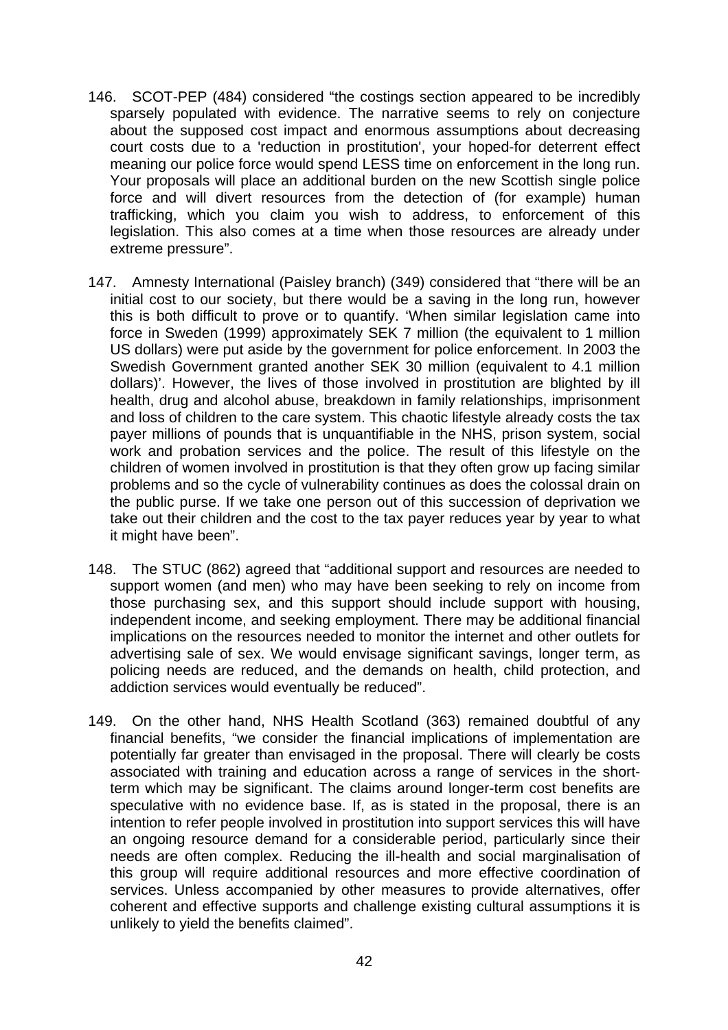146. SCOT-PEP (484) considered "the costings section appeared to be incredibly sparsely populated with evidence. The narrative seems to rely on conjecture about the supposed cost impact and enormous assumptions about decreasing court costs due to a 'reduction in prostitution', your hoped-for deterrent effect meaning our police force would spend LESS time on enforcement in the long run. Your proposals will place an additional burden on the new Scottish single police force and will divert resources from the detection of (for example) human trafficking, which you claim you wish to address, to enforcement of this legislation. This also comes at a time when those resources are already under extreme pressure".

147. Amnesty International (Paisley branch) (349) considered that "there will be an initial cost to our society, but there would be a saving in the long run, however this is both difficult to prove or to quantify. 'When similar legislation came into force in Sweden (1999) approximately SEK 7 million (the equivalent to 1 million US dollars) were put aside by the government for police enforcement. In 2003 the Swedish Government granted another SEK 30 million (equivalent to 4.1 million dollars)'. However, the lives of those involved in prostitution are blighted by ill health, drug and alcohol abuse, breakdown in family relationships, imprisonment and loss of children to the care system. This chaotic lifestyle already costs the tax payer millions of pounds that is unquantifiable in the NHS, prison system, social work and probation services and the police. The result of this lifestyle on the children of women involved in prostitution is that they often grow up facing similar problems and so the cycle of vulnerability continues as does the colossal drain on the public purse. If we take one person out of this succession of deprivation we take out their children and the cost to the tax payer reduces year by year to what it might have been".

148. The STUC (862) agreed that "additional support and resources are needed to support women (and men) who may have been seeking to rely on income from those purchasing sex, and this support should include support with housing, independent income, and seeking employment. There may be additional financial implications on the resources needed to monitor the internet and other outlets for advertising sale of sex. We would envisage significant savings, longer term, as policing needs are reduced, and the demands on health, child protection, and addiction services would eventually be reduced".

149. On the other hand, NHS Health Scotland (363) remained doubtful of any financial benefits, "we consider the financial implications of implementation are potentially far greater than envisaged in the proposal. There will clearly be costs associated with training and education across a range of services in the short-term which may be significant. The claims around longer-term cost benefits are speculative with no evidence base. If, as is stated in the proposal, there is an intention to refer people involved in prostitution into support services this will have an ongoing resource demand for a considerable period, particularly since their needs are often complex. Reducing the ill-health and social marginalisation of this group will require additional resources and more effective coordination of services. Unless accompanied by other measures to provide alternatives, offer coherent and effective supports and challenge existing cultural assumptions it is unlikely to yield the benefits claimed".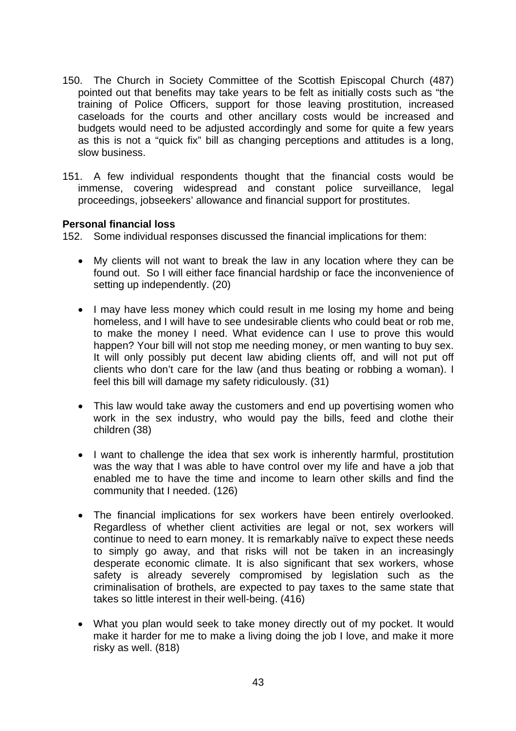150. The Church in Society Committee of the Scottish Episcopal Church (487) pointed out that benefits may take years to be felt as initially costs such as "the training of Police Officers, support for those leaving prostitution, increased caseloads for the courts and other ancillary costs would be increased and budgets would need to be adjusted accordingly and some for quite a few years as this is not a "quick fix" bill as changing perceptions and attitudes is a long, slow business.

151. A few individual respondents thought that the financial costs would be immense, covering widespread and constant police surveillance, legal proceedings, jobseekers' allowance and financial support for prostitutes.

**Personal financial loss**

152. Some individual responses discussed the financial implications for them:

- My clients will not want to break the law in any location where they can be found out. So I will either face financial hardship or face the inconvenience of setting up independently. (20)

- I may have less money which could result in me losing my home and being homeless, and I will have to see undesirable clients who could beat or rob me, to make the money I need. What evidence can I use to prove this would happen? Your bill will not stop me needing money, or men wanting to buy sex. It will only possibly put decent law abiding clients off, and will not put off clients who don't care for the law (and thus beating or robbing a woman). I feel this bill will damage my safety ridiculously. (31)

- This law would take away the customers and end up povertising women who work in the sex industry, who would pay the bills, feed and clothe their children (38)

- I want to challenge the idea that sex work is inherently harmful, prostitution was the way that I was able to have control over my life and have a job that enabled me to have the time and income to learn other skills and find the community that I needed. (126)

- The financial implications for sex workers have been entirely overlooked. Regardless of whether client activities are legal or not, sex workers will continue to need to earn money. It is remarkably naïve to expect these needs to simply go away, and that risks will not be taken in an increasingly desperate economic climate. It is also significant that sex workers, whose safety is already severely compromised by legislation such as the criminalisation of brothels, are expected to pay taxes to the same state that takes so little interest in their well-being. (416)

- What you plan would seek to take money directly out of my pocket. It would make it harder for me to make a living doing the job I love, and make it more risky as well. (818)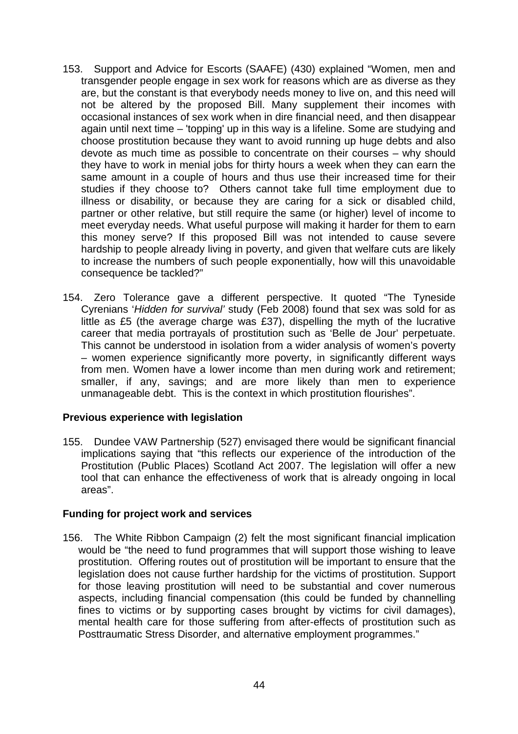153. Support and Advice for Escorts (SAAFE) (430) explained "Women, men and transgender people engage in sex work for reasons which are as diverse as they are, but the constant is that everybody needs money to live on, and this need will not be altered by the proposed Bill. Many supplement their incomes with occasional instances of sex work when in dire financial need, and then disappear again until next time – 'topping' up in this way is a lifeline. Some are studying and choose prostitution because they want to avoid running up huge debts and also devote as much time as possible to concentrate on their courses – why should they have to work in menial jobs for thirty hours a week when they can earn the same amount in a couple of hours and thus use their increased time for their studies if they choose to? Others cannot take full time employment due to illness or disability, or because they are caring for a sick or disabled child, partner or other relative, but still require the same (or higher) level of income to meet everyday needs. What useful purpose will making it harder for them to earn this money serve? If this proposed Bill was not intended to cause severe hardship to people already living in poverty, and given that welfare cuts are likely to increase the numbers of such people exponentially, how will this unavoidable consequence be tackled?"

154. Zero Tolerance gave a different perspective. It quoted "The Tyneside Cyrenians '*Hidden for survival*' study (Feb 2008) found that sex was sold for as little as £5 (the average charge was £37), dispelling the myth of the lucrative career that media portrayals of prostitution such as 'Belle de Jour' perpetuate. This cannot be understood in isolation from a wider analysis of women's poverty – women experience significantly more poverty, in significantly different ways from men. Women have a lower income than men during work and retirement; smaller, if any, savings; and are more likely than men to experience unmanageable debt. This is the context in which prostitution flourishes".

**Previous experience with legislation**

155. Dundee VAW Partnership (527) envisaged there would be significant financial implications saying that "this reflects our experience of the introduction of the Prostitution (Public Places) Scotland Act 2007. The legislation will offer a new tool that can enhance the effectiveness of work that is already ongoing in local areas".

**Funding for project work and services**

156. The White Ribbon Campaign (2) felt the most significant financial implication would be "the need to fund programmes that will support those wishing to leave prostitution. Offering routes out of prostitution will be important to ensure that the legislation does not cause further hardship for the victims of prostitution. Support for those leaving prostitution will need to be substantial and cover numerous aspects, including financial compensation (this could be funded by channelling fines to victims or by supporting cases brought by victims for civil damages), mental health care for those suffering from after-effects of prostitution such as Posttraumatic Stress Disorder, and alternative employment programmes."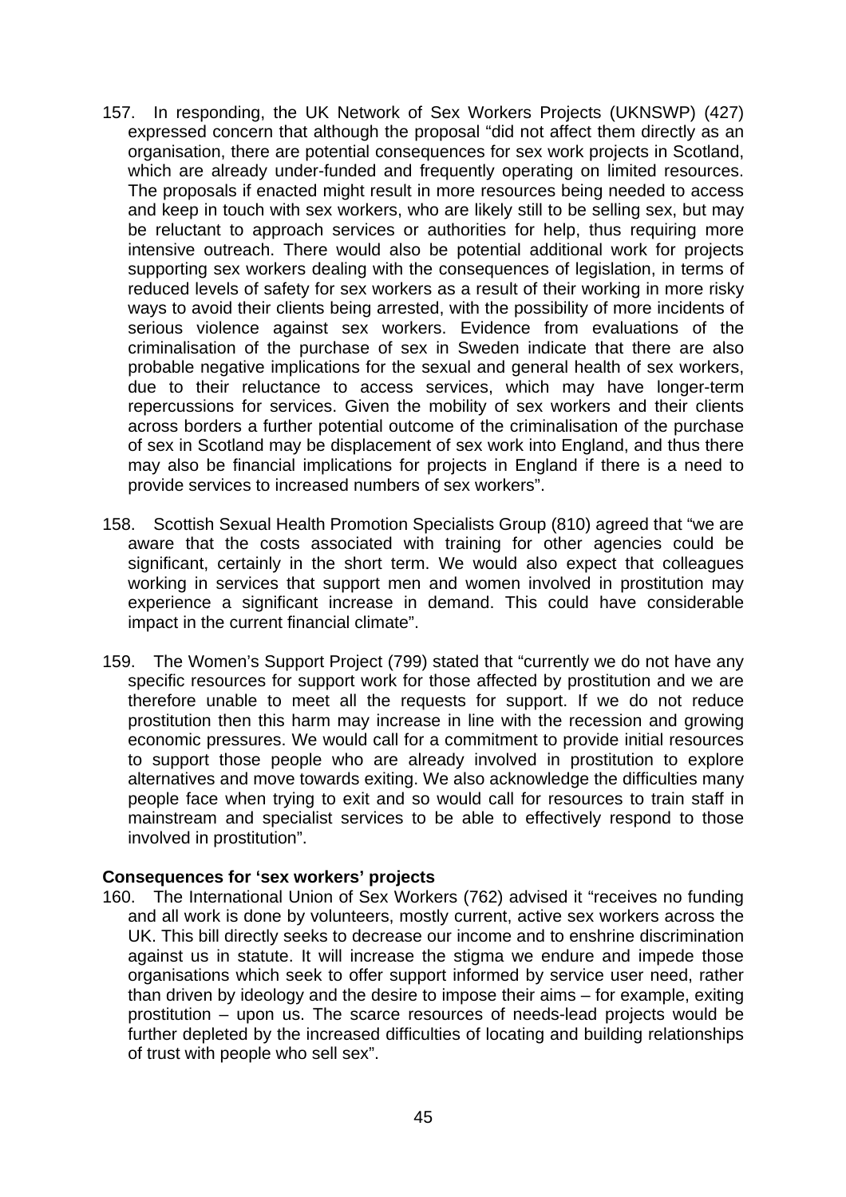157. In responding, the UK Network of Sex Workers Projects (UKNSWP) (427) expressed concern that although the proposal "did not affect them directly as an organisation, there are potential consequences for sex work projects in Scotland, which are already under-funded and frequently operating on limited resources. The proposals if enacted might result in more resources being needed to access and keep in touch with sex workers, who are likely still to be selling sex, but may be reluctant to approach services or authorities for help, thus requiring more intensive outreach. There would also be potential additional work for projects supporting sex workers dealing with the consequences of legislation, in terms of reduced levels of safety for sex workers as a result of their working in more risky ways to avoid their clients being arrested, with the possibility of more incidents of serious violence against sex workers. Evidence from evaluations of the criminalisation of the purchase of sex in Sweden indicate that there are also probable negative implications for the sexual and general health of sex workers, due to their reluctance to access services, which may have longer-term repercussions for services. Given the mobility of sex workers and their clients across borders a further potential outcome of the criminalisation of the purchase of sex in Scotland may be displacement of sex work into England, and thus there may also be financial implications for projects in England if there is a need to provide services to increased numbers of sex workers".

158. Scottish Sexual Health Promotion Specialists Group (810) agreed that "we are aware that the costs associated with training for other agencies could be significant, certainly in the short term. We would also expect that colleagues working in services that support men and women involved in prostitution may experience a significant increase in demand. This could have considerable impact in the current financial climate".

159. The Women's Support Project (799) stated that "currently we do not have any specific resources for support work for those affected by prostitution and we are therefore unable to meet all the requests for support. If we do not reduce prostitution then this harm may increase in line with the recession and growing economic pressures. We would call for a commitment to provide initial resources to support those people who are already involved in prostitution to explore alternatives and move towards exiting. We also acknowledge the difficulties many people face when trying to exit and so would call for resources to train staff in mainstream and specialist services to be able to effectively respond to those involved in prostitution".

**Consequences for 'sex workers' projects**

160. The International Union of Sex Workers (762) advised it "receives no funding and all work is done by volunteers, mostly current, active sex workers across the UK. This bill directly seeks to decrease our income and to enshrine discrimination against us in statute. It will increase the stigma we endure and impede those organisations which seek to offer support informed by service user need, rather than driven by ideology and the desire to impose their aims – for example, exiting prostitution – upon us. The scarce resources of needs-lead projects would be further depleted by the increased difficulties of locating and building relationships of trust with people who sell sex".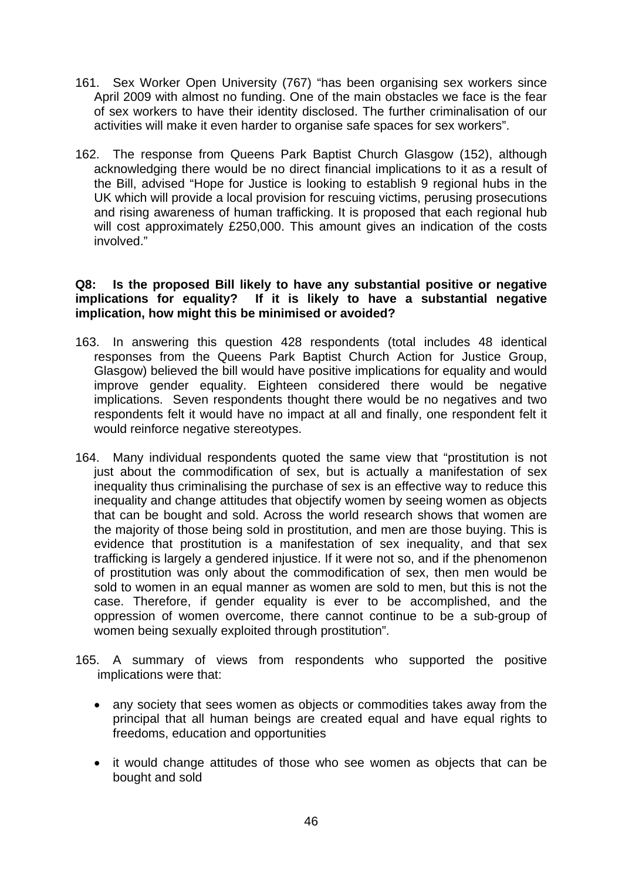161. Sex Worker Open University (767) "has been organising sex workers since April 2009 with almost no funding. One of the main obstacles we face is the fear of sex workers to have their identity disclosed. The further criminalisation of our activities will make it even harder to organise safe spaces for sex workers".

162. The response from Queens Park Baptist Church Glasgow (152), although acknowledging there would be no direct financial implications to it as a result of the Bill, advised "Hope for Justice is looking to establish 9 regional hubs in the UK which will provide a local provision for rescuing victims, perusing prosecutions and rising awareness of human trafficking. It is proposed that each regional hub will cost approximately £250,000. This amount gives an indication of the costs involved."

**Q8: Is the proposed Bill likely to have any substantial positive or negative implications for equality? If it is likely to have a substantial negative implication, how might this be minimised or avoided?**

163. In answering this question 428 respondents (total includes 48 identical responses from the Queens Park Baptist Church Action for Justice Group, Glasgow) believed the bill would have positive implications for equality and would improve gender equality. Eighteen considered there would be negative implications. Seven respondents thought there would be no negatives and two respondents felt it would have no impact at all and finally, one respondent felt it would reinforce negative stereotypes.

164. Many individual respondents quoted the same view that "prostitution is not just about the commodification of sex, but is actually a manifestation of sex inequality thus criminalising the purchase of sex is an effective way to reduce this inequality and change attitudes that objectify women by seeing women as objects that can be bought and sold. Across the world research shows that women are the majority of those being sold in prostitution, and men are those buying. This is evidence that prostitution is a manifestation of sex inequality, and that sex trafficking is largely a gendered injustice. If it were not so, and if the phenomenon of prostitution was only about the commodification of sex, then men would be sold to women in an equal manner as women are sold to men, but this is not the case. Therefore, if gender equality is ever to be accomplished, and the oppression of women overcome, there cannot continue to be a sub-group of women being sexually exploited through prostitution".

165. A summary of views from respondents who supported the positive implications were that:

- any society that sees women as objects or commodities takes away from the principal that all human beings are created equal and have equal rights to freedoms, education and opportunities

- it would change attitudes of those who see women as objects that can be bought and sold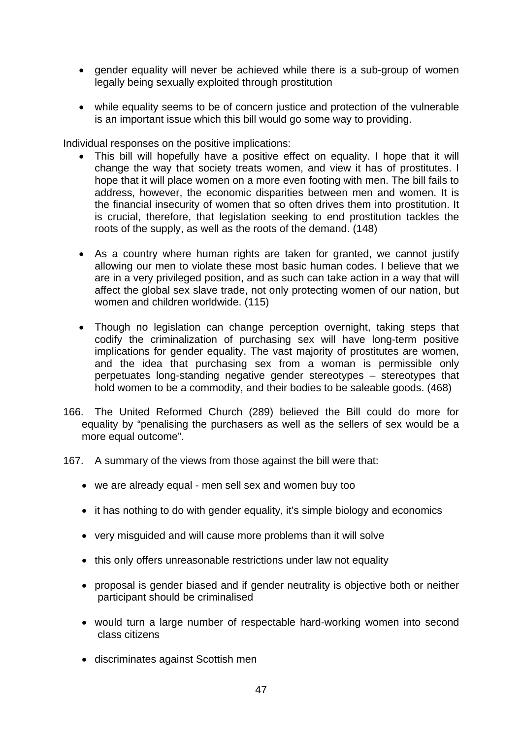- gender equality will never be achieved while there is a sub-group of women legally being sexually exploited through prostitution

- while equality seems to be of concern justice and protection of the vulnerable is an important issue which this bill would go some way to providing.

Individual responses on the positive implications:

- This bill will hopefully have a positive effect on equality. I hope that it will change the way that society treats women, and view it has of prostitutes. I hope that it will place women on a more even footing with men. The bill fails to address, however, the economic disparities between men and women. It is the financial insecurity of women that so often drives them into prostitution. It is crucial, therefore, that legislation seeking to end prostitution tackles the roots of the supply, as well as the roots of the demand. (148)

- As a country where human rights are taken for granted, we cannot justify allowing our men to violate these most basic human codes. I believe that we are in a very privileged position, and as such can take action in a way that will affect the global sex slave trade, not only protecting women of our nation, but women and children worldwide. (115)

- Though no legislation can change perception overnight, taking steps that codify the criminalization of purchasing sex will have long-term positive implications for gender equality. The vast majority of prostitutes are women, and the idea that purchasing sex from a woman is permissible only perpetuates long-standing negative gender stereotypes – stereotypes that hold women to be a commodity, and their bodies to be saleable goods. (468)

166. The United Reformed Church (289) believed the Bill could do more for equality by "penalising the purchasers as well as the sellers of sex would be a more equal outcome".

167. A summary of the views from those against the bill were that:

- we are already equal - men sell sex and women buy too

- it has nothing to do with gender equality, it's simple biology and economics

- very misguided and will cause more problems than it will solve

- this only offers unreasonable restrictions under law not equality

- proposal is gender biased and if gender neutrality is objective both or neither participant should be criminalised

- would turn a large number of respectable hard-working women into second class citizens

- discriminates against Scottish men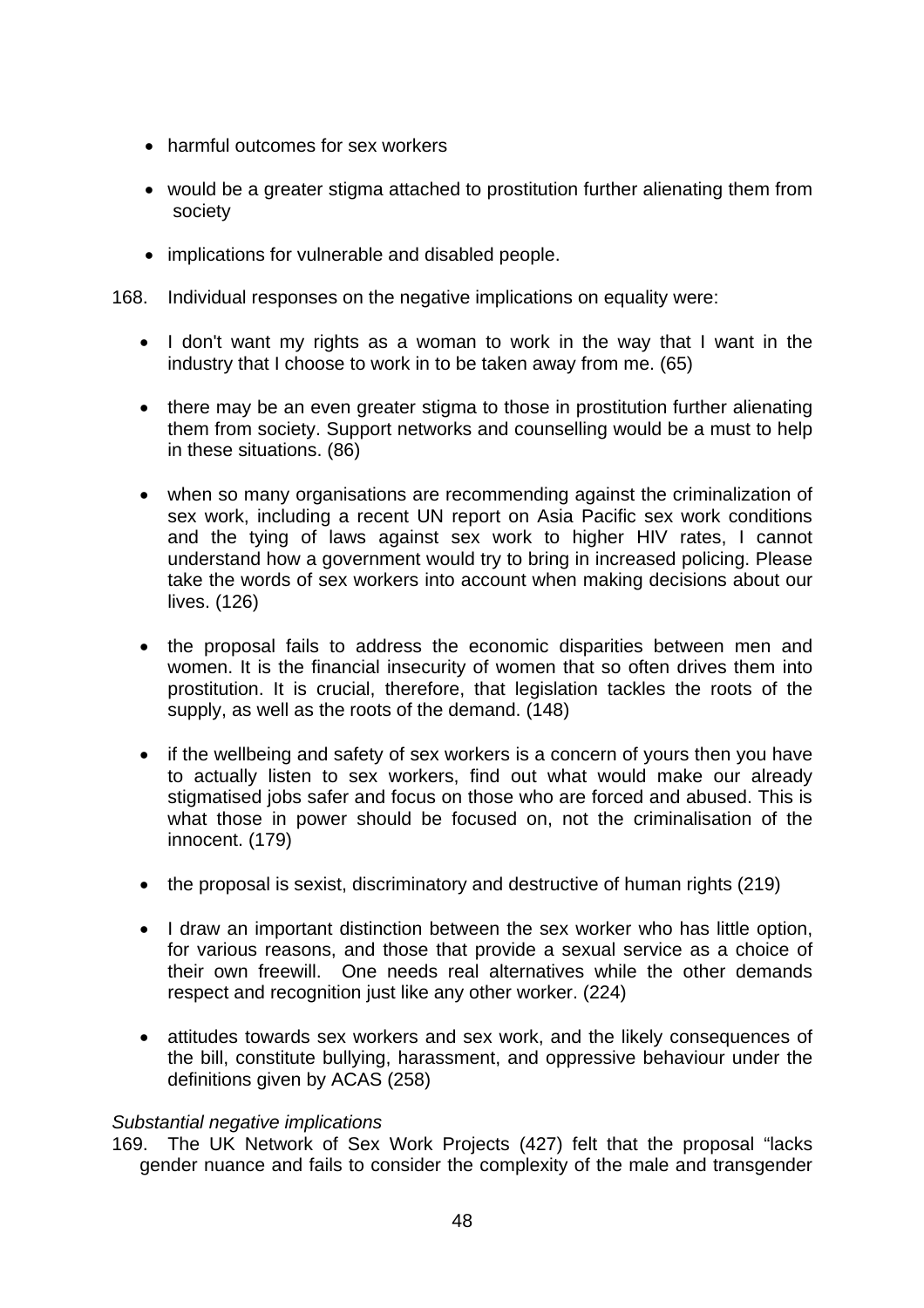- harmful outcomes for sex workers
- would be a greater stigma attached to prostitution further alienating them from society
- implications for vulnerable and disabled people.

168. Individual responses on the negative implications on equality were:

- I don't want my rights as a woman to work in the way that I want in the industry that I choose to work in to be taken away from me. (65)
- there may be an even greater stigma to those in prostitution further alienating them from society. Support networks and counselling would be a must to help in these situations. (86)
- when so many organisations are recommending against the criminalization of sex work, including a recent UN report on Asia Pacific sex work conditions and the tying of laws against sex work to higher HIV rates, I cannot understand how a government would try to bring in increased policing. Please take the words of sex workers into account when making decisions about our lives. (126)
- the proposal fails to address the economic disparities between men and women. It is the financial insecurity of women that so often drives them into prostitution. It is crucial, therefore, that legislation tackles the roots of the supply, as well as the roots of the demand. (148)
- if the wellbeing and safety of sex workers is a concern of yours then you have to actually listen to sex workers, find out what would make our already stigmatised jobs safer and focus on those who are forced and abused. This is what those in power should be focused on, not the criminalisation of the innocent. (179)
- the proposal is sexist, discriminatory and destructive of human rights (219)
- I draw an important distinction between the sex worker who has little option, for various reasons, and those that provide a sexual service as a choice of their own freewill. One needs real alternatives while the other demands respect and recognition just like any other worker. (224)
- attitudes towards sex workers and sex work, and the likely consequences of the bill, constitute bullying, harassment, and oppressive behaviour under the definitions given by ACAS (258)

*Substantial negative implications*

169. The UK Network of Sex Work Projects (427) felt that the proposal "lacks gender nuance and fails to consider the complexity of the male and transgender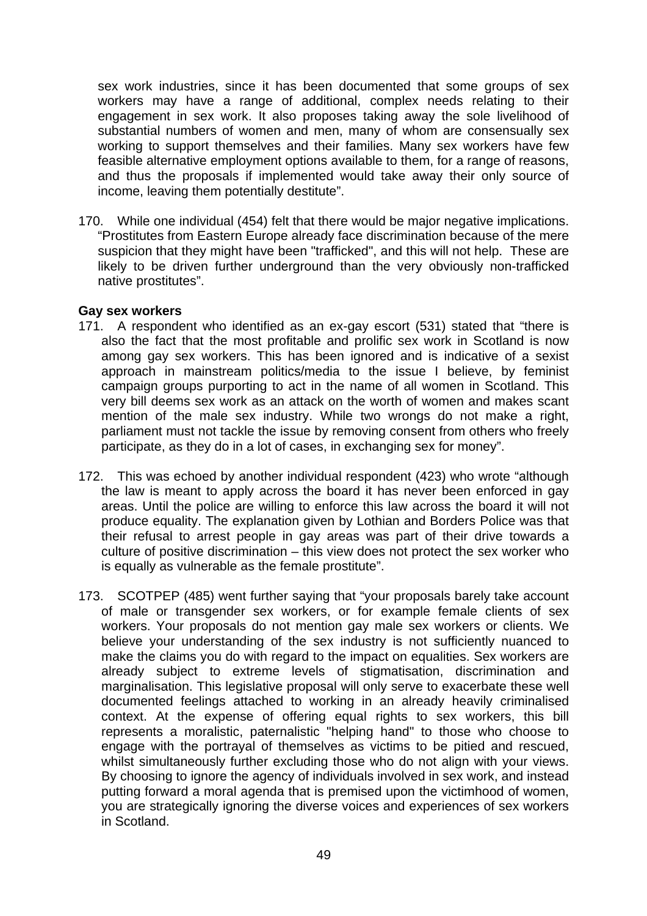sex work industries, since it has been documented that some groups of sex workers may have a range of additional, complex needs relating to their engagement in sex work. It also proposes taking away the sole livelihood of substantial numbers of women and men, many of whom are consensually sex working to support themselves and their families. Many sex workers have few feasible alternative employment options available to them, for a range of reasons, and thus the proposals if implemented would take away their only source of income, leaving them potentially destitute".

170. While one individual (454) felt that there would be major negative implications. "Prostitutes from Eastern Europe already face discrimination because of the mere suspicion that they might have been "trafficked", and this will not help. These are likely to be driven further underground than the very obviously non-trafficked native prostitutes".

**Gay sex workers**

171. A respondent who identified as an ex-gay escort (531) stated that "there is also the fact that the most profitable and prolific sex work in Scotland is now among gay sex workers. This has been ignored and is indicative of a sexist approach in mainstream politics/media to the issue I believe, by feminist campaign groups purporting to act in the name of all women in Scotland. This very bill deems sex work as an attack on the worth of women and makes scant mention of the male sex industry. While two wrongs do not make a right, parliament must not tackle the issue by removing consent from others who freely participate, as they do in a lot of cases, in exchanging sex for money".

172. This was echoed by another individual respondent (423) who wrote "although the law is meant to apply across the board it has never been enforced in gay areas. Until the police are willing to enforce this law across the board it will not produce equality. The explanation given by Lothian and Borders Police was that their refusal to arrest people in gay areas was part of their drive towards a culture of positive discrimination – this view does not protect the sex worker who is equally as vulnerable as the female prostitute".

173. SCOTPEP (485) went further saying that "your proposals barely take account of male or transgender sex workers, or for example female clients of sex workers. Your proposals do not mention gay male sex workers or clients. We believe your understanding of the sex industry is not sufficiently nuanced to make the claims you do with regard to the impact on equalities. Sex workers are already subject to extreme levels of stigmatisation, discrimination and marginalisation. This legislative proposal will only serve to exacerbate these well documented feelings attached to working in an already heavily criminalised context. At the expense of offering equal rights to sex workers, this bill represents a moralistic, paternalistic "helping hand" to those who choose to engage with the portrayal of themselves as victims to be pitied and rescued, whilst simultaneously further excluding those who do not align with your views. By choosing to ignore the agency of individuals involved in sex work, and instead putting forward a moral agenda that is premised upon the victimhood of women, you are strategically ignoring the diverse voices and experiences of sex workers in Scotland.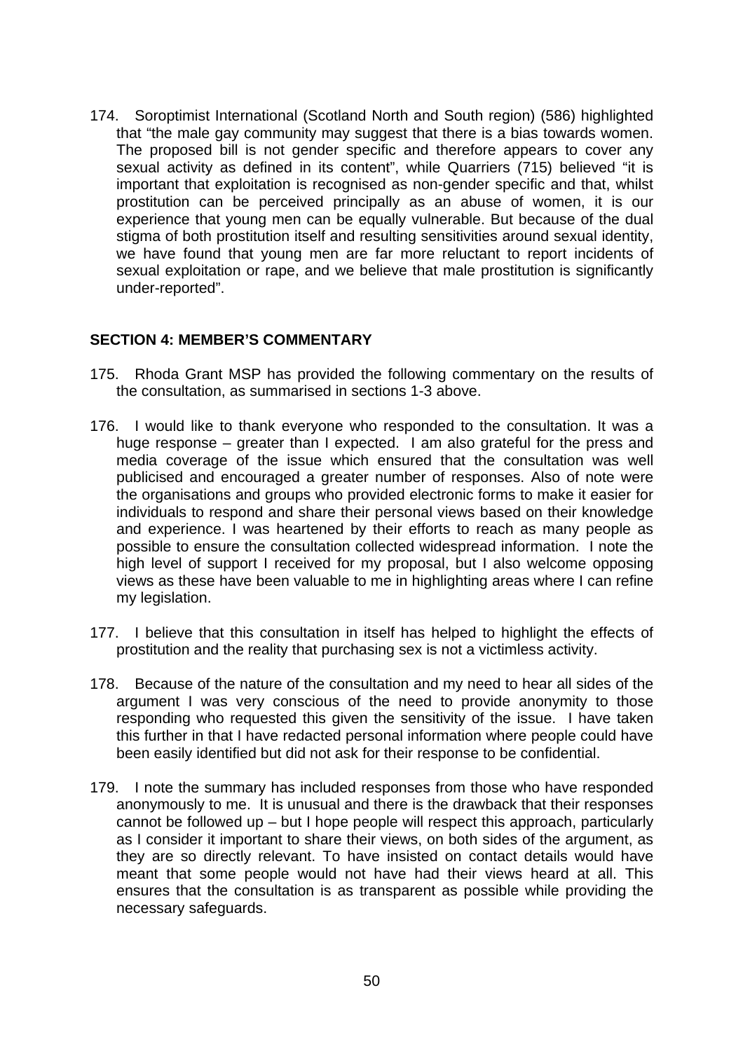174. Soroptimist International (Scotland North and South region) (586) highlighted that "the male gay community may suggest that there is a bias towards women. The proposed bill is not gender specific and therefore appears to cover any sexual activity as defined in its content", while Quarriers (715) believed "it is important that exploitation is recognised as non-gender specific and that, whilst prostitution can be perceived principally as an abuse of women, it is our experience that young men can be equally vulnerable. But because of the dual stigma of both prostitution itself and resulting sensitivities around sexual identity, we have found that young men are far more reluctant to report incidents of sexual exploitation or rape, and we believe that male prostitution is significantly under-reported".

## SECTION 4: MEMBER'S COMMENTARY

175. Rhoda Grant MSP has provided the following commentary on the results of the consultation, as summarised in sections 1-3 above.

176. I would like to thank everyone who responded to the consultation. It was a huge response – greater than I expected. I am also grateful for the press and media coverage of the issue which ensured that the consultation was well publicised and encouraged a greater number of responses. Also of note were the organisations and groups who provided electronic forms to make it easier for individuals to respond and share their personal views based on their knowledge and experience. I was heartened by their efforts to reach as many people as possible to ensure the consultation collected widespread information. I note the high level of support I received for my proposal, but I also welcome opposing views as these have been valuable to me in highlighting areas where I can refine my legislation.

177. I believe that this consultation in itself has helped to highlight the effects of prostitution and the reality that purchasing sex is not a victimless activity.

178. Because of the nature of the consultation and my need to hear all sides of the argument I was very conscious of the need to provide anonymity to those responding who requested this given the sensitivity of the issue. I have taken this further in that I have redacted personal information where people could have been easily identified but did not ask for their response to be confidential.

179. I note the summary has included responses from those who have responded anonymously to me. It is unusual and there is the drawback that their responses cannot be followed up – but I hope people will respect this approach, particularly as I consider it important to share their views, on both sides of the argument, as they are so directly relevant. To have insisted on contact details would have meant that some people would not have had their views heard at all. This ensures that the consultation is as transparent as possible while providing the necessary safeguards.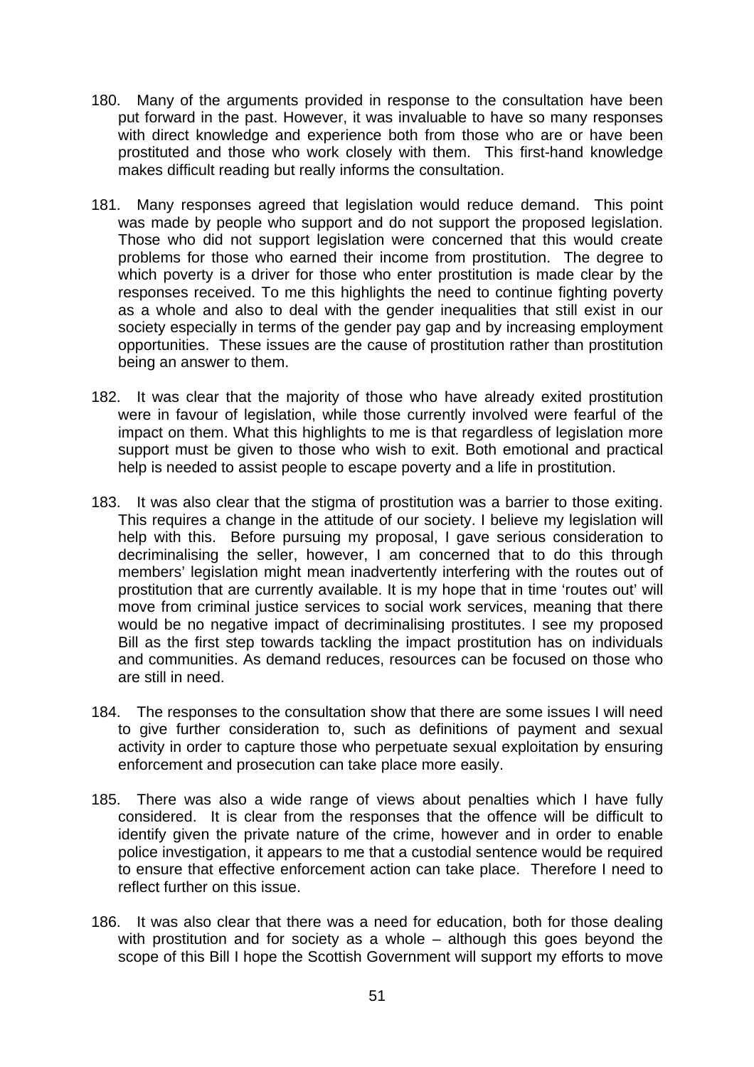180. Many of the arguments provided in response to the consultation have been put forward in the past. However, it was invaluable to have so many responses with direct knowledge and experience both from those who are or have been prostituted and those who work closely with them. This first-hand knowledge makes difficult reading but really informs the consultation.

181. Many responses agreed that legislation would reduce demand. This point was made by people who support and do not support the proposed legislation. Those who did not support legislation were concerned that this would create problems for those who earned their income from prostitution. The degree to which poverty is a driver for those who enter prostitution is made clear by the responses received. To me this highlights the need to continue fighting poverty as a whole and also to deal with the gender inequalities that still exist in our society especially in terms of the gender pay gap and by increasing employment opportunities. These issues are the cause of prostitution rather than prostitution being an answer to them.

182. It was clear that the majority of those who have already exited prostitution were in favour of legislation, while those currently involved were fearful of the impact on them. What this highlights to me is that regardless of legislation more support must be given to those who wish to exit. Both emotional and practical help is needed to assist people to escape poverty and a life in prostitution.

183. It was also clear that the stigma of prostitution was a barrier to those exiting. This requires a change in the attitude of our society. I believe my legislation will help with this. Before pursuing my proposal, I gave serious consideration to decriminalising the seller, however, I am concerned that to do this through members' legislation might mean inadvertently interfering with the routes out of prostitution that are currently available. It is my hope that in time 'routes out' will move from criminal justice services to social work services, meaning that there would be no negative impact of decriminalising prostitutes. I see my proposed Bill as the first step towards tackling the impact prostitution has on individuals and communities. As demand reduces, resources can be focused on those who are still in need.

184. The responses to the consultation show that there are some issues I will need to give further consideration to, such as definitions of payment and sexual activity in order to capture those who perpetuate sexual exploitation by ensuring enforcement and prosecution can take place more easily.

185. There was also a wide range of views about penalties which I have fully considered. It is clear from the responses that the offence will be difficult to identify given the private nature of the crime, however and in order to enable police investigation, it appears to me that a custodial sentence would be required to ensure that effective enforcement action can take place. Therefore I need to reflect further on this issue.

186. It was also clear that there was a need for education, both for those dealing with prostitution and for society as a whole – although this goes beyond the scope of this Bill I hope the Scottish Government will support my efforts to move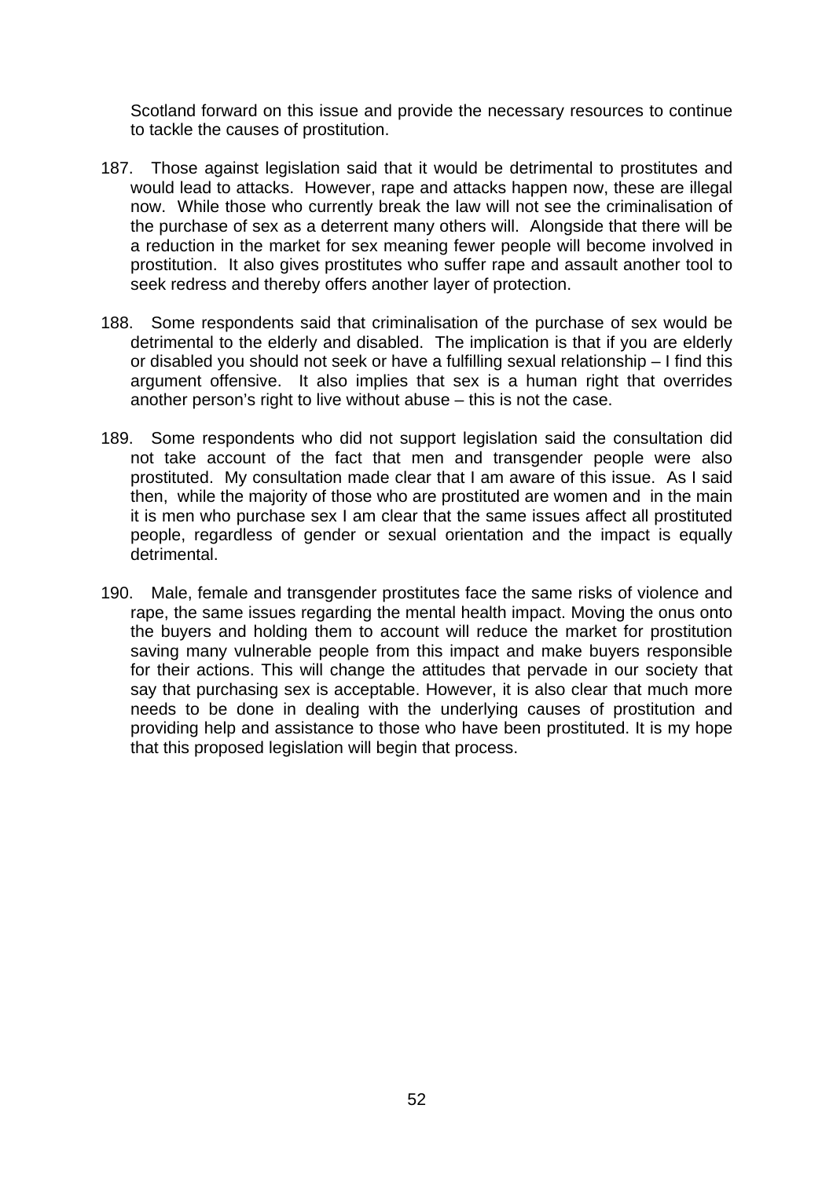Scotland forward on this issue and provide the necessary resources to continue to tackle the causes of prostitution.

187. Those against legislation said that it would be detrimental to prostitutes and would lead to attacks. However, rape and attacks happen now, these are illegal now. While those who currently break the law will not see the criminalisation of the purchase of sex as a deterrent many others will. Alongside that there will be a reduction in the market for sex meaning fewer people will become involved in prostitution. It also gives prostitutes who suffer rape and assault another tool to seek redress and thereby offers another layer of protection.

188. Some respondents said that criminalisation of the purchase of sex would be detrimental to the elderly and disabled. The implication is that if you are elderly or disabled you should not seek or have a fulfilling sexual relationship – I find this argument offensive. It also implies that sex is a human right that overrides another person's right to live without abuse – this is not the case.

189. Some respondents who did not support legislation said the consultation did not take account of the fact that men and transgender people were also prostituted. My consultation made clear that I am aware of this issue. As I said then, while the majority of those who are prostituted are women and in the main it is men who purchase sex I am clear that the same issues affect all prostituted people, regardless of gender or sexual orientation and the impact is equally detrimental.

190. Male, female and transgender prostitutes face the same risks of violence and rape, the same issues regarding the mental health impact. Moving the onus onto the buyers and holding them to account will reduce the market for prostitution saving many vulnerable people from this impact and make buyers responsible for their actions. This will change the attitudes that pervade in our society that say that purchasing sex is acceptable. However, it is also clear that much more needs to be done in dealing with the underlying causes of prostitution and providing help and assistance to those who have been prostituted. It is my hope that this proposed legislation will begin that process.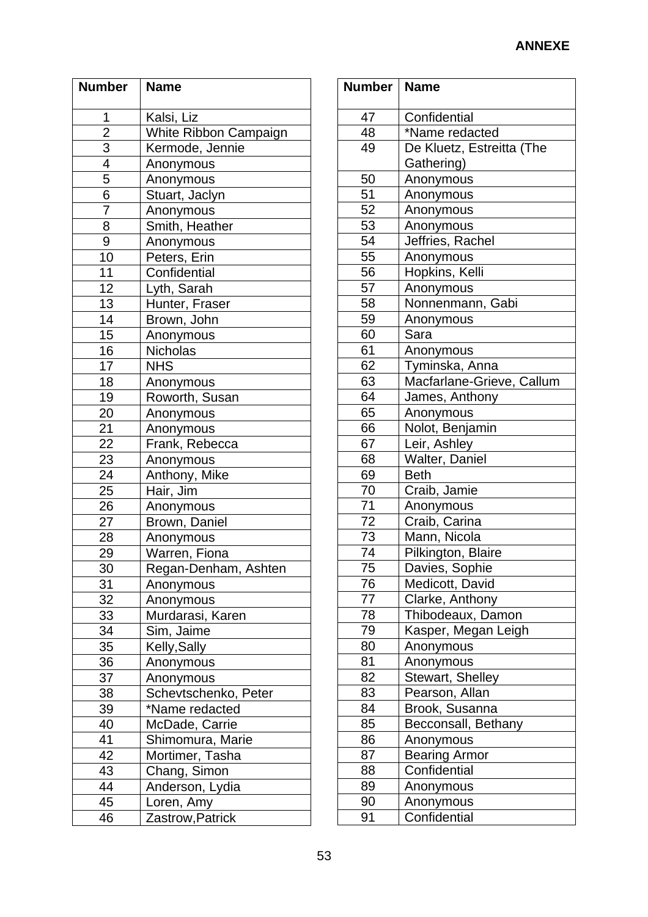**ANNEXE**

| Number | Name |
|---|---|
| 1 | Kalsi, Liz |
| 2 | White Ribbon Campaign |
| 3 | Kermode, Jennie |
| 4 | Anonymous |
| 5 | Anonymous |
| 6 | Stuart, Jaclyn |
| 7 | Anonymous |
| 8 | Smith, Heather |
| 9 | Anonymous |
| 10 | Peters, Erin |
| 11 | Confidential |
| 12 | Lyth, Sarah |
| 13 | Hunter, Fraser |
| 14 | Brown, John |
| 15 | Anonymous |
| 16 | Nicholas |
| 17 | NHS |
| 18 | Anonymous |
| 19 | Roworth, Susan |
| 20 | Anonymous |
| 21 | Anonymous |
| 22 | Frank, Rebecca |
| 23 | Anonymous |
| 24 | Anthony, Mike |
| 25 | Hair, Jim |
| 26 | Anonymous |
| 27 | Brown, Daniel |
| 28 | Anonymous |
| 29 | Warren, Fiona |
| 30 | Regan-Denham, Ashten |
| 31 | Anonymous |
| 32 | Anonymous |
| 33 | Murdarasi, Karen |
| 34 | Sim, Jaime |
| 35 | Kelly,Sally |
| 36 | Anonymous |
| 37 | Anonymous |
| 38 | Schevtschenko, Peter |
| 39 | *Name redacted |
| 40 | McDade, Carrie |
| 41 | Shimomura, Marie |
| 42 | Mortimer, Tasha |
| 43 | Chang, Simon |
| 44 | Anderson, Lydia |
| 45 | Loren, Amy |
| 46 | Zastrow,Patrick |
| 47 | Confidential |
| 48 | *Name redacted |
| 49 | De Kluetz, Estreitta (The Gathering) |
| 50 | Anonymous |
| 51 | Anonymous |
| 52 | Anonymous |
| 53 | Anonymous |
| 54 | Jeffries, Rachel |
| 55 | Anonymous |
| 56 | Hopkins, Kelli |
| 57 | Anonymous |
| 58 | Nonnenmann, Gabi |
| 59 | Anonymous |
| 60 | Sara |
| 61 | Anonymous |
| 62 | Tyminska, Anna |
| 63 | Macfarlane-Grieve, Callum |
| 64 | James, Anthony |
| 65 | Anonymous |
| 66 | Nolot, Benjamin |
| 67 | Leir, Ashley |
| 68 | Walter, Daniel |
| 69 | Beth |
| 70 | Craib, Jamie |
| 71 | Anonymous |
| 72 | Craib, Carina |
| 73 | Mann, Nicola |
| 74 | Pilkington, Blaire |
| 75 | Davies, Sophie |
| 76 | Medicott, David |
| 77 | Clarke, Anthony |
| 78 | Thibodeaux, Damon |
| 79 | Kasper, Megan Leigh |
| 80 | Anonymous |
| 81 | Anonymous |
| 82 | Stewart, Shelley |
| 83 | Pearson, Allan |
| 84 | Brook, Susanna |
| 85 | Becconsall, Bethany |
| 86 | Anonymous |
| 87 | Bearing Armor |
| 88 | Confidential |
| 89 | Anonymous |
| 90 | Anonymous |
| 91 | Confidential |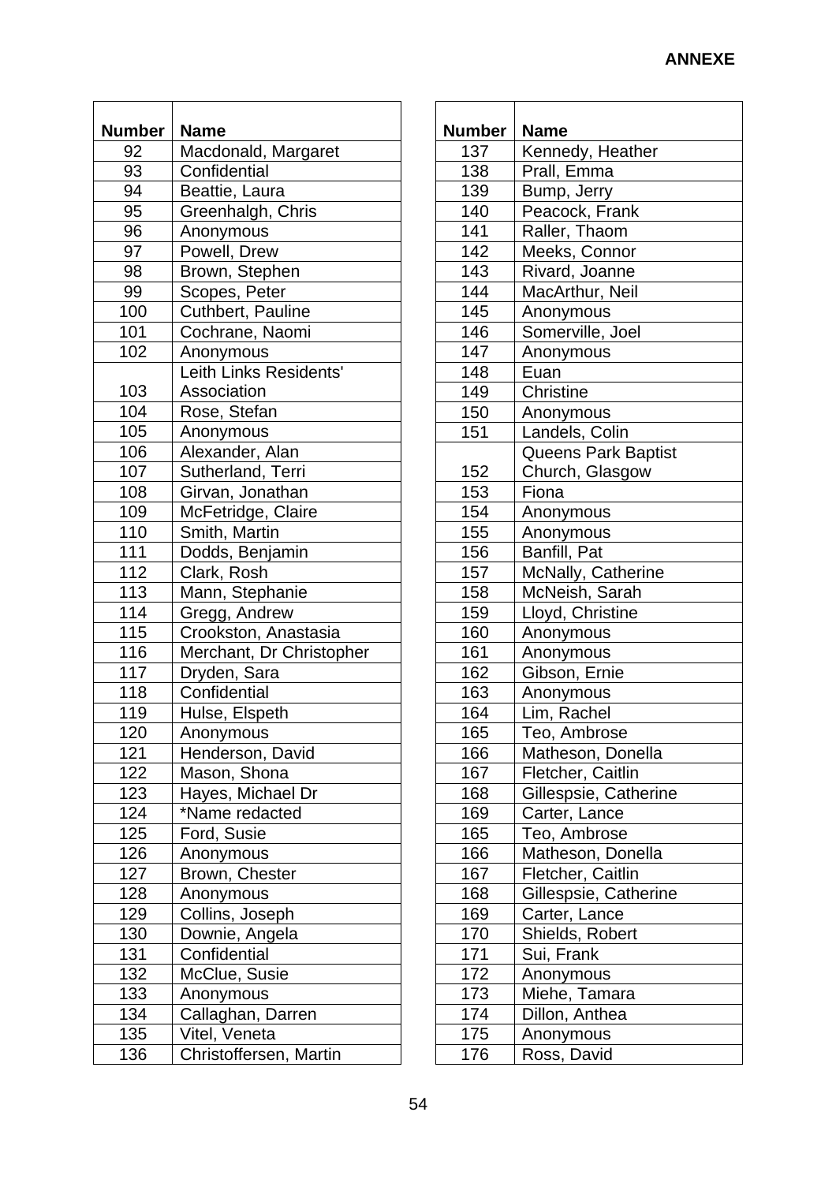**ANNEXE**

| Number | Name |
|---|---|
| 92 | Macdonald, Margaret |
| 93 | Confidential |
| 94 | Beattie, Laura |
| 95 | Greenhalgh, Chris |
| 96 | Anonymous |
| 97 | Powell, Drew |
| 98 | Brown, Stephen |
| 99 | Scopes, Peter |
| 100 | Cuthbert, Pauline |
| 101 | Cochrane, Naomi |
| 102 | Anonymous |
| 103 | Leith Links Residents' Association |
| 104 | Rose, Stefan |
| 105 | Anonymous |
| 106 | Alexander, Alan |
| 107 | Sutherland, Terri |
| 108 | Girvan, Jonathan |
| 109 | McFetridge, Claire |
| 110 | Smith, Martin |
| 111 | Dodds, Benjamin |
| 112 | Clark, Rosh |
| 113 | Mann, Stephanie |
| 114 | Gregg, Andrew |
| 115 | Crookston, Anastasia |
| 116 | Merchant, Dr Christopher |
| 117 | Dryden, Sara |
| 118 | Confidential |
| 119 | Hulse, Elspeth |
| 120 | Anonymous |
| 121 | Henderson, David |
| 122 | Mason, Shona |
| 123 | Hayes, Michael Dr |
| 124 | *Name redacted |
| 125 | Ford, Susie |
| 126 | Anonymous |
| 127 | Brown, Chester |
| 128 | Anonymous |
| 129 | Collins, Joseph |
| 130 | Downie, Angela |
| 131 | Confidential |
| 132 | McClue, Susie |
| 133 | Anonymous |
| 134 | Callaghan, Darren |
| 135 | Vitel, Veneta |
| 136 | Christoffersen, Martin |

| Number | Name |
|---|---|
| 137 | Kennedy, Heather |
| 138 | Prall, Emma |
| 139 | Bump, Jerry |
| 140 | Peacock, Frank |
| 141 | Raller, Thaom |
| 142 | Meeks, Connor |
| 143 | Rivard, Joanne |
| 144 | MacArthur, Neil |
| 145 | Anonymous |
| 146 | Somerville, Joel |
| 147 | Anonymous |
| 148 | Euan |
| 149 | Christine |
| 150 | Anonymous |
| 151 | Landels, Colin |
| 152 | Queens Park Baptist Church, Glasgow |
| 153 | Fiona |
| 154 | Anonymous |
| 155 | Anonymous |
| 156 | Banfill, Pat |
| 157 | McNally, Catherine |
| 158 | McNeish, Sarah |
| 159 | Lloyd, Christine |
| 160 | Anonymous |
| 161 | Anonymous |
| 162 | Gibson, Ernie |
| 163 | Anonymous |
| 164 | Lim, Rachel |
| 165 | Teo, Ambrose |
| 166 | Matheson, Donella |
| 167 | Fletcher, Caitlin |
| 168 | Gillespsie, Catherine |
| 169 | Carter, Lance |
| 165 | Teo, Ambrose |
| 166 | Matheson, Donella |
| 167 | Fletcher, Caitlin |
| 168 | Gillespsie, Catherine |
| 169 | Carter, Lance |
| 170 | Shields, Robert |
| 171 | Sui, Frank |
| 172 | Anonymous |
| 173 | Miehe, Tamara |
| 174 | Dillon, Anthea |
| 175 | Anonymous |
| 176 | Ross, David |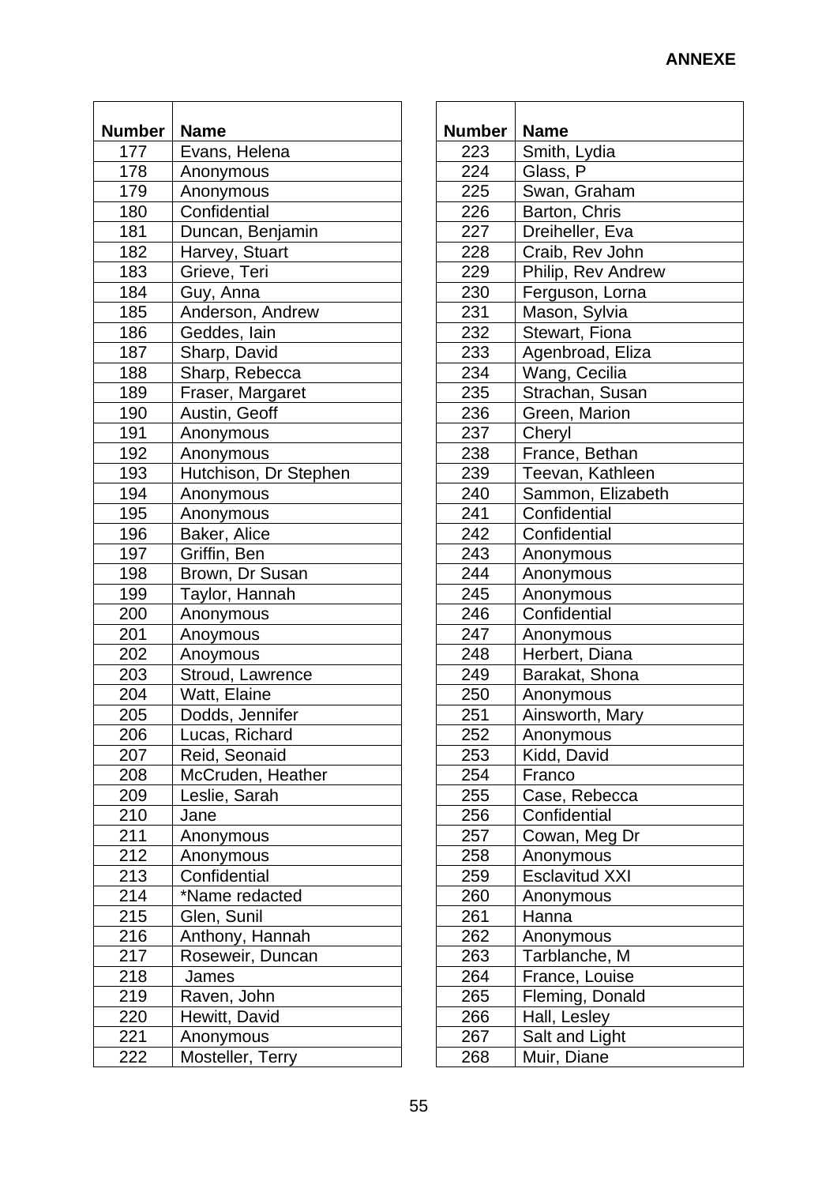**ANNEXE**

| Number | Name |
|---|---|
| 177 | Evans, Helena |
| 178 | Anonymous |
| 179 | Anonymous |
| 180 | Confidential |
| 181 | Duncan, Benjamin |
| 182 | Harvey, Stuart |
| 183 | Grieve, Teri |
| 184 | Guy, Anna |
| 185 | Anderson, Andrew |
| 186 | Geddes, Iain |
| 187 | Sharp, David |
| 188 | Sharp, Rebecca |
| 189 | Fraser, Margaret |
| 190 | Austin, Geoff |
| 191 | Anonymous |
| 192 | Anonymous |
| 193 | Hutchison, Dr Stephen |
| 194 | Anonymous |
| 195 | Anonymous |
| 196 | Baker, Alice |
| 197 | Griffin, Ben |
| 198 | Brown, Dr Susan |
| 199 | Taylor, Hannah |
| 200 | Anonymous |
| 201 | Anoymous |
| 202 | Anoymous |
| 203 | Stroud, Lawrence |
| 204 | Watt, Elaine |
| 205 | Dodds, Jennifer |
| 206 | Lucas, Richard |
| 207 | Reid, Seonaid |
| 208 | McCruden, Heather |
| 209 | Leslie, Sarah |
| 210 | Jane |
| 211 | Anonymous |
| 212 | Anonymous |
| 213 | Confidential |
| 214 | *Name redacted |
| 215 | Glen, Sunil |
| 216 | Anthony, Hannah |
| 217 | Roseweir, Duncan |
| 218 | James |
| 219 | Raven, John |
| 220 | Hewitt, David |
| 221 | Anonymous |
| 222 | Mosteller, Terry |

| Number | Name |
|---|---|
| 223 | Smith, Lydia |
| 224 | Glass, P |
| 225 | Swan, Graham |
| 226 | Barton, Chris |
| 227 | Dreiheller, Eva |
| 228 | Craib, Rev John |
| 229 | Philip, Rev Andrew |
| 230 | Ferguson, Lorna |
| 231 | Mason, Sylvia |
| 232 | Stewart, Fiona |
| 233 | Agenbroad, Eliza |
| 234 | Wang, Cecilia |
| 235 | Strachan, Susan |
| 236 | Green, Marion |
| 237 | Cheryl |
| 238 | France, Bethan |
| 239 | Teevan, Kathleen |
| 240 | Sammon, Elizabeth |
| 241 | Confidential |
| 242 | Confidential |
| 243 | Anonymous |
| 244 | Anonymous |
| 245 | Anonymous |
| 246 | Confidential |
| 247 | Anonymous |
| 248 | Herbert, Diana |
| 249 | Barakat, Shona |
| 250 | Anonymous |
| 251 | Ainsworth, Mary |
| 252 | Anonymous |
| 253 | Kidd, David |
| 254 | Franco |
| 255 | Case, Rebecca |
| 256 | Confidential |
| 257 | Cowan, Meg Dr |
| 258 | Anonymous |
| 259 | Esclavitud XXI |
| 260 | Anonymous |
| 261 | Hanna |
| 262 | Anonymous |
| 263 | Tarblanche, M |
| 264 | France, Louise |
| 265 | Fleming, Donald |
| 266 | Hall, Lesley |
| 267 | Salt and Light |
| 268 | Muir, Diane |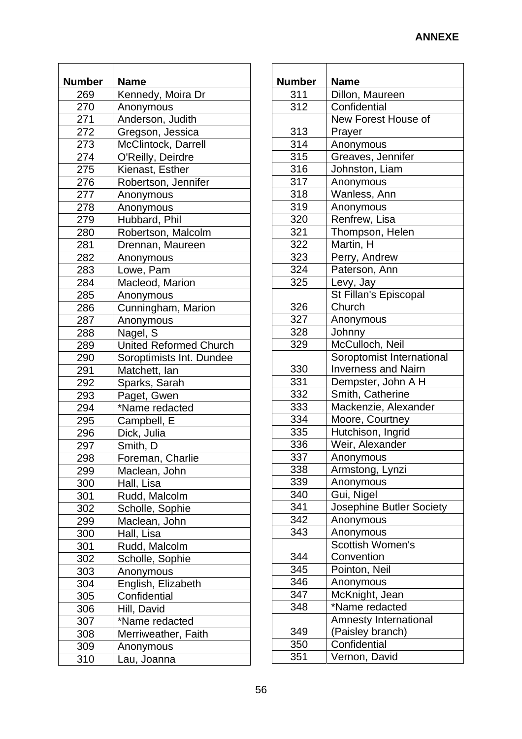**ANNEXE**

| Number | Name |
|---|---|
| 269 | Kennedy, Moira Dr |
| 270 | Anonymous |
| 271 | Anderson, Judith |
| 272 | Gregson, Jessica |
| 273 | McClintock, Darrell |
| 274 | O'Reilly, Deirdre |
| 275 | Kienast, Esther |
| 276 | Robertson, Jennifer |
| 277 | Anonymous |
| 278 | Anonymous |
| 279 | Hubbard, Phil |
| 280 | Robertson, Malcolm |
| 281 | Drennan, Maureen |
| 282 | Anonymous |
| 283 | Lowe, Pam |
| 284 | Macleod, Marion |
| 285 | Anonymous |
| 286 | Cunningham, Marion |
| 287 | Anonymous |
| 288 | Nagel, S |
| 289 | United Reformed Church |
| 290 | Soroptimists Int. Dundee |
| 291 | Matchett, Ian |
| 292 | Sparks, Sarah |
| 293 | Paget, Gwen |
| 294 | *Name redacted |
| 295 | Campbell, E |
| 296 | Dick, Julia |
| 297 | Smith, D |
| 298 | Foreman, Charlie |
| 299 | Maclean, John |
| 300 | Hall, Lisa |
| 301 | Rudd, Malcolm |
| 302 | Scholle, Sophie |
| 299 | Maclean, John |
| 300 | Hall, Lisa |
| 301 | Rudd, Malcolm |
| 302 | Scholle, Sophie |
| 303 | Anonymous |
| 304 | English, Elizabeth |
| 305 | Confidential |
| 306 | Hill, David |
| 307 | *Name redacted |
| 308 | Merriweather, Faith |
| 309 | Anonymous |
| 310 | Lau, Joanna |

| Number | Name |
|---|---|
| 311 | Dillon, Maureen |
| 312 | Confidential |
| 313 | New Forest House of Prayer |
| 314 | Anonymous |
| 315 | Greaves, Jennifer |
| 316 | Johnston, Liam |
| 317 | Anonymous |
| 318 | Wanless, Ann |
| 319 | Anonymous |
| 320 | Renfrew, Lisa |
| 321 | Thompson, Helen |
| 322 | Martin, H |
| 323 | Perry, Andrew |
| 324 | Paterson, Ann |
| 325 | Levy, Jay |
| 326 | St Fillan's Episcopal Church |
| 327 | Anonymous |
| 328 | Johnny |
| 329 | McCulloch, Neil |
| 330 | Soroptomist International Inverness and Nairn |
| 331 | Dempster, John A H |
| 332 | Smith, Catherine |
| 333 | Mackenzie, Alexander |
| 334 | Moore, Courtney |
| 335 | Hutchison, Ingrid |
| 336 | Weir, Alexander |
| 337 | Anonymous |
| 338 | Armstong, Lynzi |
| 339 | Anonymous |
| 340 | Gui, Nigel |
| 341 | Josephine Butler Society |
| 342 | Anonymous |
| 343 | Anonymous |
| 344 | Scottish Women's Convention |
| 345 | Pointon, Neil |
| 346 | Anonymous |
| 347 | McKnight, Jean |
| 348 | *Name redacted |
| 349 | Amnesty International (Paisley branch) |
| 350 | Confidential |
| 351 | Vernon, David |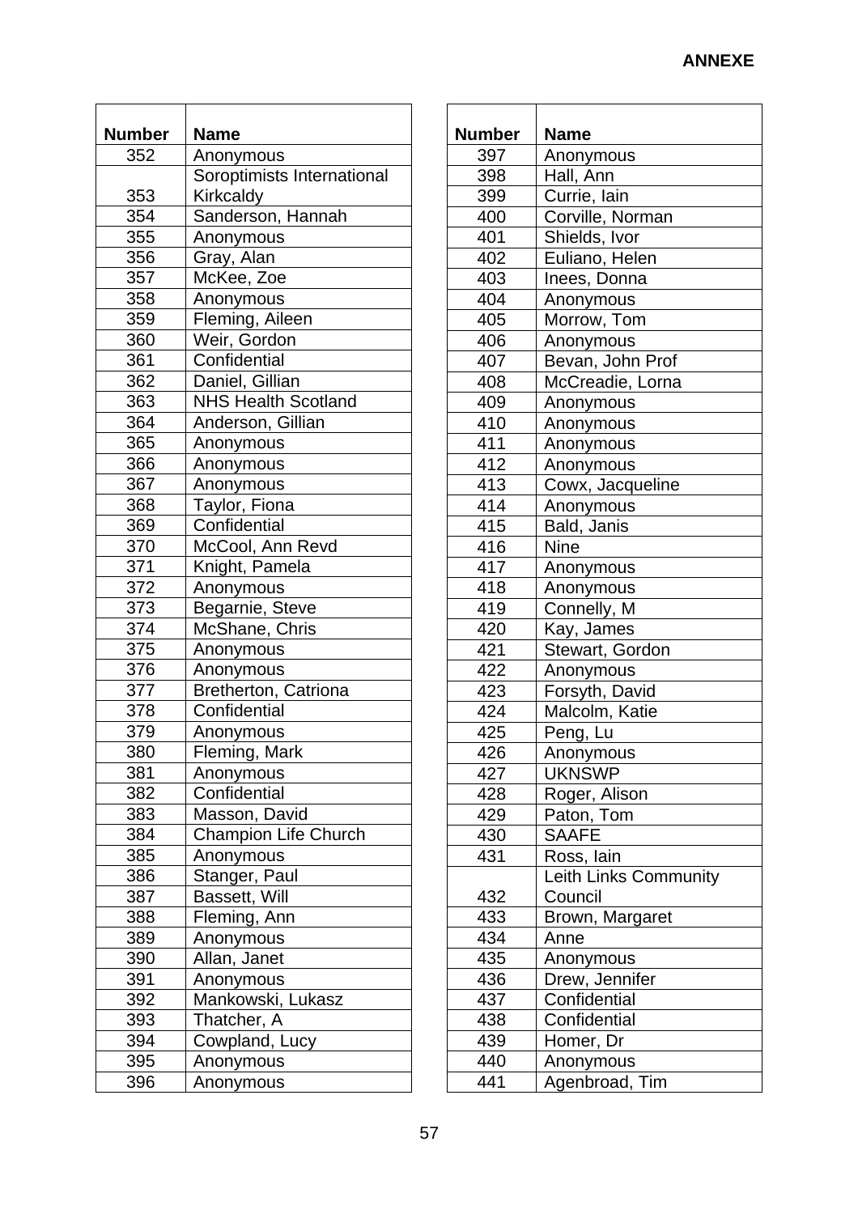**ANNEXE**

| Number | Name |
|---|---|
| 352 | Anonymous |
| 353 | Soroptimists International Kirkcaldy |
| 354 | Sanderson, Hannah |
| 355 | Anonymous |
| 356 | Gray, Alan |
| 357 | McKee, Zoe |
| 358 | Anonymous |
| 359 | Fleming, Aileen |
| 360 | Weir, Gordon |
| 361 | Confidential |
| 362 | Daniel, Gillian |
| 363 | NHS Health Scotland |
| 364 | Anderson, Gillian |
| 365 | Anonymous |
| 366 | Anonymous |
| 367 | Anonymous |
| 368 | Taylor, Fiona |
| 369 | Confidential |
| 370 | McCool, Ann Revd |
| 371 | Knight, Pamela |
| 372 | Anonymous |
| 373 | Begarnie, Steve |
| 374 | McShane, Chris |
| 375 | Anonymous |
| 376 | Anonymous |
| 377 | Bretherton, Catriona |
| 378 | Confidential |
| 379 | Anonymous |
| 380 | Fleming, Mark |
| 381 | Anonymous |
| 382 | Confidential |
| 383 | Masson, David |
| 384 | Champion Life Church |
| 385 | Anonymous |
| 386 | Stanger, Paul |
| 387 | Bassett, Will |
| 388 | Fleming, Ann |
| 389 | Anonymous |
| 390 | Allan, Janet |
| 391 | Anonymous |
| 392 | Mankowski, Lukasz |
| 393 | Thatcher, A |
| 394 | Cowpland, Lucy |
| 395 | Anonymous |
| 396 | Anonymous |
| 397 | Anonymous |
| 398 | Hall, Ann |
| 399 | Currie, Iain |
| 400 | Corville, Norman |
| 401 | Shields, Ivor |
| 402 | Euliano, Helen |
| 403 | Inees, Donna |
| 404 | Anonymous |
| 405 | Morrow, Tom |
| 406 | Anonymous |
| 407 | Bevan, John Prof |
| 408 | McCreadie, Lorna |
| 409 | Anonymous |
| 410 | Anonymous |
| 411 | Anonymous |
| 412 | Anonymous |
| 413 | Cowx, Jacqueline |
| 414 | Anonymous |
| 415 | Bald, Janis |
| 416 | Nine |
| 417 | Anonymous |
| 418 | Anonymous |
| 419 | Connelly, M |
| 420 | Kay, James |
| 421 | Stewart, Gordon |
| 422 | Anonymous |
| 423 | Forsyth, David |
| 424 | Malcolm, Katie |
| 425 | Peng, Lu |
| 426 | Anonymous |
| 427 | UKNSWP |
| 428 | Roger, Alison |
| 429 | Paton, Tom |
| 430 | SAAFE |
| 431 | Ross, Iain |
| 432 | Leith Links Community Council |
| 433 | Brown, Margaret |
| 434 | Anne |
| 435 | Anonymous |
| 436 | Drew, Jennifer |
| 437 | Confidential |
| 438 | Confidential |
| 439 | Homer, Dr |
| 440 | Anonymous |
| 441 | Agenbroad, Tim |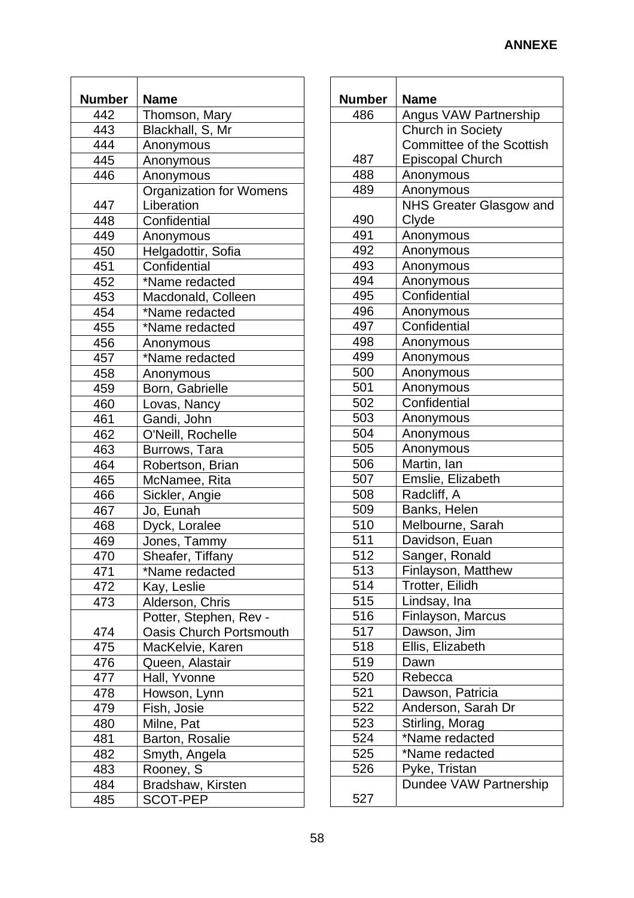**ANNEXE**

| Number | Name |
|---|---|
| 442 | Thomson, Mary |
| 443 | Blackhall, S, Mr |
| 444 | Anonymous |
| 445 | Anonymous |
| 446 | Anonymous |
| 447 | Organization for Womens Liberation |
| 448 | Confidential |
| 449 | Anonymous |
| 450 | Helgadottir, Sofia |
| 451 | Confidential |
| 452 | *Name redacted |
| 453 | Macdonald, Colleen |
| 454 | *Name redacted |
| 455 | *Name redacted |
| 456 | Anonymous |
| 457 | *Name redacted |
| 458 | Anonymous |
| 459 | Born, Gabrielle |
| 460 | Lovas, Nancy |
| 461 | Gandi, John |
| 462 | O'Neill, Rochelle |
| 463 | Burrows, Tara |
| 464 | Robertson, Brian |
| 465 | McNamee, Rita |
| 466 | Sickler, Angie |
| 467 | Jo, Eunah |
| 468 | Dyck, Loralee |
| 469 | Jones, Tammy |
| 470 | Sheafer, Tiffany |
| 471 | *Name redacted |
| 472 | Kay, Leslie |
| 473 | Alderson, Chris |
| 474 | Potter, Stephen, Rev - Oasis Church Portsmouth |
| 475 | MacKelvie, Karen |
| 476 | Queen, Alastair |
| 477 | Hall, Yvonne |
| 478 | Howson, Lynn |
| 479 | Fish, Josie |
| 480 | Milne, Pat |
| 481 | Barton, Rosalie |
| 482 | Smyth, Angela |
| 483 | Rooney, S |
| 484 | Bradshaw, Kirsten |
| 485 | SCOT-PEP |
| 486 | Angus VAW Partnership |
| 487 | Church in Society Committee of the Scottish Episcopal Church |
| 488 | Anonymous |
| 489 | Anonymous |
| 490 | NHS Greater Glasgow and Clyde |
| 491 | Anonymous |
| 492 | Anonymous |
| 493 | Anonymous |
| 494 | Anonymous |
| 495 | Confidential |
| 496 | Anonymous |
| 497 | Confidential |
| 498 | Anonymous |
| 499 | Anonymous |
| 500 | Anonymous |
| 501 | Anonymous |
| 502 | Confidential |
| 503 | Anonymous |
| 504 | Anonymous |
| 505 | Anonymous |
| 506 | Martin, Ian |
| 507 | Emslie, Elizabeth |
| 508 | Radcliff, A |
| 509 | Banks, Helen |
| 510 | Melbourne, Sarah |
| 511 | Davidson, Euan |
| 512 | Sanger, Ronald |
| 513 | Finlayson, Matthew |
| 514 | Trotter, Eilidh |
| 515 | Lindsay, Ina |
| 516 | Finlayson, Marcus |
| 517 | Dawson, Jim |
| 518 | Ellis, Elizabeth |
| 519 | Dawn |
| 520 | Rebecca |
| 521 | Dawson, Patricia |
| 522 | Anderson, Sarah Dr |
| 523 | Stirling, Morag |
| 524 | *Name redacted |
| 525 | *Name redacted |
| 526 | Pyke, Tristan |
| 527 | Dundee VAW Partnership |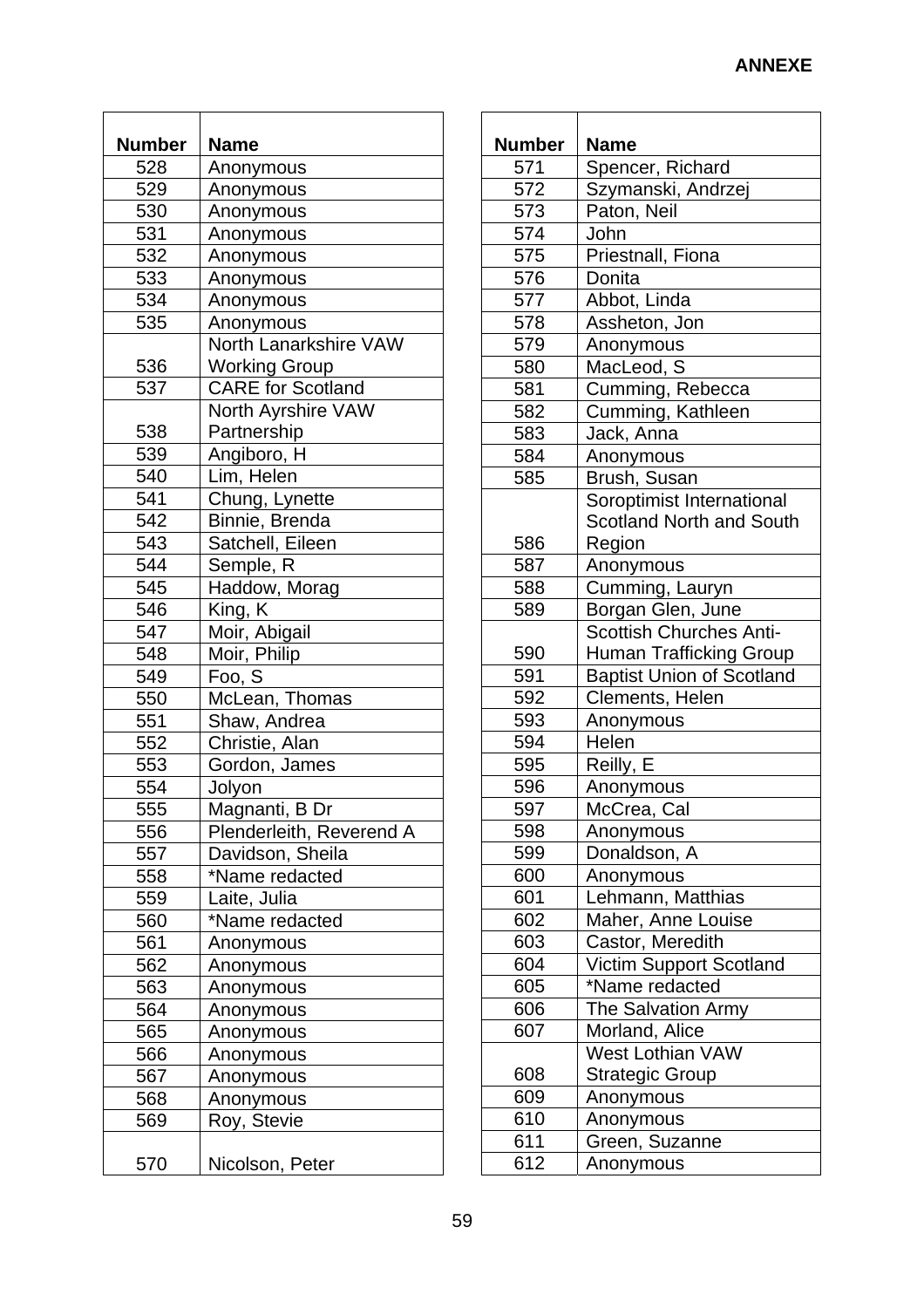**ANNEXE**

| Number | Name |
|---|---|
| 528 | Anonymous |
| 529 | Anonymous |
| 530 | Anonymous |
| 531 | Anonymous |
| 532 | Anonymous |
| 533 | Anonymous |
| 534 | Anonymous |
| 535 | Anonymous |
| 536 | North Lanarkshire VAW Working Group |
| 537 | CARE for Scotland |
| 538 | North Ayrshire VAW Partnership |
| 539 | Angiboro, H |
| 540 | Lim, Helen |
| 541 | Chung, Lynette |
| 542 | Binnie, Brenda |
| 543 | Satchell, Eileen |
| 544 | Semple, R |
| 545 | Haddow, Morag |
| 546 | King, K |
| 547 | Moir, Abigail |
| 548 | Moir, Philip |
| 549 | Foo, S |
| 550 | McLean, Thomas |
| 551 | Shaw, Andrea |
| 552 | Christie, Alan |
| 553 | Gordon, James |
| 554 | Jolyon |
| 555 | Magnanti, B Dr |
| 556 | Plenderleith, Reverend A |
| 557 | Davidson, Sheila |
| 558 | *Name redacted |
| 559 | Laite, Julia |
| 560 | *Name redacted |
| 561 | Anonymous |
| 562 | Anonymous |
| 563 | Anonymous |
| 564 | Anonymous |
| 565 | Anonymous |
| 566 | Anonymous |
| 567 | Anonymous |
| 568 | Anonymous |
| 569 | Roy, Stevie |
| 570 | Nicolson, Peter |
| 571 | Spencer, Richard |
| 572 | Szymanski, Andrzej |
| 573 | Paton, Neil |
| 574 | John |
| 575 | Priestnall, Fiona |
| 576 | Donita |
| 577 | Abbot, Linda |
| 578 | Assheton, Jon |
| 579 | Anonymous |
| 580 | MacLeod, S |
| 581 | Cumming, Rebecca |
| 582 | Cumming, Kathleen |
| 583 | Jack, Anna |
| 584 | Anonymous |
| 585 | Brush, Susan |
| 586 | Soroptimist International Scotland North and South Region |
| 587 | Anonymous |
| 588 | Cumming, Lauryn |
| 589 | Borgan Glen, June |
| 590 | Scottish Churches Anti-Human Trafficking Group |
| 591 | Baptist Union of Scotland |
| 592 | Clements, Helen |
| 593 | Anonymous |
| 594 | Helen |
| 595 | Reilly, E |
| 596 | Anonymous |
| 597 | McCrea, Cal |
| 598 | Anonymous |
| 599 | Donaldson, A |
| 600 | Anonymous |
| 601 | Lehmann, Matthias |
| 602 | Maher, Anne Louise |
| 603 | Castor, Meredith |
| 604 | Victim Support Scotland |
| 605 | *Name redacted |
| 606 | The Salvation Army |
| 607 | Morland, Alice |
| 608 | West Lothian VAW Strategic Group |
| 609 | Anonymous |
| 610 | Anonymous |
| 611 | Green, Suzanne |
| 612 | Anonymous |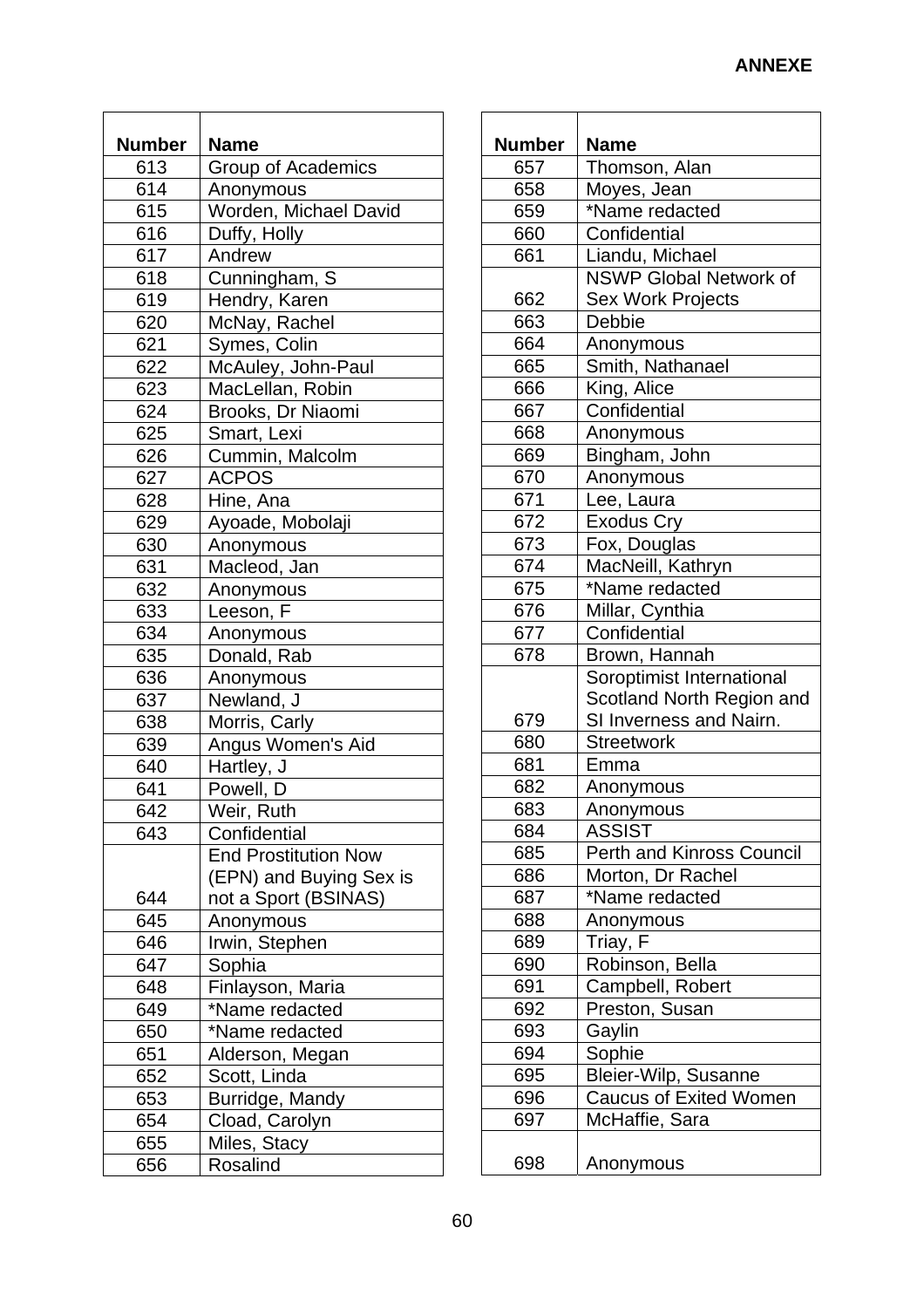**ANNEXE**

| Number | Name |
|---|---|
| 613 | Group of Academics |
| 614 | Anonymous |
| 615 | Worden, Michael David |
| 616 | Duffy, Holly |
| 617 | Andrew |
| 618 | Cunningham, S |
| 619 | Hendry, Karen |
| 620 | McNay, Rachel |
| 621 | Symes, Colin |
| 622 | McAuley, John-Paul |
| 623 | MacLellan, Robin |
| 624 | Brooks, Dr Niaomi |
| 625 | Smart, Lexi |
| 626 | Cummin, Malcolm |
| 627 | ACPOS |
| 628 | Hine, Ana |
| 629 | Ayoade, Mobolaji |
| 630 | Anonymous |
| 631 | Macleod, Jan |
| 632 | Anonymous |
| 633 | Leeson, F |
| 634 | Anonymous |
| 635 | Donald, Rab |
| 636 | Anonymous |
| 637 | Newland, J |
| 638 | Morris, Carly |
| 639 | Angus Women's Aid |
| 640 | Hartley, J |
| 641 | Powell, D |
| 642 | Weir, Ruth |
| 643 | Confidential |
| 644 | End Prostitution Now (EPN) and Buying Sex is not a Sport (BSINAS) |
| 645 | Anonymous |
| 646 | Irwin, Stephen |
| 647 | Sophia |
| 648 | Finlayson, Maria |
| 649 | *Name redacted |
| 650 | *Name redacted |
| 651 | Alderson, Megan |
| 652 | Scott, Linda |
| 653 | Burridge, Mandy |
| 654 | Cload, Carolyn |
| 655 | Miles, Stacy |
| 656 | Rosalind |
| 657 | Thomson, Alan |
| 658 | Moyes, Jean |
| 659 | *Name redacted |
| 660 | Confidential |
| 661 | Liandu, Michael |
| 662 | NSWP Global Network of Sex Work Projects |
| 663 | Debbie |
| 664 | Anonymous |
| 665 | Smith, Nathanael |
| 666 | King, Alice |
| 667 | Confidential |
| 668 | Anonymous |
| 669 | Bingham, John |
| 670 | Anonymous |
| 671 | Lee, Laura |
| 672 | Exodus Cry |
| 673 | Fox, Douglas |
| 674 | MacNeill, Kathryn |
| 675 | *Name redacted |
| 676 | Millar, Cynthia |
| 677 | Confidential |
| 678 | Brown, Hannah |
| 679 | Soroptimist International Scotland North Region and SI Inverness and Nairn. |
| 680 | Streetwork |
| 681 | Emma |
| 682 | Anonymous |
| 683 | Anonymous |
| 684 | ASSIST |
| 685 | Perth and Kinross Council |
| 686 | Morton, Dr Rachel |
| 687 | *Name redacted |
| 688 | Anonymous |
| 689 | Triay, F |
| 690 | Robinson, Bella |
| 691 | Campbell, Robert |
| 692 | Preston, Susan |
| 693 | Gaylin |
| 694 | Sophie |
| 695 | Bleier-Wilp, Susanne |
| 696 | Caucus of Exited Women |
| 697 | McHaffie, Sara |
| 698 | Anonymous |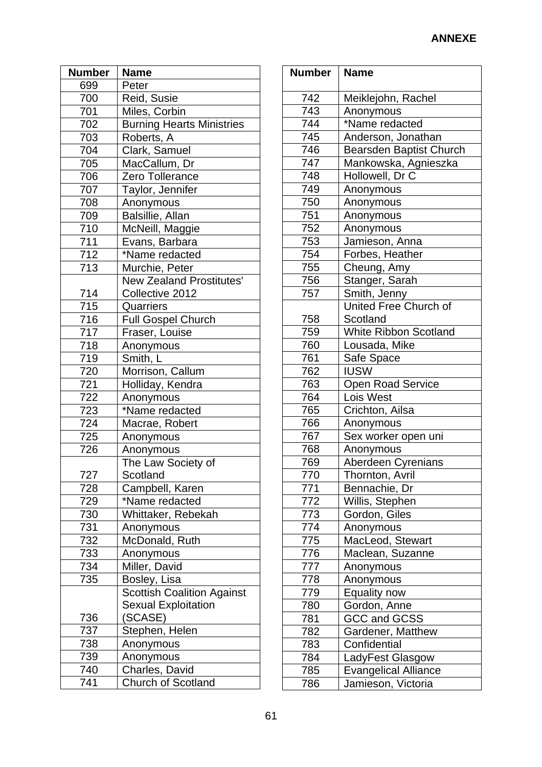**ANNEXE**

| Number | Name |
|---|---|
| 699 | Peter |
| 700 | Reid, Susie |
| 701 | Miles, Corbin |
| 702 | Burning Hearts Ministries |
| 703 | Roberts, A |
| 704 | Clark, Samuel |
| 705 | MacCallum, Dr |
| 706 | Zero Tollerance |
| 707 | Taylor, Jennifer |
| 708 | Anonymous |
| 709 | Balsillie, Allan |
| 710 | McNeill, Maggie |
| 711 | Evans, Barbara |
| 712 | *Name redacted |
| 713 | Murchie, Peter |
| 714 | New Zealand Prostitutes' Collective 2012 |
| 715 | Quarriers |
| 716 | Full Gospel Church |
| 717 | Fraser, Louise |
| 718 | Anonymous |
| 719 | Smith, L |
| 720 | Morrison, Callum |
| 721 | Holliday, Kendra |
| 722 | Anonymous |
| 723 | *Name redacted |
| 724 | Macrae, Robert |
| 725 | Anonymous |
| 726 | Anonymous |
| 727 | The Law Society of Scotland |
| 728 | Campbell, Karen |
| 729 | *Name redacted |
| 730 | Whittaker, Rebekah |
| 731 | Anonymous |
| 732 | McDonald, Ruth |
| 733 | Anonymous |
| 734 | Miller, David |
| 735 | Bosley, Lisa |
| 736 | Scottish Coalition Against Sexual Exploitation (SCASE) |
| 737 | Stephen, Helen |
| 738 | Anonymous |
| 739 | Anonymous |
| 740 | Charles, David |
| 741 | Church of Scotland |

| Number | Name |
|---|---|
| 742 | Meiklejohn, Rachel |
| 743 | Anonymous |
| 744 | *Name redacted |
| 745 | Anderson, Jonathan |
| 746 | Bearsden Baptist Church |
| 747 | Mankowska, Agnieszka |
| 748 | Hollowell, Dr C |
| 749 | Anonymous |
| 750 | Anonymous |
| 751 | Anonymous |
| 752 | Anonymous |
| 753 | Jamieson, Anna |
| 754 | Forbes, Heather |
| 755 | Cheung, Amy |
| 756 | Stanger, Sarah |
| 757 | Smith, Jenny |
| 758 | United Free Church of Scotland |
| 759 | White Ribbon Scotland |
| 760 | Lousada, Mike |
| 761 | Safe Space |
| 762 | IUSW |
| 763 | Open Road Service |
| 764 | Lois West |
| 765 | Crichton, Ailsa |
| 766 | Anonymous |
| 767 | Sex worker open uni |
| 768 | Anonymous |
| 769 | Aberdeen Cyrenians |
| 770 | Thornton, Avril |
| 771 | Bennachie, Dr |
| 772 | Willis, Stephen |
| 773 | Gordon, Giles |
| 774 | Anonymous |
| 775 | MacLeod, Stewart |
| 776 | Maclean, Suzanne |
| 777 | Anonymous |
| 778 | Anonymous |
| 779 | Equality now |
| 780 | Gordon, Anne |
| 781 | GCC and GCSS |
| 782 | Gardener, Matthew |
| 783 | Confidential |
| 784 | LadyFest Glasgow |
| 785 | Evangelical Alliance |
| 786 | Jamieson, Victoria |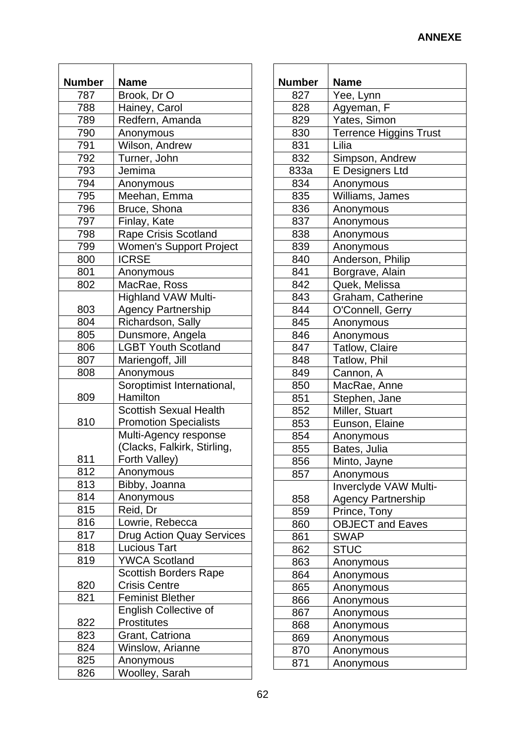**ANNEXE**

| Number | Name |
|---|---|
| 787 | Brook, Dr O |
| 788 | Hainey, Carol |
| 789 | Redfern, Amanda |
| 790 | Anonymous |
| 791 | Wilson, Andrew |
| 792 | Turner, John |
| 793 | Jemima |
| 794 | Anonymous |
| 795 | Meehan, Emma |
| 796 | Bruce, Shona |
| 797 | Finlay, Kate |
| 798 | Rape Crisis Scotland |
| 799 | Women's Support Project |
| 800 | ICRSE |
| 801 | Anonymous |
| 802 | MacRae, Ross |
| 803 | Highland VAW Multi-Agency Partnership |
| 804 | Richardson, Sally |
| 805 | Dunsmore, Angela |
| 806 | LGBT Youth Scotland |
| 807 | Mariengoff, Jill |
| 808 | Anonymous |
| 809 | Soroptimist International, Hamilton |
| 810 | Scottish Sexual Health Promotion Specialists |
| 811 | Multi-Agency response (Clacks, Falkirk, Stirling, Forth Valley) |
| 812 | Anonymous |
| 813 | Bibby, Joanna |
| 814 | Anonymous |
| 815 | Reid, Dr |
| 816 | Lowrie, Rebecca |
| 817 | Drug Action Quay Services |
| 818 | Lucious Tart |
| 819 | YWCA Scotland |
| 820 | Scottish Borders Rape Crisis Centre |
| 821 | Feminist Blether |
| 822 | English Collective of Prostitutes |
| 823 | Grant, Catriona |
| 824 | Winslow, Arianne |
| 825 | Anonymous |
| 826 | Woolley, Sarah |
| 827 | Yee, Lynn |
| 828 | Agyeman, F |
| 829 | Yates, Simon |
| 830 | Terrence Higgins Trust |
| 831 | Lilia |
| 832 | Simpson, Andrew |
| 833a | E Designers Ltd |
| 834 | Anonymous |
| 835 | Williams, James |
| 836 | Anonymous |
| 837 | Anonymous |
| 838 | Anonymous |
| 839 | Anonymous |
| 840 | Anderson, Philip |
| 841 | Borgrave, Alain |
| 842 | Quek, Melissa |
| 843 | Graham, Catherine |
| 844 | O'Connell, Gerry |
| 845 | Anonymous |
| 846 | Anonymous |
| 847 | Tatlow, Claire |
| 848 | Tatlow, Phil |
| 849 | Cannon, A |
| 850 | MacRae, Anne |
| 851 | Stephen, Jane |
| 852 | Miller, Stuart |
| 853 | Eunson, Elaine |
| 854 | Anonymous |
| 855 | Bates, Julia |
| 856 | Minto, Jayne |
| 857 | Anonymous |
| 858 | Inverclyde VAW Multi-Agency Partnership |
| 859 | Prince, Tony |
| 860 | OBJECT and Eaves |
| 861 | SWAP |
| 862 | STUC |
| 863 | Anonymous |
| 864 | Anonymous |
| 865 | Anonymous |
| 866 | Anonymous |
| 867 | Anonymous |
| 868 | Anonymous |
| 869 | Anonymous |
| 870 | Anonymous |
| 871 | Anonymous |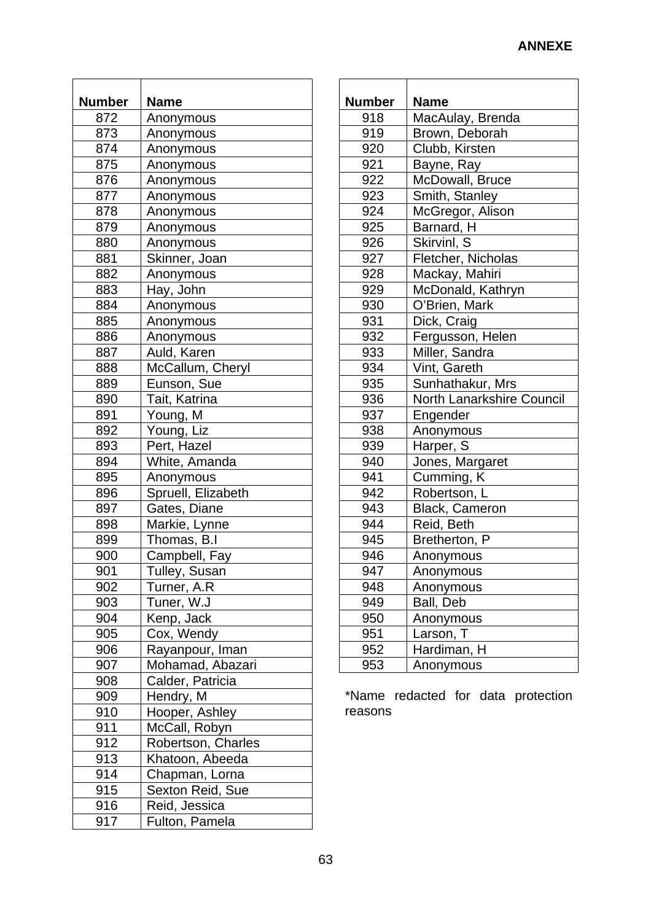**ANNEXE**

| Number | Name |
|---|---|
| 872 | Anonymous |
| 873 | Anonymous |
| 874 | Anonymous |
| 875 | Anonymous |
| 876 | Anonymous |
| 877 | Anonymous |
| 878 | Anonymous |
| 879 | Anonymous |
| 880 | Anonymous |
| 881 | Skinner, Joan |
| 882 | Anonymous |
| 883 | Hay, John |
| 884 | Anonymous |
| 885 | Anonymous |
| 886 | Anonymous |
| 887 | Auld, Karen |
| 888 | McCallum, Cheryl |
| 889 | Eunson, Sue |
| 890 | Tait, Katrina |
| 891 | Young, M |
| 892 | Young, Liz |
| 893 | Pert, Hazel |
| 894 | White, Amanda |
| 895 | Anonymous |
| 896 | Spruell, Elizabeth |
| 897 | Gates, Diane |
| 898 | Markie, Lynne |
| 899 | Thomas, B.I |
| 900 | Campbell, Fay |
| 901 | Tulley, Susan |
| 902 | Turner, A.R |
| 903 | Tuner, W.J |
| 904 | Kenp, Jack |
| 905 | Cox, Wendy |
| 906 | Rayanpour, Iman |
| 907 | Mohamad, Abazari |
| 908 | Calder, Patricia |
| 909 | Hendry, M |
| 910 | Hooper, Ashley |
| 911 | McCall, Robyn |
| 912 | Robertson, Charles |
| 913 | Khatoon, Abeeda |
| 914 | Chapman, Lorna |
| 915 | Sexton Reid, Sue |
| 916 | Reid, Jessica |
| 917 | Fulton, Pamela |
| 918 | MacAulay, Brenda |
| 919 | Brown, Deborah |
| 920 | Clubb, Kirsten |
| 921 | Bayne, Ray |
| 922 | McDowall, Bruce |
| 923 | Smith, Stanley |
| 924 | McGregor, Alison |
| 925 | Barnard, H |
| 926 | Skirvinl, S |
| 927 | Fletcher, Nicholas |
| 928 | Mackay, Mahiri |
| 929 | McDonald, Kathryn |
| 930 | O'Brien, Mark |
| 931 | Dick, Craig |
| 932 | Fergusson, Helen |
| 933 | Miller, Sandra |
| 934 | Vint, Gareth |
| 935 | Sunhathakur, Mrs |
| 936 | North Lanarkshire Council |
| 937 | Engender |
| 938 | Anonymous |
| 939 | Harper, S |
| 940 | Jones, Margaret |
| 941 | Cumming, K |
| 942 | Robertson, L |
| 943 | Black, Cameron |
| 944 | Reid, Beth |
| 945 | Bretherton, P |
| 946 | Anonymous |
| 947 | Anonymous |
| 948 | Anonymous |
| 949 | Ball, Deb |
| 950 | Anonymous |
| 951 | Larson, T |
| 952 | Hardiman, H |
| 953 | Anonymous |

*Name redacted for data protection reasons